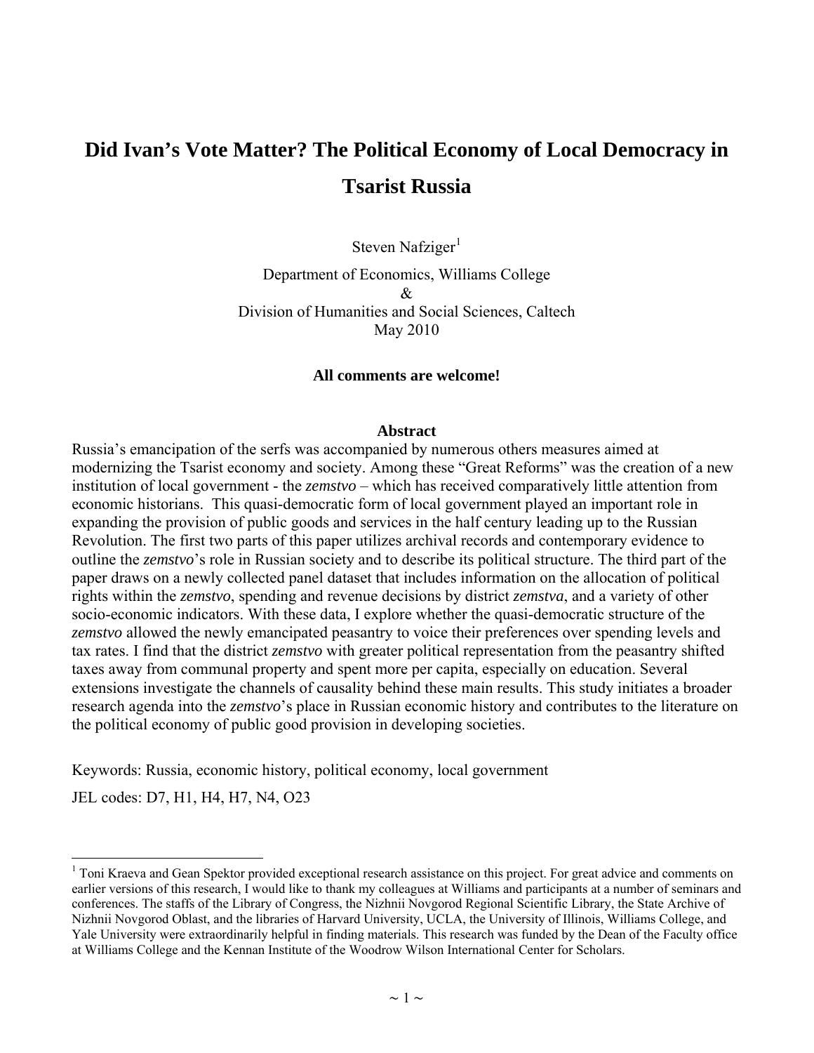# Did Ivan's Vote Matter? The Political Economy of Local Democracy in Tsarist Russia

Steven Nafziger[1]

Department of Economics, Williams College
&
Division of Humanities and Social Sciences, Caltech
May 2010

**All comments are welcome!**

**Abstract**

Russia's emancipation of the serfs was accompanied by numerous others measures aimed at modernizing the Tsarist economy and society. Among these "Great Reforms" was the creation of a new institution of local government - the *zemstvo* – which has received comparatively little attention from economic historians. This quasi-democratic form of local government played an important role in expanding the provision of public goods and services in the half century leading up to the Russian Revolution. The first two parts of this paper utilizes archival records and contemporary evidence to outline the *zemstvo*'s role in Russian society and to describe its political structure. The third part of the paper draws on a newly collected panel dataset that includes information on the allocation of political rights within the *zemstvo*, spending and revenue decisions by district *zemstva*, and a variety of other socio-economic indicators. With these data, I explore whether the quasi-democratic structure of the *zemstvo* allowed the newly emancipated peasantry to voice their preferences over spending levels and tax rates. I find that the district *zemstvo* with greater political representation from the peasantry shifted taxes away from communal property and spent more per capita, especially on education. Several extensions investigate the channels of causality behind these main results. This study initiates a broader research agenda into the *zemstvo*'s place in Russian economic history and contributes to the literature on the political economy of public good provision in developing societies.

Keywords: Russia, economic history, political economy, local government

JEL codes: D7, H1, H4, H7, N4, O23

[1] Toni Kraeva and Gean Spektor provided exceptional research assistance on this project. For great advice and comments on earlier versions of this research, I would like to thank my colleagues at Williams and participants at a number of seminars and conferences. The staffs of the Library of Congress, the Nizhnii Novgorod Regional Scientific Library, the State Archive of Nizhnii Novgorod Oblast, and the libraries of Harvard University, UCLA, the University of Illinois, Williams College, and Yale University were extraordinarily helpful in finding materials. This research was funded by the Dean of the Faculty office at Williams College and the Kennan Institute of the Woodrow Wilson International Center for Scholars.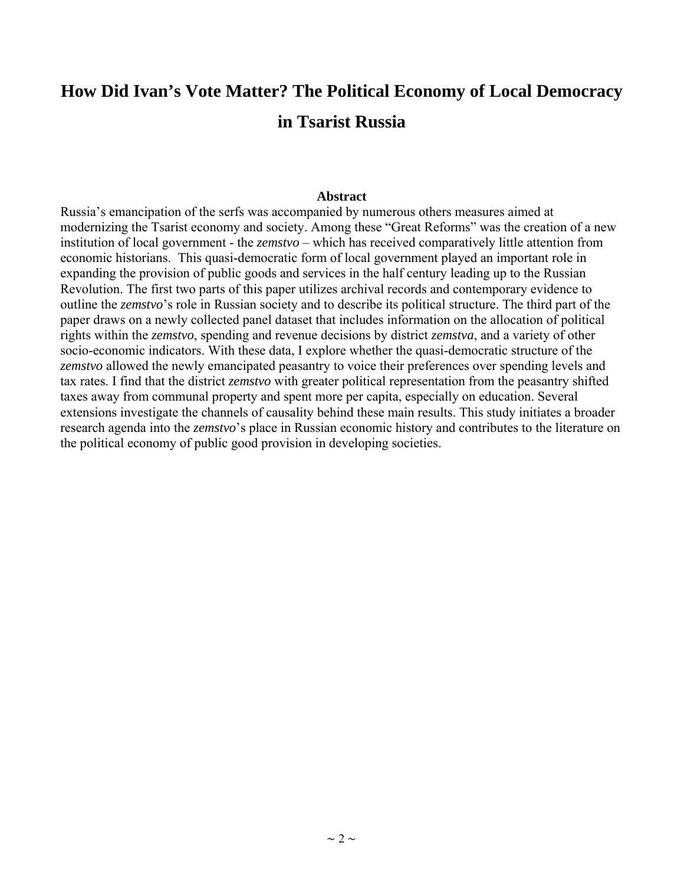# How Did Ivan's Vote Matter? The Political Economy of Local Democracy in Tsarist Russia

## Abstract

Russia's emancipation of the serfs was accompanied by numerous others measures aimed at modernizing the Tsarist economy and society. Among these "Great Reforms" was the creation of a new institution of local government - the *zemstvo* – which has received comparatively little attention from economic historians. This quasi-democratic form of local government played an important role in expanding the provision of public goods and services in the half century leading up to the Russian Revolution. The first two parts of this paper utilizes archival records and contemporary evidence to outline the *zemstvo*'s role in Russian society and to describe its political structure. The third part of the paper draws on a newly collected panel dataset that includes information on the allocation of political rights within the *zemstvo*, spending and revenue decisions by district *zemstva*, and a variety of other socio-economic indicators. With these data, I explore whether the quasi-democratic structure of the *zemstvo* allowed the newly emancipated peasantry to voice their preferences over spending levels and tax rates. I find that the district *zemstvo* with greater political representation from the peasantry shifted taxes away from communal property and spent more per capita, especially on education. Several extensions investigate the channels of causality behind these main results. This study initiates a broader research agenda into the *zemstvo*'s place in Russian economic history and contributes to the literature on the political economy of public good provision in developing societies.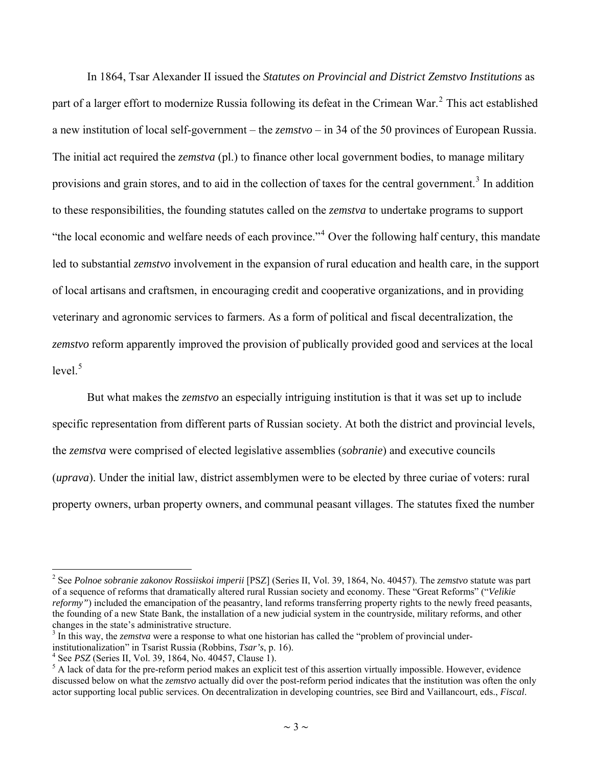In 1864, Tsar Alexander II issued the *Statutes on Provincial and District Zemstvo Institutions* as part of a larger effort to modernize Russia following its defeat in the Crimean War.[2] This act established a new institution of local self-government – the *zemstvo* – in 34 of the 50 provinces of European Russia. The initial act required the *zemstva* (pl.) to finance other local government bodies, to manage military provisions and grain stores, and to aid in the collection of taxes for the central government.[3] In addition to these responsibilities, the founding statutes called on the *zemstva* to undertake programs to support "the local economic and welfare needs of each province."[4] Over the following half century, this mandate led to substantial *zemstvo* involvement in the expansion of rural education and health care, in the support of local artisans and craftsmen, in encouraging credit and cooperative organizations, and in providing veterinary and agronomic services to farmers. As a form of political and fiscal decentralization, the *zemstvo* reform apparently improved the provision of publically provided good and services at the local level.[5]

But what makes the *zemstvo* an especially intriguing institution is that it was set up to include specific representation from different parts of Russian society. At both the district and provincial levels, the *zemstva* were comprised of elected legislative assemblies (*sobranie*) and executive councils (*uprava*). Under the initial law, district assemblymen were to be elected by three curiae of voters: rural property owners, urban property owners, and communal peasant villages. The statutes fixed the number

---

[2] See *Polnoe sobranie zakonov Rossiiskoi imperii* [PSZ] (Series II, Vol. 39, 1864, No. 40457). The *zemstvo* statute was part of a sequence of reforms that dramatically altered rural Russian society and economy. These "Great Reforms" ("*Velikie reformy"*) included the emancipation of the peasantry, land reforms transferring property rights to the newly freed peasants, the founding of a new State Bank, the installation of a new judicial system in the countryside, military reforms, and other changes in the state's administrative structure.

[3] In this way, the *zemstva* were a response to what one historian has called the "problem of provincial under-institutionalization" in Tsarist Russia (Robbins, *Tsar's*, p. 16).

[4] See *PSZ* (Series II, Vol. 39, 1864, No. 40457, Clause 1).

[5] A lack of data for the pre-reform period makes an explicit test of this assertion virtually impossible. However, evidence discussed below on what the *zemstvo* actually did over the post-reform period indicates that the institution was often the only actor supporting local public services. On decentralization in developing countries, see Bird and Vaillancourt, eds., *Fiscal*.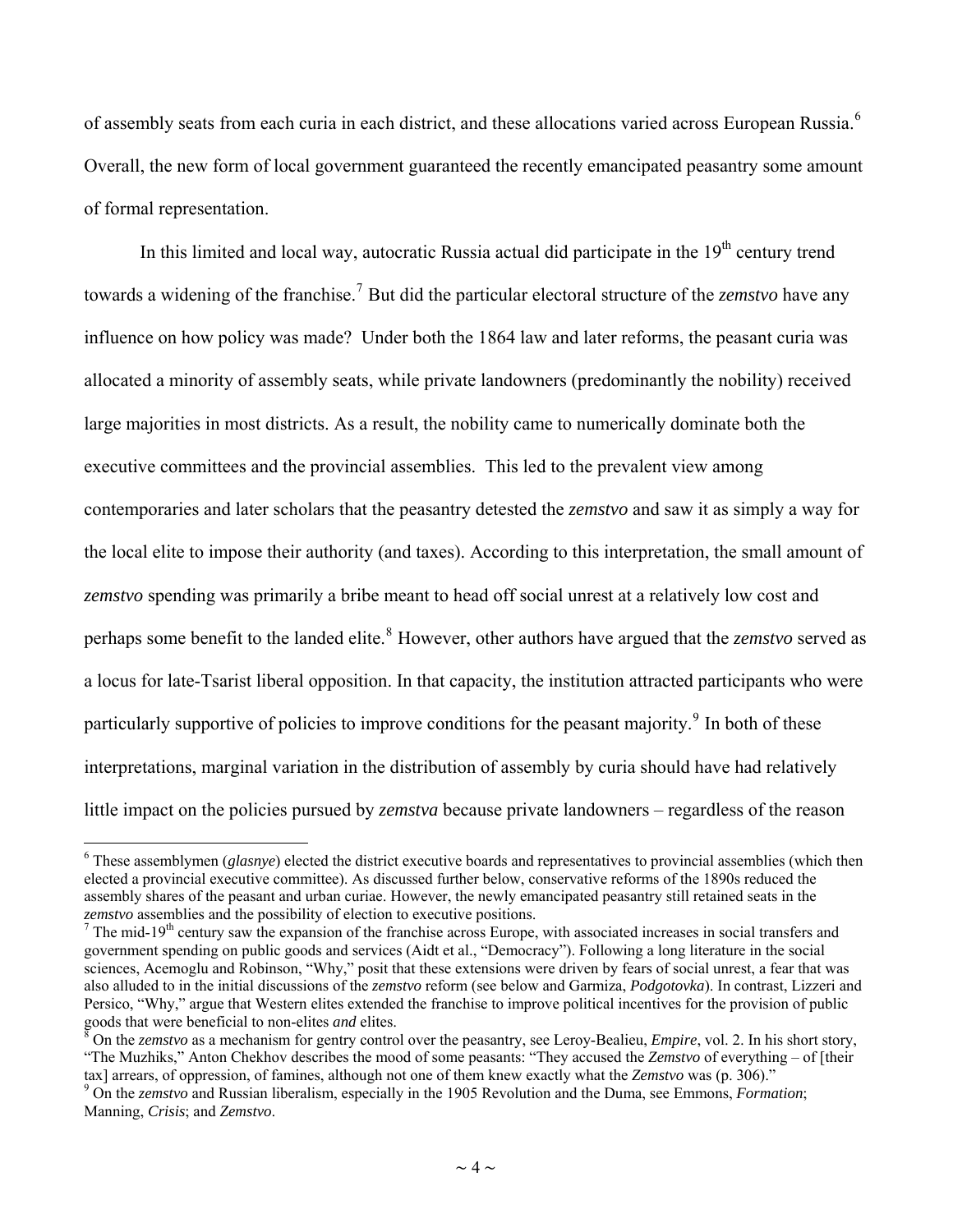of assembly seats from each curia in each district, and these allocations varied across European Russia.[6] Overall, the new form of local government guaranteed the recently emancipated peasantry some amount of formal representation.

In this limited and local way, autocratic Russia actual did participate in the 19th century trend towards a widening of the franchise.[7] But did the particular electoral structure of the *zemstvo* have any influence on how policy was made? Under both the 1864 law and later reforms, the peasant curia was allocated a minority of assembly seats, while private landowners (predominantly the nobility) received large majorities in most districts. As a result, the nobility came to numerically dominate both the executive committees and the provincial assemblies. This led to the prevalent view among contemporaries and later scholars that the peasantry detested the *zemstvo* and saw it as simply a way for the local elite to impose their authority (and taxes). According to this interpretation, the small amount of *zemstvo* spending was primarily a bribe meant to head off social unrest at a relatively low cost and perhaps some benefit to the landed elite.[8] However, other authors have argued that the *zemstvo* served as a locus for late-Tsarist liberal opposition. In that capacity, the institution attracted participants who were particularly supportive of policies to improve conditions for the peasant majority.[9] In both of these interpretations, marginal variation in the distribution of assembly by curia should have had relatively little impact on the policies pursued by *zemstva* because private landowners – regardless of the reason

[6] These assemblymen (*glasnye*) elected the district executive boards and representatives to provincial assemblies (which then elected a provincial executive committee). As discussed further below, conservative reforms of the 1890s reduced the assembly shares of the peasant and urban curiae. However, the newly emancipated peasantry still retained seats in the *zemstvo* assemblies and the possibility of election to executive positions.

[7] The mid-19th century saw the expansion of the franchise across Europe, with associated increases in social transfers and government spending on public goods and services (Aidt et al., "Democracy"). Following a long literature in the social sciences, Acemoglu and Robinson, "Why," posit that these extensions were driven by fears of social unrest, a fear that was also alluded to in the initial discussions of the *zemstvo* reform (see below and Garmiza, *Podgotovka*). In contrast, Lizzeri and Persico, "Why," argue that Western elites extended the franchise to improve political incentives for the provision of public goods that were beneficial to non-elites *and* elites.

[8] On the *zemstvo* as a mechanism for gentry control over the peasantry, see Leroy-Bealieu, *Empire*, vol. 2. In his short story, "The Muzhiks," Anton Chekhov describes the mood of some peasants: "They accused the *Zemstvo* of everything – of [their tax] arrears, of oppression, of famines, although not one of them knew exactly what the *Zemstvo* was (p. 306)."

[9] On the *zemstvo* and Russian liberalism, especially in the 1905 Revolution and the Duma, see Emmons, *Formation*; Manning, *Crisis*; and *Zemstvo*.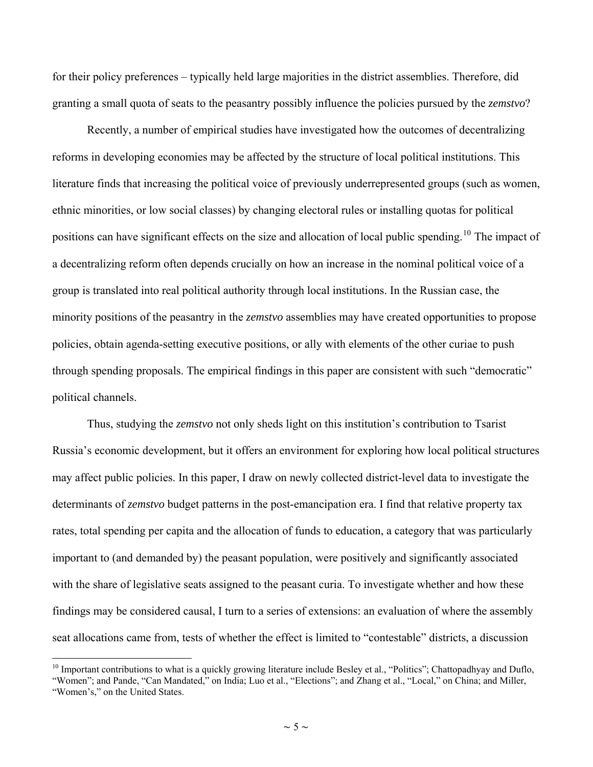for their policy preferences – typically held large majorities in the district assemblies. Therefore, did granting a small quota of seats to the peasantry possibly influence the policies pursued by the *zemstvo*?

Recently, a number of empirical studies have investigated how the outcomes of decentralizing reforms in developing economies may be affected by the structure of local political institutions. This literature finds that increasing the political voice of previously underrepresented groups (such as women, ethnic minorities, or low social classes) by changing electoral rules or installing quotas for political positions can have significant effects on the size and allocation of local public spending.[10] The impact of a decentralizing reform often depends crucially on how an increase in the nominal political voice of a group is translated into real political authority through local institutions. In the Russian case, the minority positions of the peasantry in the *zemstvo* assemblies may have created opportunities to propose policies, obtain agenda-setting executive positions, or ally with elements of the other curiae to push through spending proposals. The empirical findings in this paper are consistent with such "democratic" political channels.

Thus, studying the *zemstvo* not only sheds light on this institution's contribution to Tsarist Russia's economic development, but it offers an environment for exploring how local political structures may affect public policies. In this paper, I draw on newly collected district-level data to investigate the determinants of *zemstvo* budget patterns in the post-emancipation era. I find that relative property tax rates, total spending per capita and the allocation of funds to education, a category that was particularly important to (and demanded by) the peasant population, were positively and significantly associated with the share of legislative seats assigned to the peasant curia. To investigate whether and how these findings may be considered causal, I turn to a series of extensions: an evaluation of where the assembly seat allocations came from, tests of whether the effect is limited to "contestable" districts, a discussion

---

[10] Important contributions to what is a quickly growing literature include Besley et al., "Politics"; Chattopadhyay and Duflo, "Women"; and Pande, "Can Mandated," on India; Luo et al., "Elections"; and Zhang et al., "Local," on China; and Miller, "Women's," on the United States.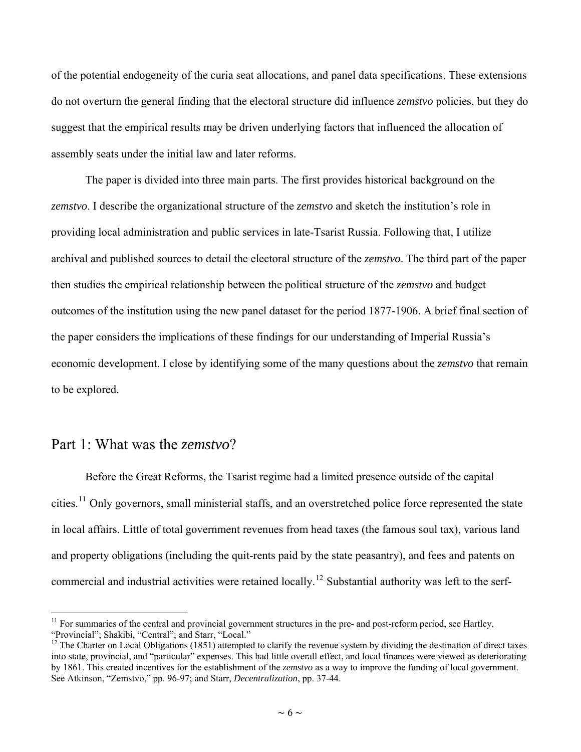of the potential endogeneity of the curia seat allocations, and panel data specifications. These extensions do not overturn the general finding that the electoral structure did influence *zemstvo* policies, but they do suggest that the empirical results may be driven underlying factors that influenced the allocation of assembly seats under the initial law and later reforms.

The paper is divided into three main parts. The first provides historical background on the *zemstvo*. I describe the organizational structure of the *zemstvo* and sketch the institution's role in providing local administration and public services in late-Tsarist Russia. Following that, I utilize archival and published sources to detail the electoral structure of the *zemstvo*. The third part of the paper then studies the empirical relationship between the political structure of the *zemstvo* and budget outcomes of the institution using the new panel dataset for the period 1877-1906. A brief final section of the paper considers the implications of these findings for our understanding of Imperial Russia's economic development. I close by identifying some of the many questions about the *zemstvo* that remain to be explored.

## Part 1: What was the *zemstvo*?

Before the Great Reforms, the Tsarist regime had a limited presence outside of the capital cities.[11] Only governors, small ministerial staffs, and an overstretched police force represented the state in local affairs. Little of total government revenues from head taxes (the famous soul tax), various land and property obligations (including the quit-rents paid by the state peasantry), and fees and patents on commercial and industrial activities were retained locally.[12] Substantial authority was left to the serf-

[11] For summaries of the central and provincial government structures in the pre- and post-reform period, see Hartley, "Provincial"; Shakibi, "Central"; and Starr, "Local."

[12] The Charter on Local Obligations (1851) attempted to clarify the revenue system by dividing the destination of direct taxes into state, provincial, and "particular" expenses. This had little overall effect, and local finances were viewed as deteriorating by 1861. This created incentives for the establishment of the *zemstvo* as a way to improve the funding of local government. See Atkinson, "Zemstvo," pp. 96-97; and Starr, *Decentralization*, pp. 37-44.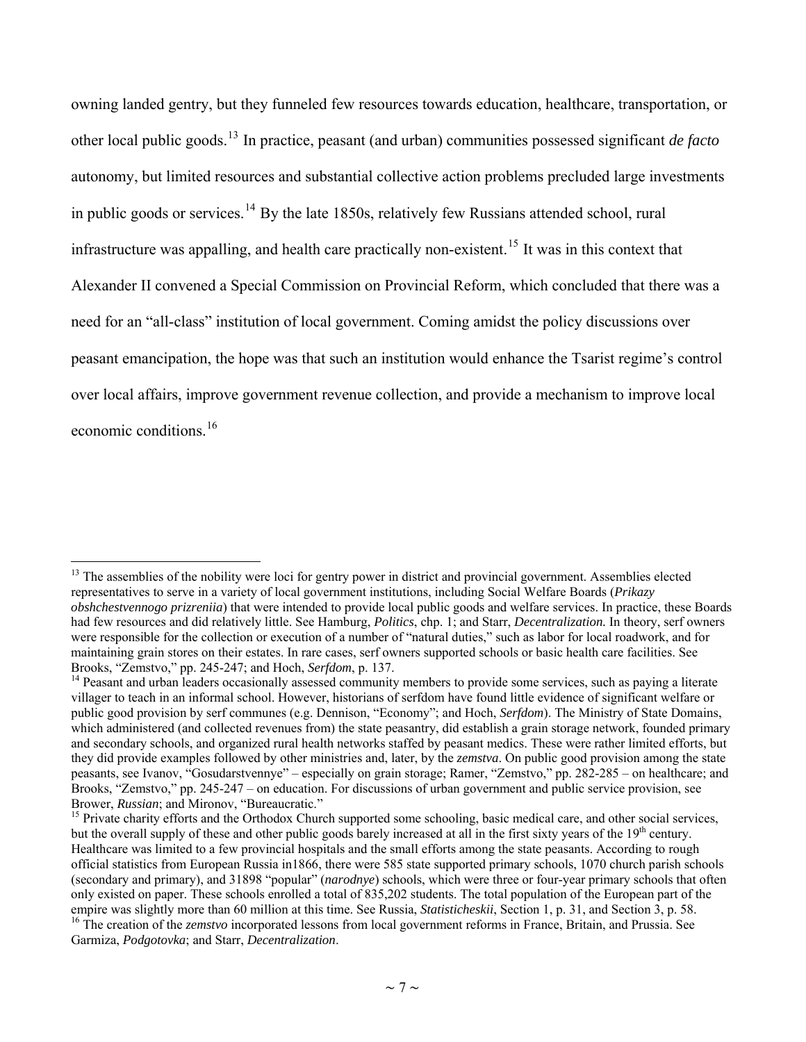owning landed gentry, but they funneled few resources towards education, healthcare, transportation, or other local public goods.[13] In practice, peasant (and urban) communities possessed significant *de facto* autonomy, but limited resources and substantial collective action problems precluded large investments in public goods or services.[14] By the late 1850s, relatively few Russians attended school, rural infrastructure was appalling, and health care practically non-existent.[15] It was in this context that Alexander II convened a Special Commission on Provincial Reform, which concluded that there was a need for an "all-class" institution of local government. Coming amidst the policy discussions over peasant emancipation, the hope was that such an institution would enhance the Tsarist regime's control over local affairs, improve government revenue collection, and provide a mechanism to improve local economic conditions.[16]

---

[13] The assemblies of the nobility were loci for gentry power in district and provincial government. Assemblies elected representatives to serve in a variety of local government institutions, including Social Welfare Boards (*Prikazy obshchestvennogo prizreniia*) that were intended to provide local public goods and welfare services. In practice, these Boards had few resources and did relatively little. See Hamburg, *Politics*, chp. 1; and Starr, *Decentralization.* In theory, serf owners were responsible for the collection or execution of a number of "natural duties," such as labor for local roadwork, and for maintaining grain stores on their estates. In rare cases, serf owners supported schools or basic health care facilities. See Brooks, "Zemstvo," pp. 245-247; and Hoch, *Serfdom*, p. 137.

[14] Peasant and urban leaders occasionally assessed community members to provide some services, such as paying a literate villager to teach in an informal school. However, historians of serfdom have found little evidence of significant welfare or public good provision by serf communes (e.g. Dennison, "Economy"; and Hoch, *Serfdom*). The Ministry of State Domains, which administered (and collected revenues from) the state peasantry, did establish a grain storage network, founded primary and secondary schools, and organized rural health networks staffed by peasant medics. These were rather limited efforts, but they did provide examples followed by other ministries and, later, by the *zemstva*. On public good provision among the state peasants, see Ivanov, "Gosudarstvennye" – especially on grain storage; Ramer, "Zemstvo," pp. 282-285 – on healthcare; and Brooks, "Zemstvo," pp. 245-247 – on education. For discussions of urban government and public service provision, see Brower, *Russian*; and Mironov, "Bureaucratic."

[15] Private charity efforts and the Orthodox Church supported some schooling, basic medical care, and other social services, but the overall supply of these and other public goods barely increased at all in the first sixty years of the 19th century. Healthcare was limited to a few provincial hospitals and the small efforts among the state peasants. According to rough official statistics from European Russia in1866, there were 585 state supported primary schools, 1070 church parish schools (secondary and primary), and 31898 "popular" (*narodnye*) schools, which were three or four-year primary schools that often only existed on paper. These schools enrolled a total of 835,202 students. The total population of the European part of the empire was slightly more than 60 million at this time. See Russia, *Statisticheskii*, Section 1, p. 31, and Section 3, p. 58.

[16] The creation of the *zemstvo* incorporated lessons from local government reforms in France, Britain, and Prussia. See Garmiza, *Podgotovka*; and Starr, *Decentralization*.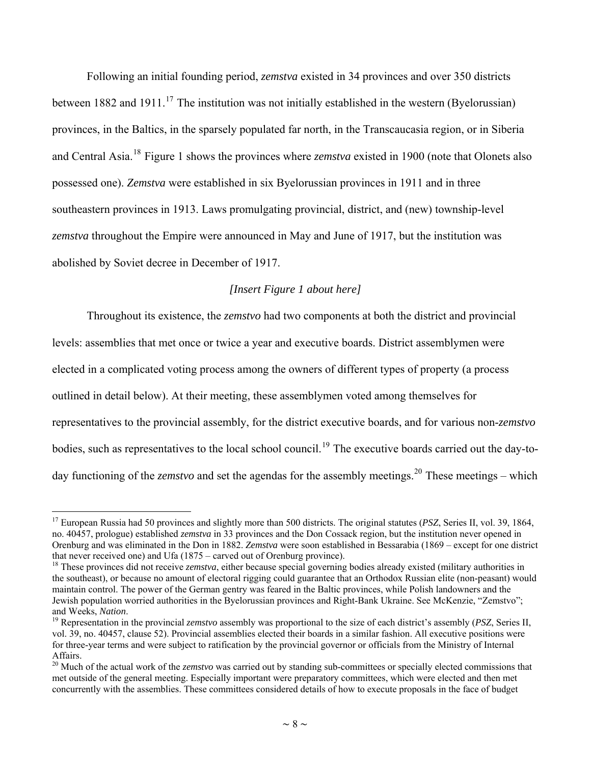Following an initial founding period, *zemstva* existed in 34 provinces and over 350 districts between 1882 and 1911.[17] The institution was not initially established in the western (Byelorussian) provinces, in the Baltics, in the sparsely populated far north, in the Transcaucasia region, or in Siberia and Central Asia.[18] Figure 1 shows the provinces where *zemstva* existed in 1900 (note that Olonets also possessed one). *Zemstva* were established in six Byelorussian provinces in 1911 and in three southeastern provinces in 1913. Laws promulgating provincial, district, and (new) township-level *zemstva* throughout the Empire were announced in May and June of 1917, but the institution was abolished by Soviet decree in December of 1917.

*[Insert Figure 1 about here]*

Throughout its existence, the *zemstvo* had two components at both the district and provincial levels: assemblies that met once or twice a year and executive boards. District assemblymen were elected in a complicated voting process among the owners of different types of property (a process outlined in detail below). At their meeting, these assemblymen voted among themselves for representatives to the provincial assembly, for the district executive boards, and for various non-*zemstvo* bodies, such as representatives to the local school council.[19] The executive boards carried out the day-to-day functioning of the *zemstvo* and set the agendas for the assembly meetings.[20] These meetings – which

---

[17] European Russia had 50 provinces and slightly more than 500 districts. The original statutes (*PSZ*, Series II, vol. 39, 1864, no. 40457, prologue) established *zemstva* in 33 provinces and the Don Cossack region, but the institution never opened in Orenburg and was eliminated in the Don in 1882. *Zemstva* were soon established in Bessarabia (1869 – except for one district that never received one) and Ufa (1875 – carved out of Orenburg province).

[18] These provinces did not receive *zemstva*, either because special governing bodies already existed (military authorities in the southeast), or because no amount of electoral rigging could guarantee that an Orthodox Russian elite (non-peasant) would maintain control. The power of the German gentry was feared in the Baltic provinces, while Polish landowners and the Jewish population worried authorities in the Byelorussian provinces and Right-Bank Ukraine. See McKenzie, "Zemstvo"; and Weeks, *Nation*.

[19] Representation in the provincial *zemstvo* assembly was proportional to the size of each district's assembly (*PSZ*, Series II, vol. 39, no. 40457, clause 52). Provincial assemblies elected their boards in a similar fashion. All executive positions were for three-year terms and were subject to ratification by the provincial governor or officials from the Ministry of Internal Affairs.

[20] Much of the actual work of the *zemstvo* was carried out by standing sub-committees or specially elected commissions that met outside of the general meeting. Especially important were preparatory committees, which were elected and then met concurrently with the assemblies. These committees considered details of how to execute proposals in the face of budget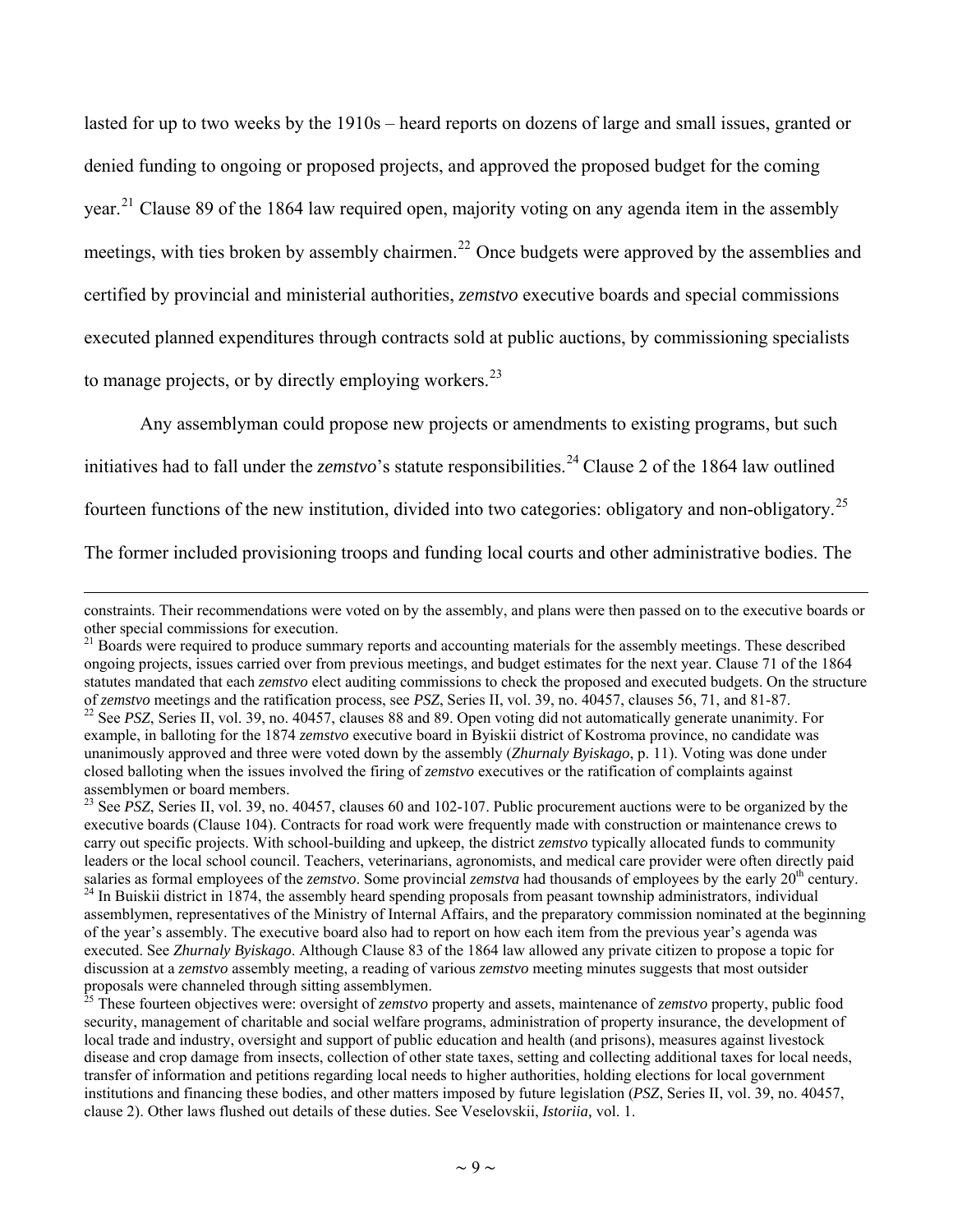lasted for up to two weeks by the 1910s – heard reports on dozens of large and small issues, granted or denied funding to ongoing or proposed projects, and approved the proposed budget for the coming year.[21] Clause 89 of the 1864 law required open, majority voting on any agenda item in the assembly meetings, with ties broken by assembly chairmen.[22] Once budgets were approved by the assemblies and certified by provincial and ministerial authorities, *zemstvo* executive boards and special commissions executed planned expenditures through contracts sold at public auctions, by commissioning specialists to manage projects, or by directly employing workers.[23]

Any assemblyman could propose new projects or amendments to existing programs, but such initiatives had to fall under the *zemstvo*'s statute responsibilities.[24] Clause 2 of the 1864 law outlined fourteen functions of the new institution, divided into two categories: obligatory and non-obligatory.[25] The former included provisioning troops and funding local courts and other administrative bodies. The

---

constraints. Their recommendations were voted on by the assembly, and plans were then passed on to the executive boards or other special commissions for execution.

[21] Boards were required to produce summary reports and accounting materials for the assembly meetings. These described ongoing projects, issues carried over from previous meetings, and budget estimates for the next year. Clause 71 of the 1864 statutes mandated that each *zemstvo* elect auditing commissions to check the proposed and executed budgets. On the structure of *zemstvo* meetings and the ratification process, see *PSZ*, Series II, vol. 39, no. 40457, clauses 56, 71, and 81-87.

[22] See *PSZ*, Series II, vol. 39, no. 40457, clauses 88 and 89. Open voting did not automatically generate unanimity. For example, in balloting for the 1874 *zemstvo* executive board in Byiskii district of Kostroma province, no candidate was unanimously approved and three were voted down by the assembly (*Zhurnaly Byiskago*, p. 11). Voting was done under closed balloting when the issues involved the firing of *zemstvo* executives or the ratification of complaints against assemblymen or board members.

[23] See *PSZ*, Series II, vol. 39, no. 40457, clauses 60 and 102-107. Public procurement auctions were to be organized by the executive boards (Clause 104). Contracts for road work were frequently made with construction or maintenance crews to carry out specific projects. With school-building and upkeep, the district *zemstvo* typically allocated funds to community leaders or the local school council. Teachers, veterinarians, agronomists, and medical care provider were often directly paid salaries as formal employees of the *zemstvo*. Some provincial *zemstva* had thousands of employees by the early 20th century.

[24] In Buiskii district in 1874, the assembly heard spending proposals from peasant township administrators, individual assemblymen, representatives of the Ministry of Internal Affairs, and the preparatory commission nominated at the beginning of the year's assembly. The executive board also had to report on how each item from the previous year's agenda was executed. See *Zhurnaly Byiskago*. Although Clause 83 of the 1864 law allowed any private citizen to propose a topic for discussion at a *zemstvo* assembly meeting, a reading of various *zemstvo* meeting minutes suggests that most outsider proposals were channeled through sitting assemblymen.

[25] These fourteen objectives were: oversight of *zemstvo* property and assets, maintenance of *zemstvo* property, public food security, management of charitable and social welfare programs, administration of property insurance, the development of local trade and industry, oversight and support of public education and health (and prisons), measures against livestock disease and crop damage from insects, collection of other state taxes, setting and collecting additional taxes for local needs, transfer of information and petitions regarding local needs to higher authorities, holding elections for local government institutions and financing these bodies, and other matters imposed by future legislation (*PSZ*, Series II, vol. 39, no. 40457, clause 2). Other laws flushed out details of these duties. See Veselovskii, *Istoriia,* vol. 1.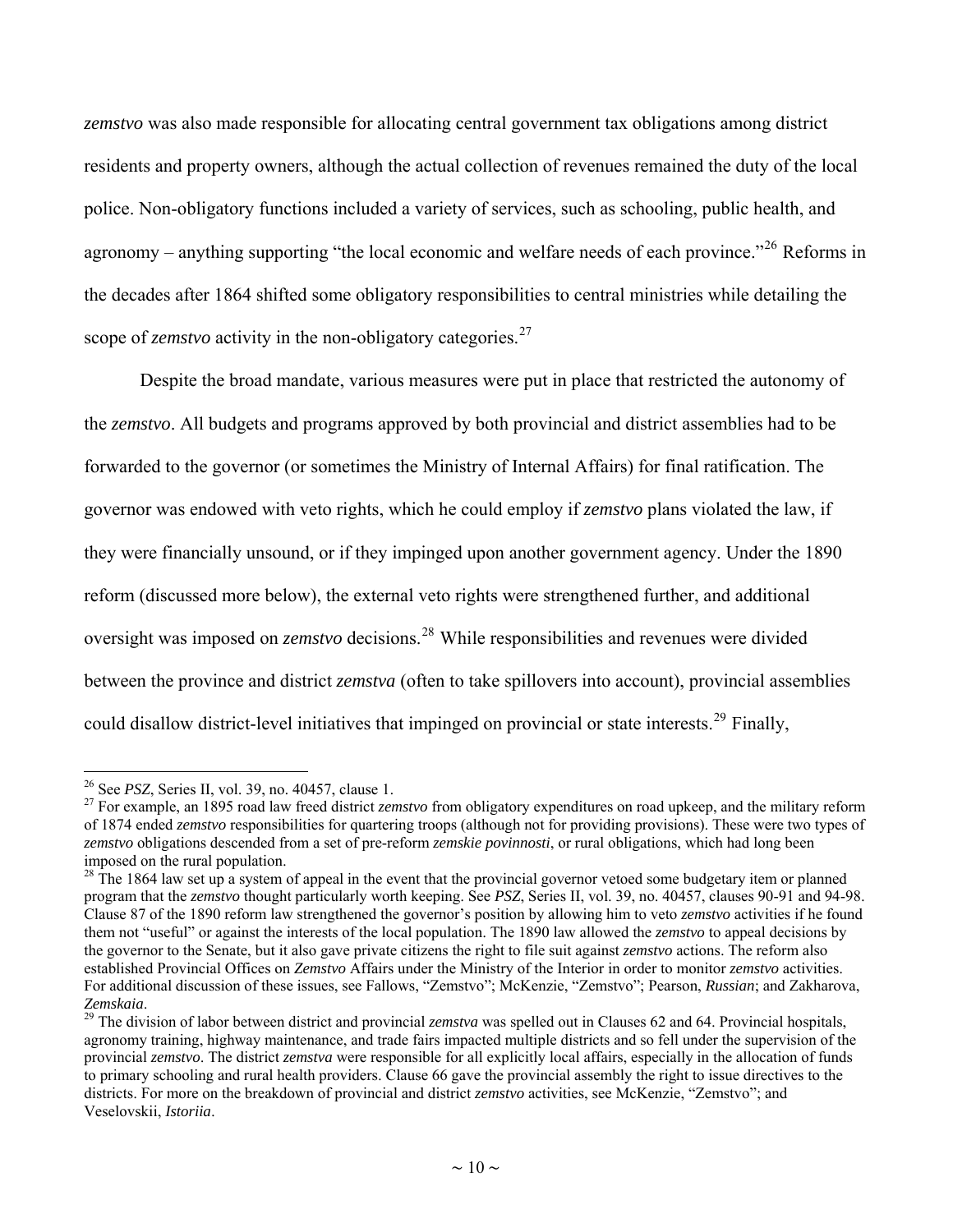*zemstvo* was also made responsible for allocating central government tax obligations among district residents and property owners, although the actual collection of revenues remained the duty of the local police. Non-obligatory functions included a variety of services, such as schooling, public health, and agronomy – anything supporting "the local economic and welfare needs of each province."[26] Reforms in the decades after 1864 shifted some obligatory responsibilities to central ministries while detailing the scope of *zemstvo* activity in the non-obligatory categories.[27]

Despite the broad mandate, various measures were put in place that restricted the autonomy of the *zemstvo*. All budgets and programs approved by both provincial and district assemblies had to be forwarded to the governor (or sometimes the Ministry of Internal Affairs) for final ratification. The governor was endowed with veto rights, which he could employ if *zemstvo* plans violated the law, if they were financially unsound, or if they impinged upon another government agency. Under the 1890 reform (discussed more below), the external veto rights were strengthened further, and additional oversight was imposed on *zemstvo* decisions.[28] While responsibilities and revenues were divided between the province and district *zemstva* (often to take spillovers into account), provincial assemblies could disallow district-level initiatives that impinged on provincial or state interests.[29] Finally,

---

[26] See *PSZ*, Series II, vol. 39, no. 40457, clause 1.

[27] For example, an 1895 road law freed district *zemstvo* from obligatory expenditures on road upkeep, and the military reform of 1874 ended *zemstvo* responsibilities for quartering troops (although not for providing provisions). These were two types of *zemstvo* obligations descended from a set of pre-reform *zemskie povinnosti*, or rural obligations, which had long been imposed on the rural population.

[28] The 1864 law set up a system of appeal in the event that the provincial governor vetoed some budgetary item or planned program that the *zemstvo* thought particularly worth keeping. See *PSZ*, Series II, vol. 39, no. 40457, clauses 90-91 and 94-98. Clause 87 of the 1890 reform law strengthened the governor's position by allowing him to veto *zemstvo* activities if he found them not "useful" or against the interests of the local population. The 1890 law allowed the *zemstvo* to appeal decisions by the governor to the Senate, but it also gave private citizens the right to file suit against *zemstvo* actions. The reform also established Provincial Offices on *Zemstvo* Affairs under the Ministry of the Interior in order to monitor *zemstvo* activities. For additional discussion of these issues, see Fallows, "Zemstvo"; McKenzie, "Zemstvo"; Pearson, *Russian*; and Zakharova, *Zemskaia*.

[29] The division of labor between district and provincial *zemstva* was spelled out in Clauses 62 and 64. Provincial hospitals, agronomy training, highway maintenance, and trade fairs impacted multiple districts and so fell under the supervision of the provincial *zemstvo*. The district *zemstva* were responsible for all explicitly local affairs, especially in the allocation of funds to primary schooling and rural health providers. Clause 66 gave the provincial assembly the right to issue directives to the districts. For more on the breakdown of provincial and district *zemstvo* activities, see McKenzie, "Zemstvo"; and Veselovskii, *Istoriia*.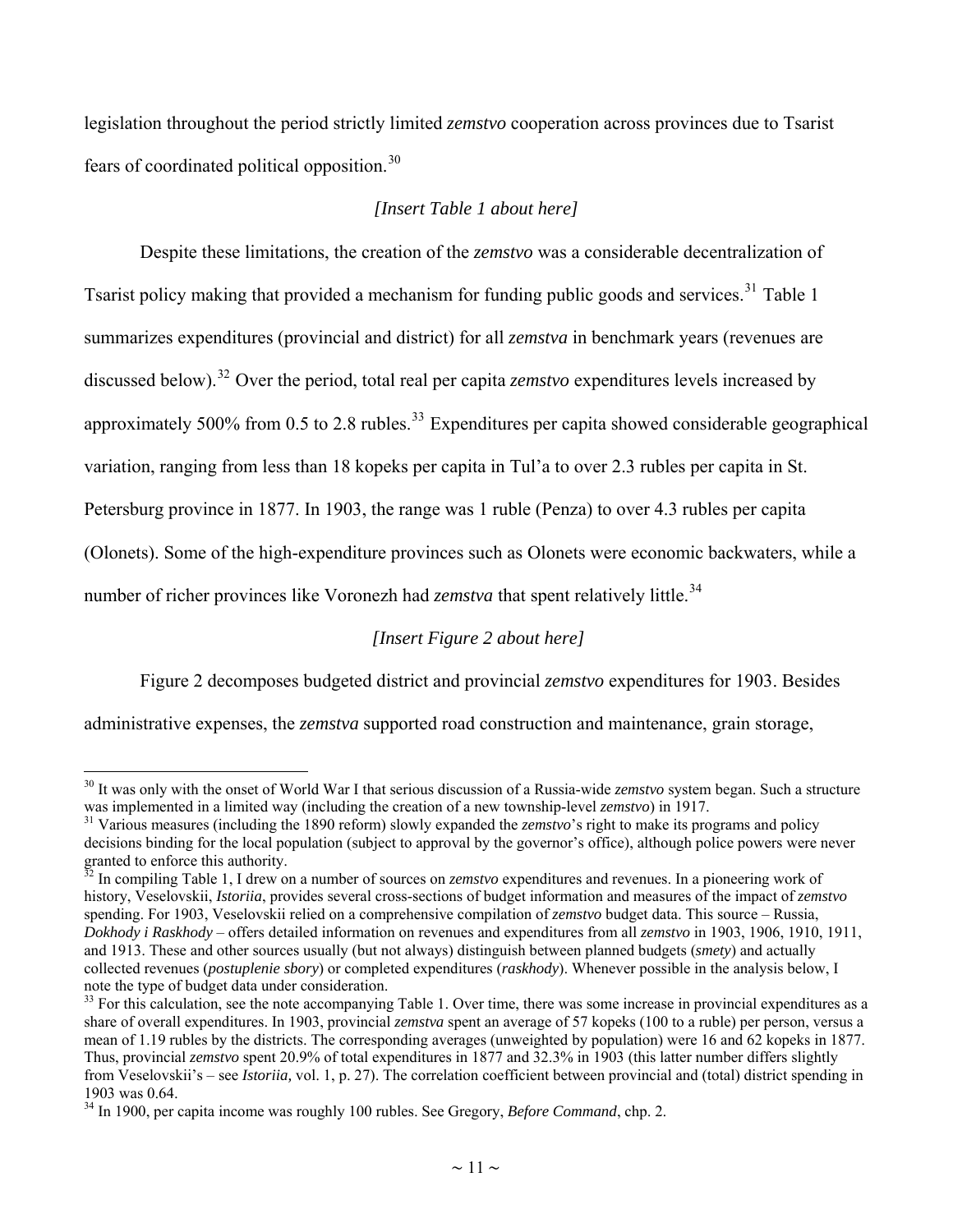legislation throughout the period strictly limited *zemstvo* cooperation across provinces due to Tsarist fears of coordinated political opposition.[30]

*[Insert Table 1 about here]*

Despite these limitations, the creation of the *zemstvo* was a considerable decentralization of Tsarist policy making that provided a mechanism for funding public goods and services.[31] Table 1 summarizes expenditures (provincial and district) for all *zemstva* in benchmark years (revenues are discussed below).[32] Over the period, total real per capita *zemstvo* expenditures levels increased by approximately 500% from 0.5 to 2.8 rubles.[33] Expenditures per capita showed considerable geographical variation, ranging from less than 18 kopeks per capita in Tul'a to over 2.3 rubles per capita in St. Petersburg province in 1877. In 1903, the range was 1 ruble (Penza) to over 4.3 rubles per capita (Olonets). Some of the high-expenditure provinces such as Olonets were economic backwaters, while a number of richer provinces like Voronezh had *zemstva* that spent relatively little.[34]

*[Insert Figure 2 about here]*

Figure 2 decomposes budgeted district and provincial *zemstvo* expenditures for 1903. Besides administrative expenses, the *zemstva* supported road construction and maintenance, grain storage,

---

[30] It was only with the onset of World War I that serious discussion of a Russia-wide *zemstvo* system began. Such a structure was implemented in a limited way (including the creation of a new township-level *zemstvo*) in 1917.

[31] Various measures (including the 1890 reform) slowly expanded the *zemstvo*'s right to make its programs and policy decisions binding for the local population (subject to approval by the governor's office), although police powers were never granted to enforce this authority.

[32] In compiling Table 1, I drew on a number of sources on *zemstvo* expenditures and revenues. In a pioneering work of history, Veselovskii, *Istoriia*, provides several cross-sections of budget information and measures of the impact of *zemstvo* spending. For 1903, Veselovskii relied on a comprehensive compilation of *zemstvo* budget data. This source – Russia, *Dokhody i Raskhody* – offers detailed information on revenues and expenditures from all *zemstvo* in 1903, 1906, 1910, 1911, and 1913. These and other sources usually (but not always) distinguish between planned budgets (*smety*) and actually collected revenues (*postuplenie sbory*) or completed expenditures (*raskhody*). Whenever possible in the analysis below, I note the type of budget data under consideration.

[33] For this calculation, see the note accompanying Table 1. Over time, there was some increase in provincial expenditures as a share of overall expenditures. In 1903, provincial *zemstva* spent an average of 57 kopeks (100 to a ruble) per person, versus a mean of 1.19 rubles by the districts. The corresponding averages (unweighted by population) were 16 and 62 kopeks in 1877. Thus, provincial *zemstvo* spent 20.9% of total expenditures in 1877 and 32.3% in 1903 (this latter number differs slightly from Veselovskii's – see *Istoriia,* vol. 1, p. 27). The correlation coefficient between provincial and (total) district spending in 1903 was 0.64.

[34] In 1900, per capita income was roughly 100 rubles. See Gregory, *Before Command*, chp. 2.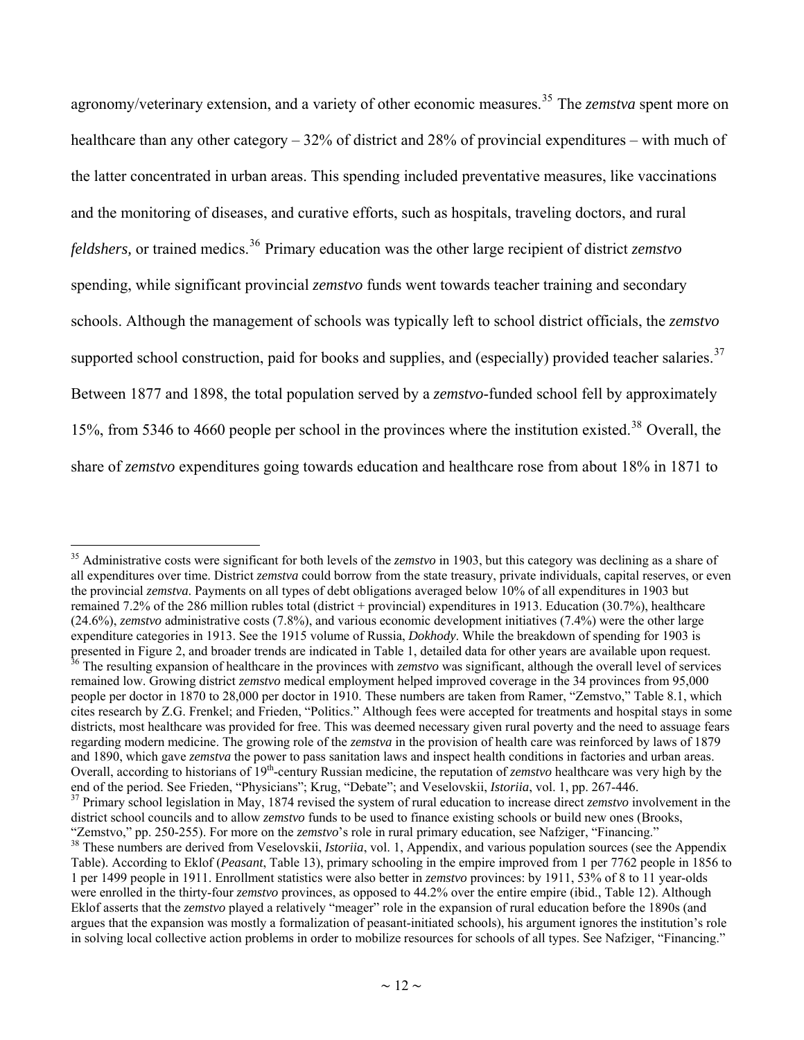agronomy/veterinary extension, and a variety of other economic measures.[35] The *zemstva* spent more on healthcare than any other category – 32% of district and 28% of provincial expenditures – with much of the latter concentrated in urban areas. This spending included preventative measures, like vaccinations and the monitoring of diseases, and curative efforts, such as hospitals, traveling doctors, and rural *feldshers,* or trained medics.[36] Primary education was the other large recipient of district *zemstvo* spending, while significant provincial *zemstvo* funds went towards teacher training and secondary schools. Although the management of schools was typically left to school district officials, the *zemstvo* supported school construction, paid for books and supplies, and (especially) provided teacher salaries.[37] Between 1877 and 1898, the total population served by a *zemstvo*-funded school fell by approximately 15%, from 5346 to 4660 people per school in the provinces where the institution existed.[38] Overall, the share of *zemstvo* expenditures going towards education and healthcare rose from about 18% in 1871 to

---

[35] Administrative costs were significant for both levels of the *zemstvo* in 1903, but this category was declining as a share of all expenditures over time. District *zemstva* could borrow from the state treasury, private individuals, capital reserves, or even the provincial *zemstva*. Payments on all types of debt obligations averaged below 10% of all expenditures in 1903 but remained 7.2% of the 286 million rubles total (district + provincial) expenditures in 1913. Education (30.7%), healthcare (24.6%), *zemstvo* administrative costs (7.8%), and various economic development initiatives (7.4%) were the other large expenditure categories in 1913. See the 1915 volume of Russia, *Dokhody*. While the breakdown of spending for 1903 is presented in Figure 2, and broader trends are indicated in Table 1, detailed data for other years are available upon request.

[36] The resulting expansion of healthcare in the provinces with *zemstvo* was significant, although the overall level of services remained low. Growing district *zemstvo* medical employment helped improved coverage in the 34 provinces from 95,000 people per doctor in 1870 to 28,000 per doctor in 1910. These numbers are taken from Ramer, "Zemstvo," Table 8.1, which cites research by Z.G. Frenkel; and Frieden, "Politics." Although fees were accepted for treatments and hospital stays in some districts, most healthcare was provided for free. This was deemed necessary given rural poverty and the need to assuage fears regarding modern medicine. The growing role of the *zemstva* in the provision of health care was reinforced by laws of 1879 and 1890, which gave *zemstva* the power to pass sanitation laws and inspect health conditions in factories and urban areas. Overall, according to historians of 19th-century Russian medicine, the reputation of *zemstvo* healthcare was very high by the end of the period. See Frieden, "Physicians"; Krug, "Debate"; and Veselovskii, *Istoriia*, vol. 1, pp. 267-446.

[37] Primary school legislation in May, 1874 revised the system of rural education to increase direct *zemstvo* involvement in the district school councils and to allow *zemstvo* funds to be used to finance existing schools or build new ones (Brooks, "Zemstvo," pp. 250-255). For more on the *zemstvo*'s role in rural primary education, see Nafziger, "Financing."

[38] These numbers are derived from Veselovskii, *Istoriia*, vol. 1, Appendix, and various population sources (see the Appendix Table). According to Eklof (*Peasant*, Table 13), primary schooling in the empire improved from 1 per 7762 people in 1856 to 1 per 1499 people in 1911. Enrollment statistics were also better in *zemstvo* provinces: by 1911, 53% of 8 to 11 year-olds were enrolled in the thirty-four *zemstvo* provinces, as opposed to 44.2% over the entire empire (ibid., Table 12). Although Eklof asserts that the *zemstvo* played a relatively "meager" role in the expansion of rural education before the 1890s (and argues that the expansion was mostly a formalization of peasant-initiated schools), his argument ignores the institution's role in solving local collective action problems in order to mobilize resources for schools of all types. See Nafziger, "Financing."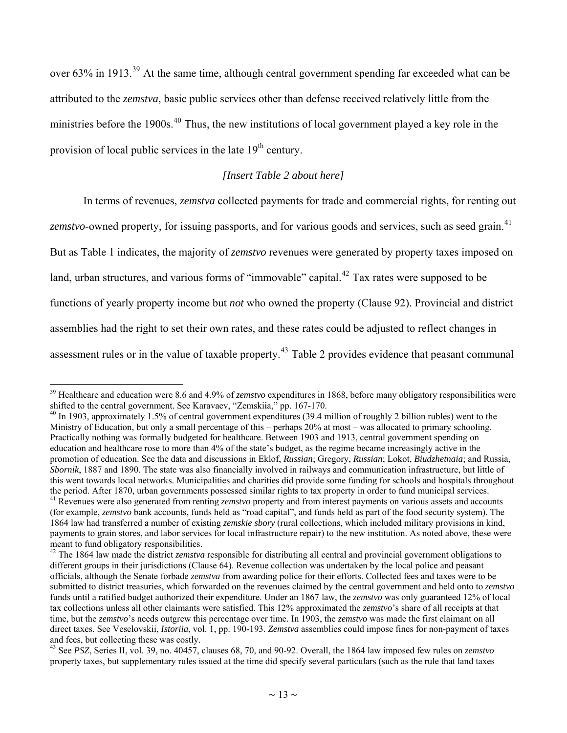over 63% in 1913.[39] At the same time, although central government spending far exceeded what can be attributed to the *zemstva*, basic public services other than defense received relatively little from the ministries before the 1900s.[40] Thus, the new institutions of local government played a key role in the provision of local public services in the late 19th century.

*[Insert Table 2 about here]*

In terms of revenues, *zemstva* collected payments for trade and commercial rights, for renting out *zemstvo*-owned property, for issuing passports, and for various goods and services, such as seed grain.[41] But as Table 1 indicates, the majority of *zemstvo* revenues were generated by property taxes imposed on land, urban structures, and various forms of "immovable" capital.[42] Tax rates were supposed to be functions of yearly property income but *not* who owned the property (Clause 92). Provincial and district assemblies had the right to set their own rates, and these rates could be adjusted to reflect changes in assessment rules or in the value of taxable property.[43] Table 2 provides evidence that peasant communal

---

[39] Healthcare and education were 8.6 and 4.9% of *zemstvo* expenditures in 1868, before many obligatory responsibilities were shifted to the central government. See Karavaev, "Zemskiia," pp. 167-170.

[40] In 1903, approximately 1.5% of central government expenditures (39.4 million of roughly 2 billion rubles) went to the Ministry of Education, but only a small percentage of this – perhaps 20% at most – was allocated to primary schooling. Practically nothing was formally budgeted for healthcare. Between 1903 and 1913, central government spending on education and healthcare rose to more than 4% of the state's budget, as the regime became increasingly active in the promotion of education. See the data and discussions in Eklof, *Russian*; Gregory, *Russian*; Lokot, *Biudzhetnaia*; and Russia, *Sbornik*, 1887 and 1890. The state was also financially involved in railways and communication infrastructure, but little of this went towards local networks. Municipalities and charities did provide some funding for schools and hospitals throughout the period. After 1870, urban governments possessed similar rights to tax property in order to fund municipal services.

[41] Revenues were also generated from renting *zemstvo* property and from interest payments on various assets and accounts (for example, *zemstvo* bank accounts, funds held as "road capital", and funds held as part of the food security system). The 1864 law had transferred a number of existing *zemskie sbory* (rural collections, which included military provisions in kind, payments to grain stores, and labor services for local infrastructure repair) to the new institution. As noted above, these were meant to fund obligatory responsibilities.

[42] The 1864 law made the district *zemstva* responsible for distributing all central and provincial government obligations to different groups in their jurisdictions (Clause 64). Revenue collection was undertaken by the local police and peasant officials, although the Senate forbade *zemstva* from awarding police for their efforts. Collected fees and taxes were to be submitted to district treasuries, which forwarded on the revenues claimed by the central government and held onto to *zemstvo* funds until a ratified budget authorized their expenditure. Under an 1867 law, the *zemstvo* was only guaranteed 12% of local tax collections unless all other claimants were satisfied. This 12% approximated the *zemstvo*'s share of all receipts at that time, but the *zemstvo*'s needs outgrew this percentage over time. In 1903, the *zemstvo* was made the first claimant on all direct taxes. See Veselovskii, *Istoriia*, vol. 1, pp. 190-193. *Zemstva* assemblies could impose fines for non-payment of taxes and fees, but collecting these was costly.

[43] See *PSZ*, Series II, vol. 39, no. 40457, clauses 68, 70, and 90-92. Overall, the 1864 law imposed few rules on *zemstvo* property taxes, but supplementary rules issued at the time did specify several particulars (such as the rule that land taxes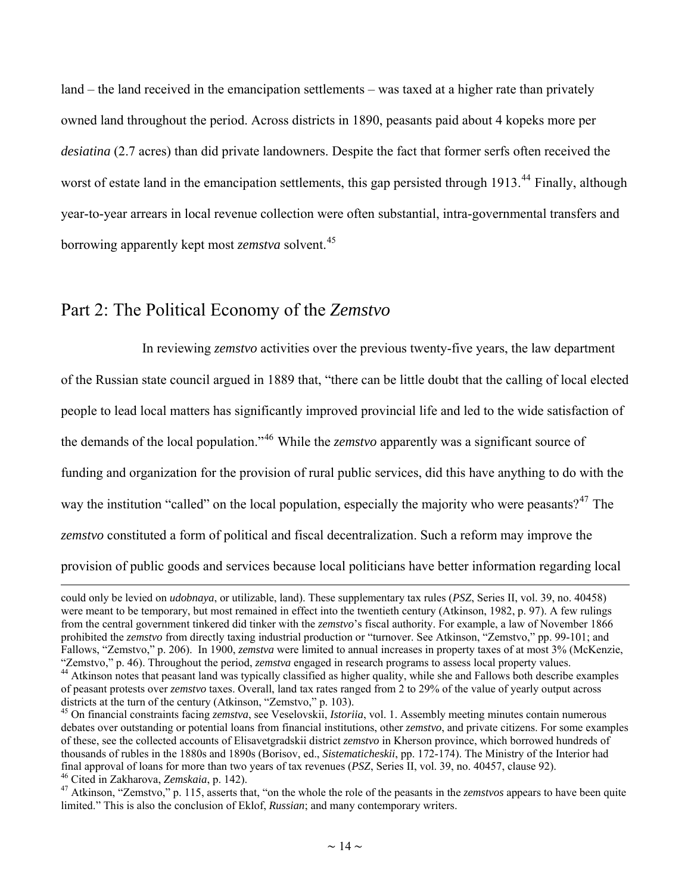land – the land received in the emancipation settlements – was taxed at a higher rate than privately owned land throughout the period. Across districts in 1890, peasants paid about 4 kopeks more per *desiatina* (2.7 acres) than did private landowners. Despite the fact that former serfs often received the worst of estate land in the emancipation settlements, this gap persisted through 1913.[44] Finally, although year-to-year arrears in local revenue collection were often substantial, intra-governmental transfers and borrowing apparently kept most *zemstva* solvent.[45]

## Part 2: The Political Economy of the *Zemstvo*

In reviewing *zemstvo* activities over the previous twenty-five years, the law department of the Russian state council argued in 1889 that, "there can be little doubt that the calling of local elected people to lead local matters has significantly improved provincial life and led to the wide satisfaction of the demands of the local population."[46] While the *zemstvo* apparently was a significant source of funding and organization for the provision of rural public services, did this have anything to do with the way the institution "called" on the local population, especially the majority who were peasants?[47] The *zemstvo* constituted a form of political and fiscal decentralization. Such a reform may improve the provision of public goods and services because local politicians have better information regarding local

---

could only be levied on *udobnaya*, or utilizable, land). These supplementary tax rules (*PSZ*, Series II, vol. 39, no. 40458) were meant to be temporary, but most remained in effect into the twentieth century (Atkinson, 1982, p. 97). A few rulings from the central government tinkered did tinker with the *zemstvo*'s fiscal authority. For example, a law of November 1866 prohibited the *zemstvo* from directly taxing industrial production or "turnover. See Atkinson, "Zemstvo," pp. 99-101; and Fallows, "Zemstvo," p. 206). In 1900, *zemstva* were limited to annual increases in property taxes of at most 3% (McKenzie, "Zemstvo," p. 46). Throughout the period, *zemstva* engaged in research programs to assess local property values.

[44] Atkinson notes that peasant land was typically classified as higher quality, while she and Fallows both describe examples of peasant protests over *zemstvo* taxes. Overall, land tax rates ranged from 2 to 29% of the value of yearly output across districts at the turn of the century (Atkinson, "Zemstvo," p. 103).

[45] On financial constraints facing *zemstva*, see Veselovskii, *Istoriia*, vol. 1. Assembly meeting minutes contain numerous debates over outstanding or potential loans from financial institutions, other *zemstvo*, and private citizens. For some examples of these, see the collected accounts of Elisavetgradskii district *zemstvo* in Kherson province, which borrowed hundreds of thousands of rubles in the 1880s and 1890s (Borisov, ed., *Sistematicheskii*, pp. 172-174). The Ministry of the Interior had final approval of loans for more than two years of tax revenues (*PSZ*, Series II, vol. 39, no. 40457, clause 92).

[46] Cited in Zakharova, *Zemskaia*, p. 142).

[47] Atkinson, "Zemstvo," p. 115, asserts that, "on the whole the role of the peasants in the *zemstvos* appears to have been quite limited." This is also the conclusion of Eklof, *Russian*; and many contemporary writers.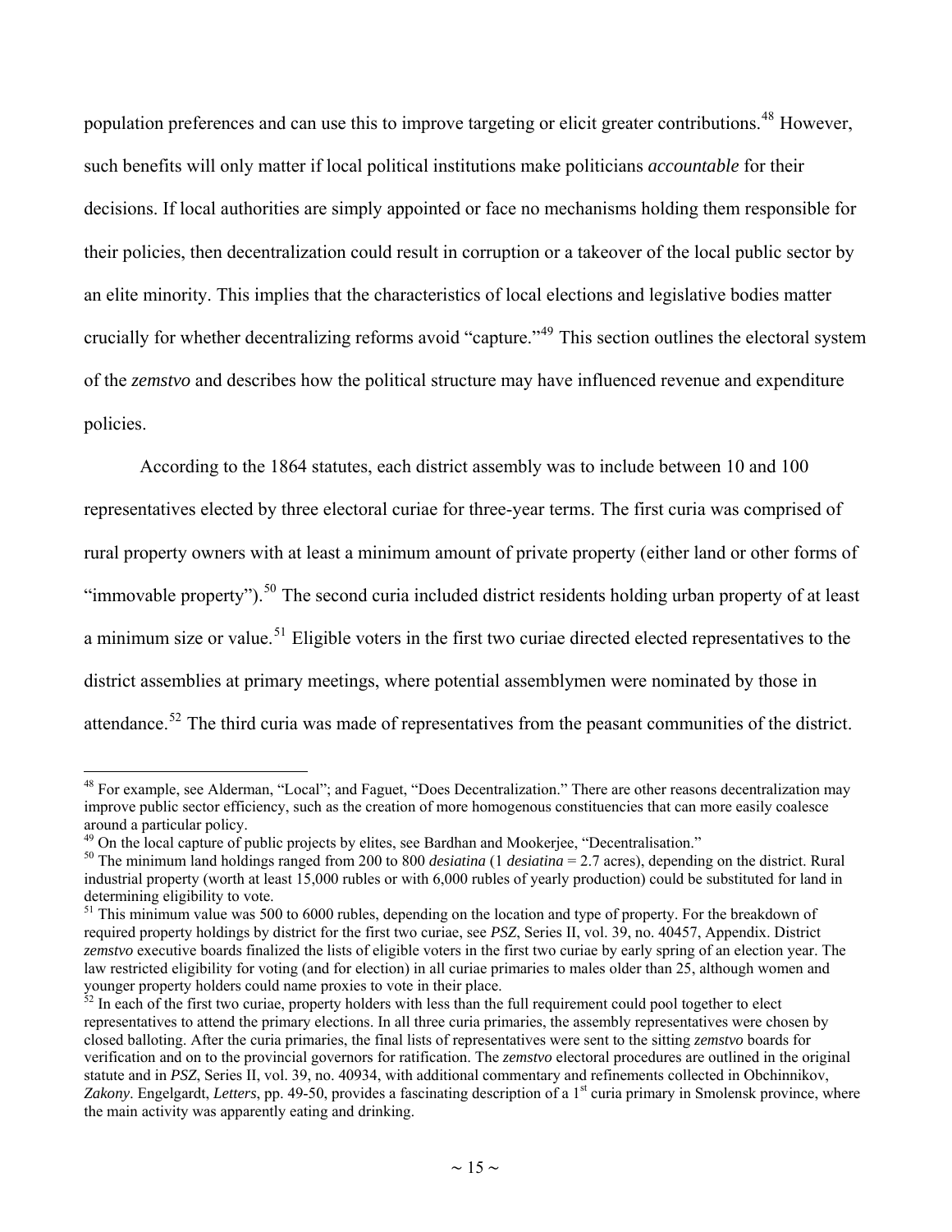population preferences and can use this to improve targeting or elicit greater contributions.[48] However, such benefits will only matter if local political institutions make politicians *accountable* for their decisions. If local authorities are simply appointed or face no mechanisms holding them responsible for their policies, then decentralization could result in corruption or a takeover of the local public sector by an elite minority. This implies that the characteristics of local elections and legislative bodies matter crucially for whether decentralizing reforms avoid "capture."[49] This section outlines the electoral system of the *zemstvo* and describes how the political structure may have influenced revenue and expenditure policies.

According to the 1864 statutes, each district assembly was to include between 10 and 100 representatives elected by three electoral curiae for three-year terms. The first curia was comprised of rural property owners with at least a minimum amount of private property (either land or other forms of "immovable property").[50] The second curia included district residents holding urban property of at least a minimum size or value.[51] Eligible voters in the first two curiae directed elected representatives to the district assemblies at primary meetings, where potential assemblymen were nominated by those in attendance.[52] The third curia was made of representatives from the peasant communities of the district.

---

[48] For example, see Alderman, "Local"; and Faguet, "Does Decentralization." There are other reasons decentralization may improve public sector efficiency, such as the creation of more homogenous constituencies that can more easily coalesce around a particular policy.

[49] On the local capture of public projects by elites, see Bardhan and Mookerjee, "Decentralisation."

[50] The minimum land holdings ranged from 200 to 800 *desiatina* (1 *desiatina* = 2.7 acres), depending on the district. Rural industrial property (worth at least 15,000 rubles or with 6,000 rubles of yearly production) could be substituted for land in determining eligibility to vote.

[51] This minimum value was 500 to 6000 rubles, depending on the location and type of property. For the breakdown of required property holdings by district for the first two curiae, see *PSZ*, Series II, vol. 39, no. 40457, Appendix. District *zemstvo* executive boards finalized the lists of eligible voters in the first two curiae by early spring of an election year. The law restricted eligibility for voting (and for election) in all curiae primaries to males older than 25, although women and younger property holders could name proxies to vote in their place.

[52] In each of the first two curiae, property holders with less than the full requirement could pool together to elect representatives to attend the primary elections. In all three curia primaries, the assembly representatives were chosen by closed balloting. After the curia primaries, the final lists of representatives were sent to the sitting *zemstvo* boards for verification and on to the provincial governors for ratification. The *zemstvo* electoral procedures are outlined in the original statute and in *PSZ*, Series II, vol. 39, no. 40934, with additional commentary and refinements collected in Obchinnikov, *Zakony*. Engelgardt, *Letters*, pp. 49-50, provides a fascinating description of a 1st curia primary in Smolensk province, where the main activity was apparently eating and drinking.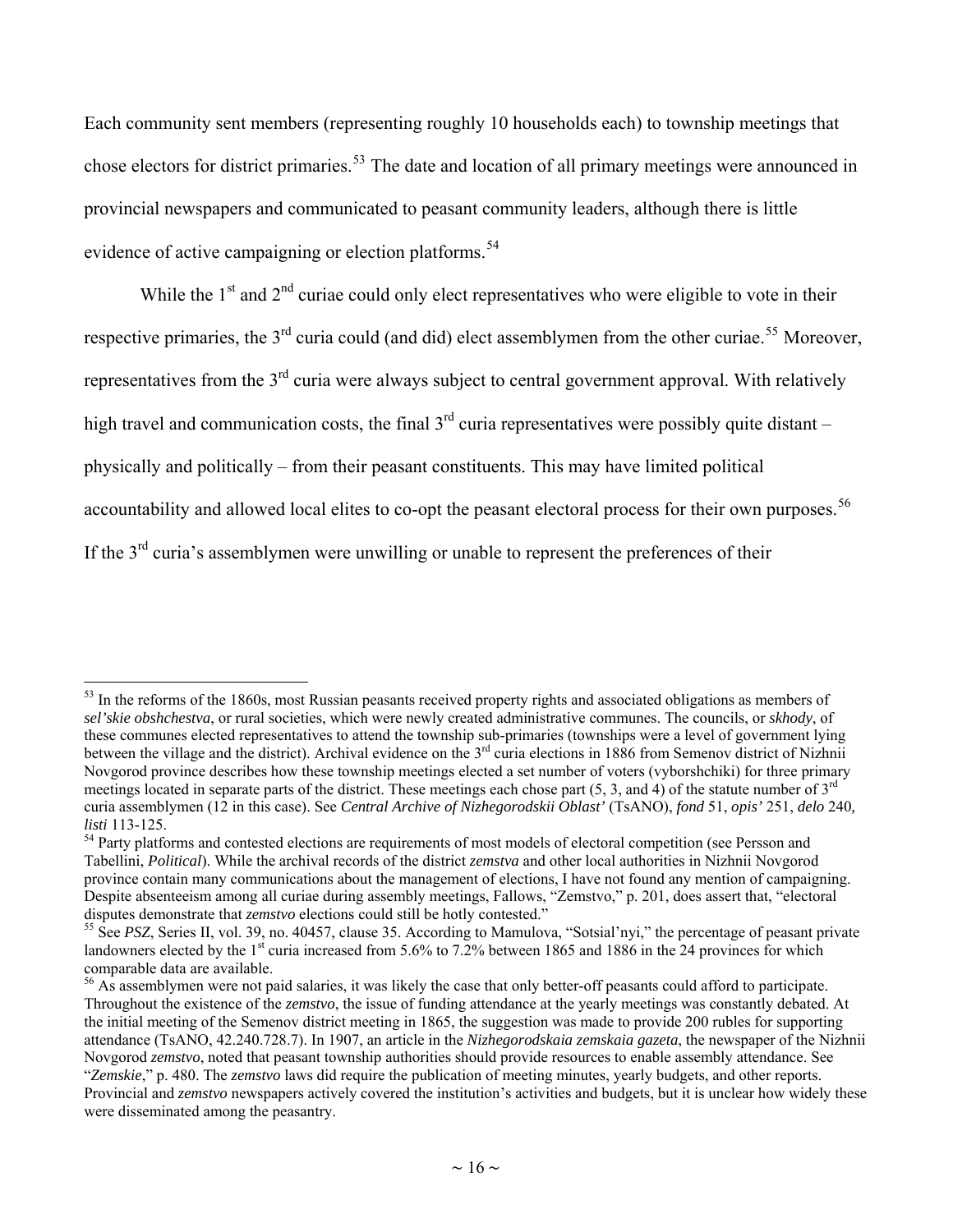Each community sent members (representing roughly 10 households each) to township meetings that chose electors for district primaries.[53] The date and location of all primary meetings were announced in provincial newspapers and communicated to peasant community leaders, although there is little evidence of active campaigning or election platforms.[54]

While the 1st and 2nd curiae could only elect representatives who were eligible to vote in their respective primaries, the 3rd curia could (and did) elect assemblymen from the other curiae.[55] Moreover, representatives from the 3rd curia were always subject to central government approval. With relatively high travel and communication costs, the final 3rd curia representatives were possibly quite distant – physically and politically – from their peasant constituents. This may have limited political accountability and allowed local elites to co-opt the peasant electoral process for their own purposes.[56] If the 3rd curia's assemblymen were unwilling or unable to represent the preferences of their

---

[53] In the reforms of the 1860s, most Russian peasants received property rights and associated obligations as members of *sel'skie obshchestva*, or rural societies, which were newly created administrative communes. The councils, or *skhody*, of these communes elected representatives to attend the township sub-primaries (townships were a level of government lying between the village and the district). Archival evidence on the 3rd curia elections in 1886 from Semenov district of Nizhnii Novgorod province describes how these township meetings elected a set number of voters (vyborshchiki) for three primary meetings located in separate parts of the district. These meetings each chose part (5, 3, and 4) of the statute number of 3rd curia assemblymen (12 in this case). See *Central Archive of Nizhegorodskii Oblast'* (TsANO), *fond* 51, *opis'* 251, *delo* 240, *listi* 113-125.

[54] Party platforms and contested elections are requirements of most models of electoral competition (see Persson and Tabellini, *Political*). While the archival records of the district *zemstva* and other local authorities in Nizhnii Novgorod province contain many communications about the management of elections, I have not found any mention of campaigning. Despite absenteeism among all curiae during assembly meetings, Fallows, "Zemstvo," p. 201, does assert that, "electoral disputes demonstrate that *zemstvo* elections could still be hotly contested."

[55] See *PSZ*, Series II, vol. 39, no. 40457, clause 35. According to Mamulova, "Sotsial'nyi," the percentage of peasant private landowners elected by the 1st curia increased from 5.6% to 7.2% between 1865 and 1886 in the 24 provinces for which comparable data are available.

[56] As assemblymen were not paid salaries, it was likely the case that only better-off peasants could afford to participate. Throughout the existence of the *zemstvo*, the issue of funding attendance at the yearly meetings was constantly debated. At the initial meeting of the Semenov district meeting in 1865, the suggestion was made to provide 200 rubles for supporting attendance (TsANO, 42.240.728.7). In 1907, an article in the *Nizhegorodskaia zemskaia gazeta*, the newspaper of the Nizhnii Novgorod *zemstvo*, noted that peasant township authorities should provide resources to enable assembly attendance. See "*Zemskie*," p. 480. The *zemstvo* laws did require the publication of meeting minutes, yearly budgets, and other reports. Provincial and *zemstvo* newspapers actively covered the institution's activities and budgets, but it is unclear how widely these were disseminated among the peasantry.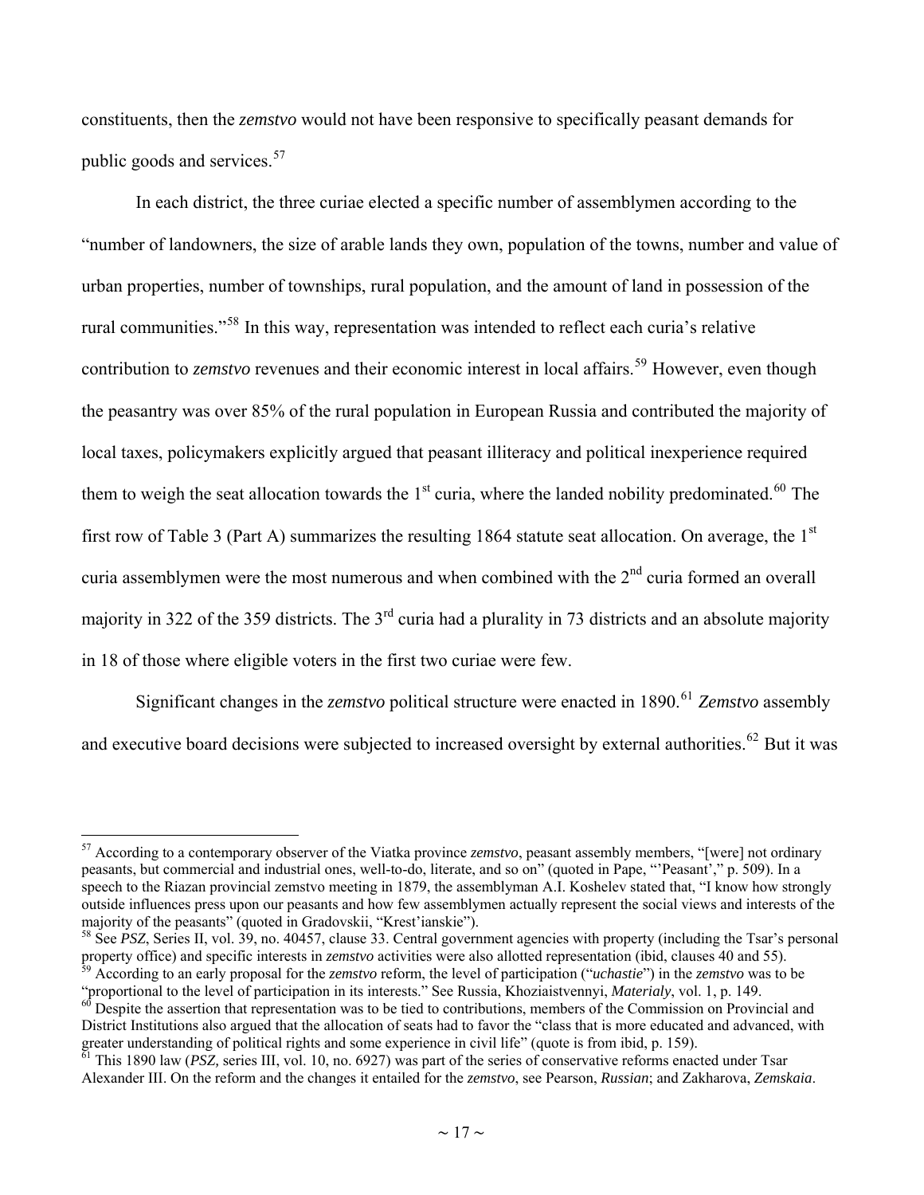constituents, then the *zemstvo* would not have been responsive to specifically peasant demands for public goods and services.[57]

In each district, the three curiae elected a specific number of assemblymen according to the "number of landowners, the size of arable lands they own, population of the towns, number and value of urban properties, number of townships, rural population, and the amount of land in possession of the rural communities."[58] In this way, representation was intended to reflect each curia's relative contribution to *zemstvo* revenues and their economic interest in local affairs.[59] However, even though the peasantry was over 85% of the rural population in European Russia and contributed the majority of local taxes, policymakers explicitly argued that peasant illiteracy and political inexperience required them to weigh the seat allocation towards the 1st curia, where the landed nobility predominated.[60] The first row of Table 3 (Part A) summarizes the resulting 1864 statute seat allocation. On average, the 1st curia assemblymen were the most numerous and when combined with the 2nd curia formed an overall majority in 322 of the 359 districts. The 3rd curia had a plurality in 73 districts and an absolute majority in 18 of those where eligible voters in the first two curiae were few.

Significant changes in the *zemstvo* political structure were enacted in 1890.[61] *Zemstvo* assembly and executive board decisions were subjected to increased oversight by external authorities.[62] But it was

---

[57] According to a contemporary observer of the Viatka province *zemstvo*, peasant assembly members, "[were] not ordinary peasants, but commercial and industrial ones, well-to-do, literate, and so on" (quoted in Pape, "'Peasant'," p. 509). In a speech to the Riazan provincial zemstvo meeting in 1879, the assemblyman A.I. Koshelev stated that, "I know how strongly outside influences press upon our peasants and how few assemblymen actually represent the social views and interests of the majority of the peasants" (quoted in Gradovskii, "Krest'ianskie").

[58] See *PSZ*, Series II, vol. 39, no. 40457, clause 33. Central government agencies with property (including the Tsar's personal property office) and specific interests in *zemstvo* activities were also allotted representation (ibid, clauses 40 and 55).

[59] According to an early proposal for the *zemstvo* reform, the level of participation ("*uchastie*") in the *zemstvo* was to be "proportional to the level of participation in its interests." See Russia, Khoziaistvennyi, *Materialy*, vol. 1, p. 149.

[60] Despite the assertion that representation was to be tied to contributions, members of the Commission on Provincial and District Institutions also argued that the allocation of seats had to favor the "class that is more educated and advanced, with greater understanding of political rights and some experience in civil life" (quote is from ibid, p. 159).

[61] This 1890 law (*PSZ,* series III, vol. 10, no. 6927) was part of the series of conservative reforms enacted under Tsar Alexander III. On the reform and the changes it entailed for the *zemstvo*, see Pearson, *Russian*; and Zakharova, *Zemskaia*.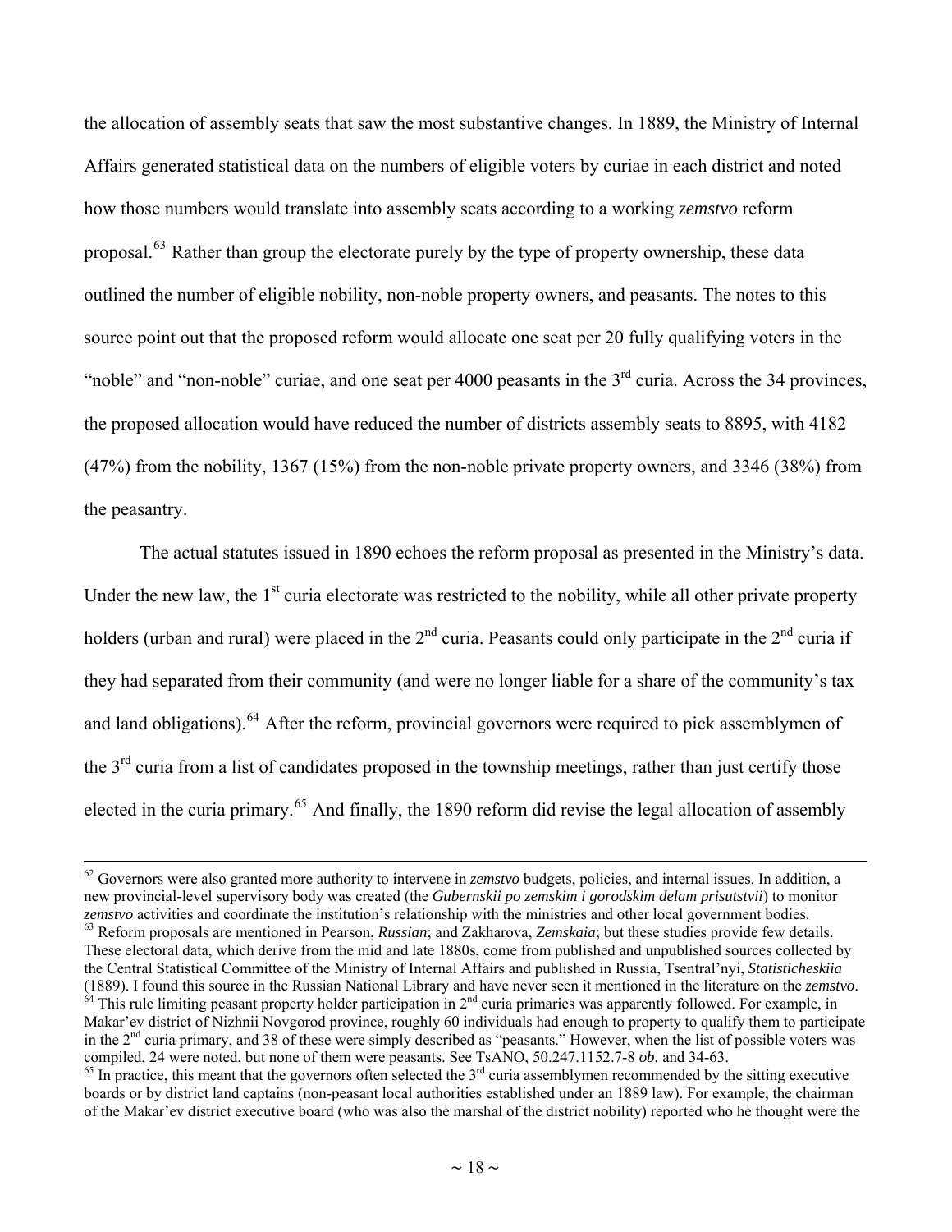the allocation of assembly seats that saw the most substantive changes. In 1889, the Ministry of Internal Affairs generated statistical data on the numbers of eligible voters by curiae in each district and noted how those numbers would translate into assembly seats according to a working *zemstvo* reform proposal.[63] Rather than group the electorate purely by the type of property ownership, these data outlined the number of eligible nobility, non-noble property owners, and peasants. The notes to this source point out that the proposed reform would allocate one seat per 20 fully qualifying voters in the "noble" and "non-noble" curiae, and one seat per 4000 peasants in the 3rd curia. Across the 34 provinces, the proposed allocation would have reduced the number of districts assembly seats to 8895, with 4182 (47%) from the nobility, 1367 (15%) from the non-noble private property owners, and 3346 (38%) from the peasantry.

The actual statutes issued in 1890 echoes the reform proposal as presented in the Ministry's data. Under the new law, the 1st curia electorate was restricted to the nobility, while all other private property holders (urban and rural) were placed in the 2nd curia. Peasants could only participate in the 2nd curia if they had separated from their community (and were no longer liable for a share of the community's tax and land obligations).[64] After the reform, provincial governors were required to pick assemblymen of the 3rd curia from a list of candidates proposed in the township meetings, rather than just certify those elected in the curia primary.[65] And finally, the 1890 reform did revise the legal allocation of assembly

---

[62] Governors were also granted more authority to intervene in *zemstvo* budgets, policies, and internal issues. In addition, a new provincial-level supervisory body was created (the *Gubernskii po zemskim i gorodskim delam prisutstvii*) to monitor *zemstvo* activities and coordinate the institution's relationship with the ministries and other local government bodies.

[63] Reform proposals are mentioned in Pearson, *Russian*; and Zakharova, *Zemskaia*; but these studies provide few details. These electoral data, which derive from the mid and late 1880s, come from published and unpublished sources collected by the Central Statistical Committee of the Ministry of Internal Affairs and published in Russia, Tsentral'nyi, *Statisticheskiia* (1889). I found this source in the Russian National Library and have never seen it mentioned in the literature on the *zemstvo*.

[64] This rule limiting peasant property holder participation in 2nd curia primaries was apparently followed. For example, in Makar'ev district of Nizhnii Novgorod province, roughly 60 individuals had enough to property to qualify them to participate in the 2nd curia primary, and 38 of these were simply described as "peasants." However, when the list of possible voters was compiled, 24 were noted, but none of them were peasants. See TsANO, 50.247.1152.7-8 *ob.* and 34-63.

[65] In practice, this meant that the governors often selected the 3rd curia assemblymen recommended by the sitting executive boards or by district land captains (non-peasant local authorities established under an 1889 law). For example, the chairman of the Makar'ev district executive board (who was also the marshal of the district nobility) reported who he thought were the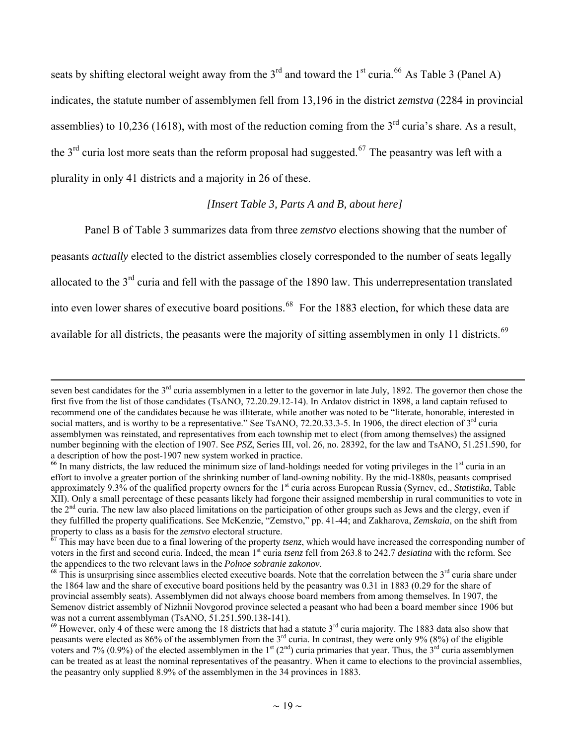seats by shifting electoral weight away from the 3rd and toward the 1st curia.[66] As Table 3 (Panel A) indicates, the statute number of assemblymen fell from 13,196 in the district *zemstva* (2284 in provincial assemblies) to 10,236 (1618), with most of the reduction coming from the 3rd curia's share. As a result, the 3rd curia lost more seats than the reform proposal had suggested.[67] The peasantry was left with a plurality in only 41 districts and a majority in 26 of these.

*[Insert Table 3, Parts A and B, about here]*

Panel B of Table 3 summarizes data from three *zemstvo* elections showing that the number of peasants *actually* elected to the district assemblies closely corresponded to the number of seats legally allocated to the 3rd curia and fell with the passage of the 1890 law. This underrepresentation translated into even lower shares of executive board positions.[68] For the 1883 election, for which these data are available for all districts, the peasants were the majority of sitting assemblymen in only 11 districts.[69]

---

seven best candidates for the 3rd curia assemblymen in a letter to the governor in late July, 1892. The governor then chose the first five from the list of those candidates (TsANO, 72.20.29.12-14). In Ardatov district in 1898, a land captain refused to recommend one of the candidates because he was illiterate, while another was noted to be "literate, honorable, interested in social matters, and is worthy to be a representative." See TsANO, 72.20.33.3-5. In 1906, the direct election of 3rd curia assemblymen was reinstated, and representatives from each township met to elect (from among themselves) the assigned number beginning with the election of 1907. See *PSZ*, Series III, vol. 26, no. 28392, for the law and TsANO, 51.251.590, for a description of how the post-1907 new system worked in practice.

[66] In many districts, the law reduced the minimum size of land-holdings needed for voting privileges in the 1st curia in an effort to involve a greater portion of the shrinking number of land-owning nobility. By the mid-1880s, peasants comprised approximately 9.3% of the qualified property owners for the 1st curia across European Russia (Syrnev, ed., *Statistika*, Table XII). Only a small percentage of these peasants likely had forgone their assigned membership in rural communities to vote in the 2nd curia. The new law also placed limitations on the participation of other groups such as Jews and the clergy, even if they fulfilled the property qualifications. See McKenzie, "Zemstvo," pp. 41-44; and Zakharova, *Zemskaia*, on the shift from property to class as a basis for the *zemstvo* electoral structure.

[67] This may have been due to a final lowering of the property *tsenz*, which would have increased the corresponding number of voters in the first and second curia. Indeed, the mean 1st curia *tsenz* fell from 263.8 to 242.7 *desiatina* with the reform. See the appendices to the two relevant laws in the *Polnoe sobranie zakonov*.

[68] This is unsurprising since assemblies elected executive boards. Note that the correlation between the 3rd curia share under the 1864 law and the share of executive board positions held by the peasantry was 0.31 in 1883 (0.29 for the share of provincial assembly seats). Assemblymen did not always choose board members from among themselves. In 1907, the Semenov district assembly of Nizhnii Novgorod province selected a peasant who had been a board member since 1906 but was not a current assemblyman (TsANO, 51.251.590.138-141).

[69] However, only 4 of these were among the 18 districts that had a statute 3rd curia majority. The 1883 data also show that peasants were elected as 86% of the assemblymen from the 3rd curia. In contrast, they were only 9% (8%) of the eligible voters and 7% (0.9%) of the elected assemblymen in the 1st (2nd) curia primaries that year. Thus, the 3rd curia assemblymen can be treated as at least the nominal representatives of the peasantry. When it came to elections to the provincial assemblies, the peasantry only supplied 8.9% of the assemblymen in the 34 provinces in 1883.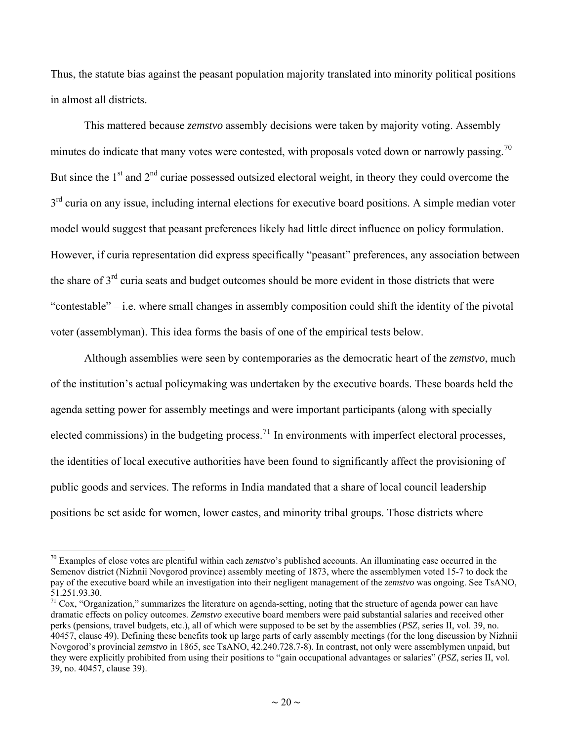Thus, the statute bias against the peasant population majority translated into minority political positions in almost all districts.

This mattered because *zemstvo* assembly decisions were taken by majority voting. Assembly minutes do indicate that many votes were contested, with proposals voted down or narrowly passing.[70] But since the 1st and 2nd curiae possessed outsized electoral weight, in theory they could overcome the 3rd curia on any issue, including internal elections for executive board positions. A simple median voter model would suggest that peasant preferences likely had little direct influence on policy formulation. However, if curia representation did express specifically "peasant" preferences, any association between the share of 3rd curia seats and budget outcomes should be more evident in those districts that were "contestable" – i.e. where small changes in assembly composition could shift the identity of the pivotal voter (assemblyman). This idea forms the basis of one of the empirical tests below.

Although assemblies were seen by contemporaries as the democratic heart of the *zemstvo*, much of the institution's actual policymaking was undertaken by the executive boards. These boards held the agenda setting power for assembly meetings and were important participants (along with specially elected commissions) in the budgeting process.[71] In environments with imperfect electoral processes, the identities of local executive authorities have been found to significantly affect the provisioning of public goods and services. The reforms in India mandated that a share of local council leadership positions be set aside for women, lower castes, and minority tribal groups. Those districts where

---

[70] Examples of close votes are plentiful within each *zemstvo*'s published accounts. An illuminating case occurred in the Semenov district (Nizhnii Novgorod province) assembly meeting of 1873, where the assemblymen voted 15-7 to dock the pay of the executive board while an investigation into their negligent management of the *zemstvo* was ongoing. See TsANO, 51.251.93.30.

[71] Cox, "Organization," summarizes the literature on agenda-setting, noting that the structure of agenda power can have dramatic effects on policy outcomes. *Zemstvo* executive board members were paid substantial salaries and received other perks (pensions, travel budgets, etc.), all of which were supposed to be set by the assemblies (*PSZ*, series II, vol. 39, no. 40457, clause 49). Defining these benefits took up large parts of early assembly meetings (for the long discussion by Nizhnii Novgorod's provincial *zemstvo* in 1865, see TsANO, 42.240.728.7-8). In contrast, not only were assemblymen unpaid, but they were explicitly prohibited from using their positions to "gain occupational advantages or salaries" (*PSZ*, series II, vol. 39, no. 40457, clause 39).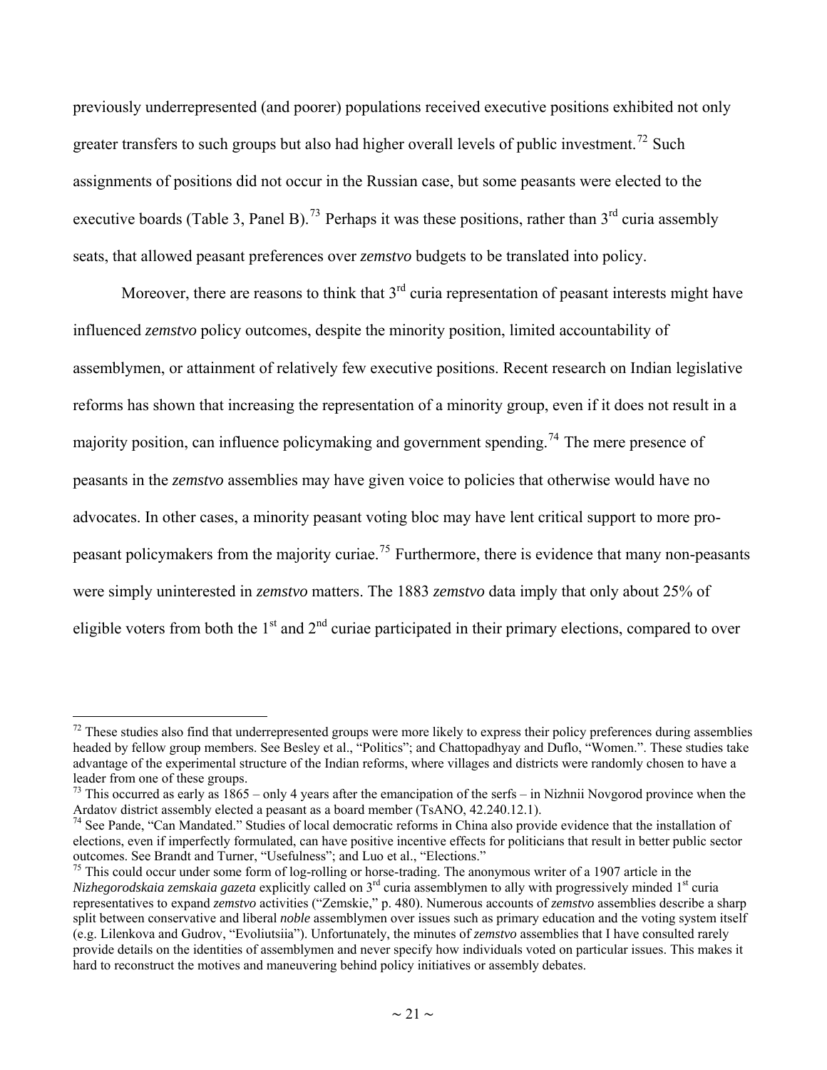previously underrepresented (and poorer) populations received executive positions exhibited not only greater transfers to such groups but also had higher overall levels of public investment.[72] Such assignments of positions did not occur in the Russian case, but some peasants were elected to the executive boards (Table 3, Panel B).[73] Perhaps it was these positions, rather than 3rd curia assembly seats, that allowed peasant preferences over *zemstvo* budgets to be translated into policy.

Moreover, there are reasons to think that 3rd curia representation of peasant interests might have influenced *zemstvo* policy outcomes, despite the minority position, limited accountability of assemblymen, or attainment of relatively few executive positions. Recent research on Indian legislative reforms has shown that increasing the representation of a minority group, even if it does not result in a majority position, can influence policymaking and government spending.[74] The mere presence of peasants in the *zemstvo* assemblies may have given voice to policies that otherwise would have no advocates. In other cases, a minority peasant voting bloc may have lent critical support to more pro-peasant policymakers from the majority curiae.[75] Furthermore, there is evidence that many non-peasants were simply uninterested in *zemstvo* matters. The 1883 *zemstvo* data imply that only about 25% of eligible voters from both the 1st and 2nd curiae participated in their primary elections, compared to over

---

[72] These studies also find that underrepresented groups were more likely to express their policy preferences during assemblies headed by fellow group members. See Besley et al., "Politics"; and Chattopadhyay and Duflo, "Women.". These studies take advantage of the experimental structure of the Indian reforms, where villages and districts were randomly chosen to have a leader from one of these groups.

[73] This occurred as early as 1865 – only 4 years after the emancipation of the serfs – in Nizhnii Novgorod province when the Ardatov district assembly elected a peasant as a board member (TsANO, 42.240.12.1).

[74] See Pande, "Can Mandated." Studies of local democratic reforms in China also provide evidence that the installation of elections, even if imperfectly formulated, can have positive incentive effects for politicians that result in better public sector outcomes. See Brandt and Turner, "Usefulness"; and Luo et al., "Elections."

[75] This could occur under some form of log-rolling or horse-trading. The anonymous writer of a 1907 article in the *Nizhegorodskaia zemskaia gazeta* explicitly called on 3rd curia assemblymen to ally with progressively minded 1st curia representatives to expand *zemstvo* activities ("Zemskie," p. 480). Numerous accounts of *zemstvo* assemblies describe a sharp split between conservative and liberal *noble* assemblymen over issues such as primary education and the voting system itself (e.g. Lilenkova and Gudrov, "Evoliutsiia"). Unfortunately, the minutes of *zemstvo* assemblies that I have consulted rarely provide details on the identities of assemblymen and never specify how individuals voted on particular issues. This makes it hard to reconstruct the motives and maneuvering behind policy initiatives or assembly debates.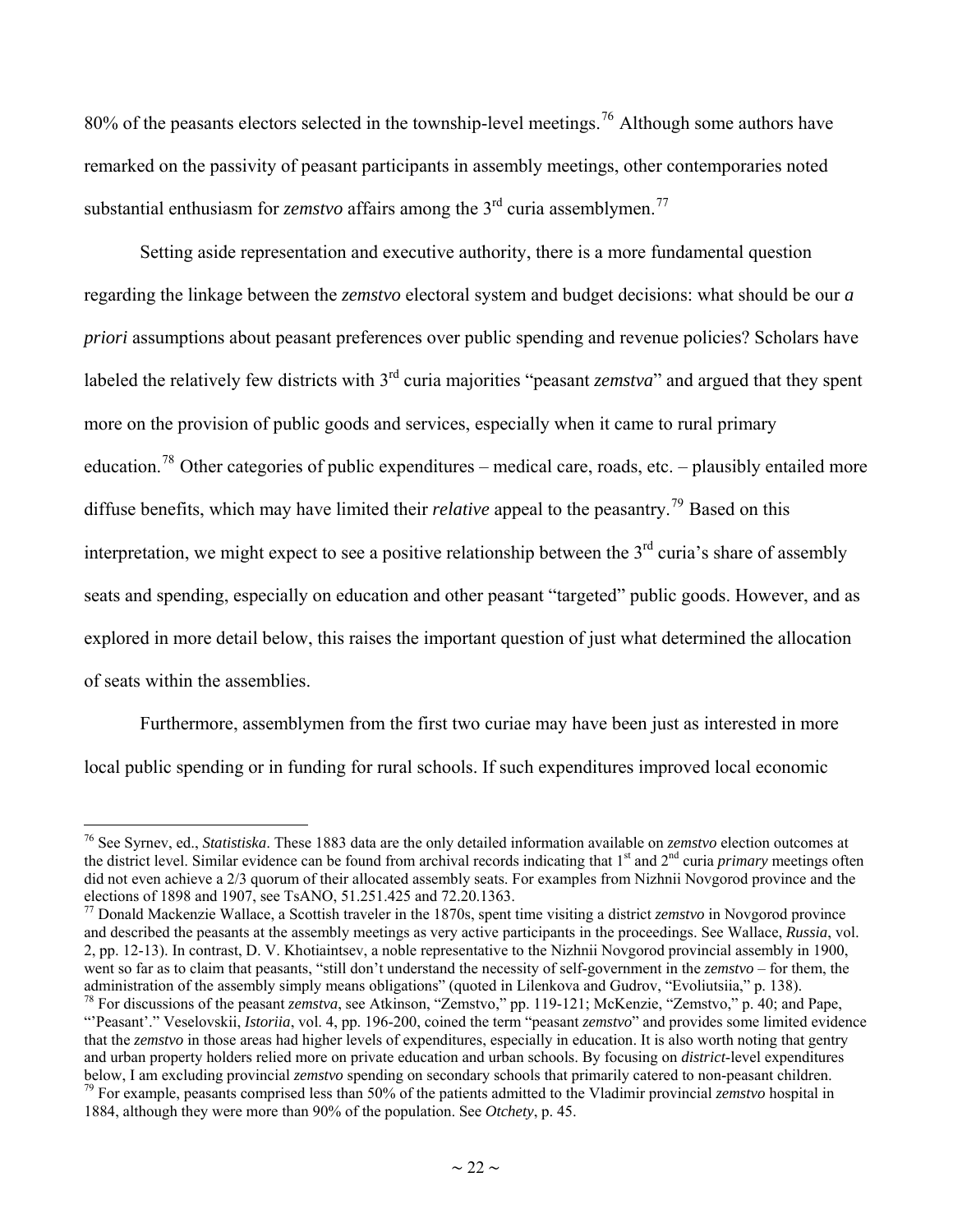80% of the peasants electors selected in the township-level meetings.[76] Although some authors have remarked on the passivity of peasant participants in assembly meetings, other contemporaries noted substantial enthusiasm for *zemstvo* affairs among the 3rd curia assemblymen.[77]

Setting aside representation and executive authority, there is a more fundamental question regarding the linkage between the *zemstvo* electoral system and budget decisions: what should be our *a priori* assumptions about peasant preferences over public spending and revenue policies? Scholars have labeled the relatively few districts with 3rd curia majorities "peasant *zemstva*" and argued that they spent more on the provision of public goods and services, especially when it came to rural primary education.[78] Other categories of public expenditures – medical care, roads, etc. – plausibly entailed more diffuse benefits, which may have limited their *relative* appeal to the peasantry.[79] Based on this interpretation, we might expect to see a positive relationship between the 3rd curia's share of assembly seats and spending, especially on education and other peasant "targeted" public goods. However, and as explored in more detail below, this raises the important question of just what determined the allocation of seats within the assemblies.

Furthermore, assemblymen from the first two curiae may have been just as interested in more local public spending or in funding for rural schools. If such expenditures improved local economic

---

[76] See Syrnev, ed., *Statistiska*. These 1883 data are the only detailed information available on *zemstvo* election outcomes at the district level. Similar evidence can be found from archival records indicating that 1st and 2nd curia *primary* meetings often did not even achieve a 2/3 quorum of their allocated assembly seats. For examples from Nizhnii Novgorod province and the elections of 1898 and 1907, see TsANO, 51.251.425 and 72.20.1363.

[77] Donald Mackenzie Wallace, a Scottish traveler in the 1870s, spent time visiting a district *zemstvo* in Novgorod province and described the peasants at the assembly meetings as very active participants in the proceedings. See Wallace, *Russia*, vol. 2, pp. 12-13). In contrast, D. V. Khotiaintsev, a noble representative to the Nizhnii Novgorod provincial assembly in 1900, went so far as to claim that peasants, "still don't understand the necessity of self-government in the *zemstvo* – for them, the administration of the assembly simply means obligations" (quoted in Lilenkova and Gudrov, "Evoliutsiia," p. 138).

[78] For discussions of the peasant *zemstva*, see Atkinson, "Zemstvo," pp. 119-121; McKenzie, "Zemstvo," p. 40; and Pape, "'Peasant'." Veselovskii, *Istoriia*, vol. 4, pp. 196-200, coined the term "peasant *zemstvo*" and provides some limited evidence that the *zemstvo* in those areas had higher levels of expenditures, especially in education. It is also worth noting that gentry and urban property holders relied more on private education and urban schools. By focusing on *district*-level expenditures below, I am excluding provincial *zemstvo* spending on secondary schools that primarily catered to non-peasant children.

[79] For example, peasants comprised less than 50% of the patients admitted to the Vladimir provincial *zemstvo* hospital in 1884, although they were more than 90% of the population. See *Otchety*, p. 45.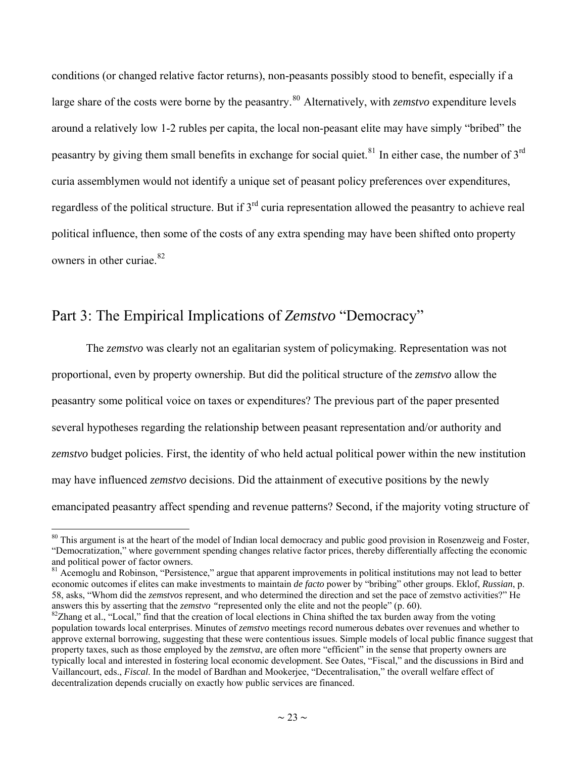conditions (or changed relative factor returns), non-peasants possibly stood to benefit, especially if a large share of the costs were borne by the peasantry.[80] Alternatively, with *zemstvo* expenditure levels around a relatively low 1-2 rubles per capita, the local non-peasant elite may have simply "bribed" the peasantry by giving them small benefits in exchange for social quiet.[81] In either case, the number of 3rd curia assemblymen would not identify a unique set of peasant policy preferences over expenditures, regardless of the political structure. But if 3rd curia representation allowed the peasantry to achieve real political influence, then some of the costs of any extra spending may have been shifted onto property owners in other curiae.[82]

## Part 3: The Empirical Implications of *Zemstvo* "Democracy"

The *zemstvo* was clearly not an egalitarian system of policymaking. Representation was not proportional, even by property ownership. But did the political structure of the *zemstvo* allow the peasantry some political voice on taxes or expenditures? The previous part of the paper presented several hypotheses regarding the relationship between peasant representation and/or authority and *zemstvo* budget policies. First, the identity of who held actual political power within the new institution may have influenced *zemstvo* decisions. Did the attainment of executive positions by the newly emancipated peasantry affect spending and revenue patterns? Second, if the majority voting structure of

---

[80] This argument is at the heart of the model of Indian local democracy and public good provision in Rosenzweig and Foster, "Democratization," where government spending changes relative factor prices, thereby differentially affecting the economic and political power of factor owners.

[81] Acemoglu and Robinson, "Persistence," argue that apparent improvements in political institutions may not lead to better economic outcomes if elites can make investments to maintain *de facto* power by "bribing" other groups. Eklof, *Russian*, p. 58, asks, "Whom did the *zemstvos* represent, and who determined the direction and set the pace of zemstvo activities?" He answers this by asserting that the *zemstvo* "represented only the elite and not the people" (p. 60).

[82] Zhang et al., "Local," find that the creation of local elections in China shifted the tax burden away from the voting population towards local enterprises. Minutes of *zemstvo* meetings record numerous debates over revenues and whether to approve external borrowing, suggesting that these were contentious issues. Simple models of local public finance suggest that property taxes, such as those employed by the *zemstva*, are often more "efficient" in the sense that property owners are typically local and interested in fostering local economic development. See Oates, "Fiscal," and the discussions in Bird and Vaillancourt, eds., *Fiscal*. In the model of Bardhan and Mookerjee, "Decentralisation," the overall welfare effect of decentralization depends crucially on exactly how public services are financed.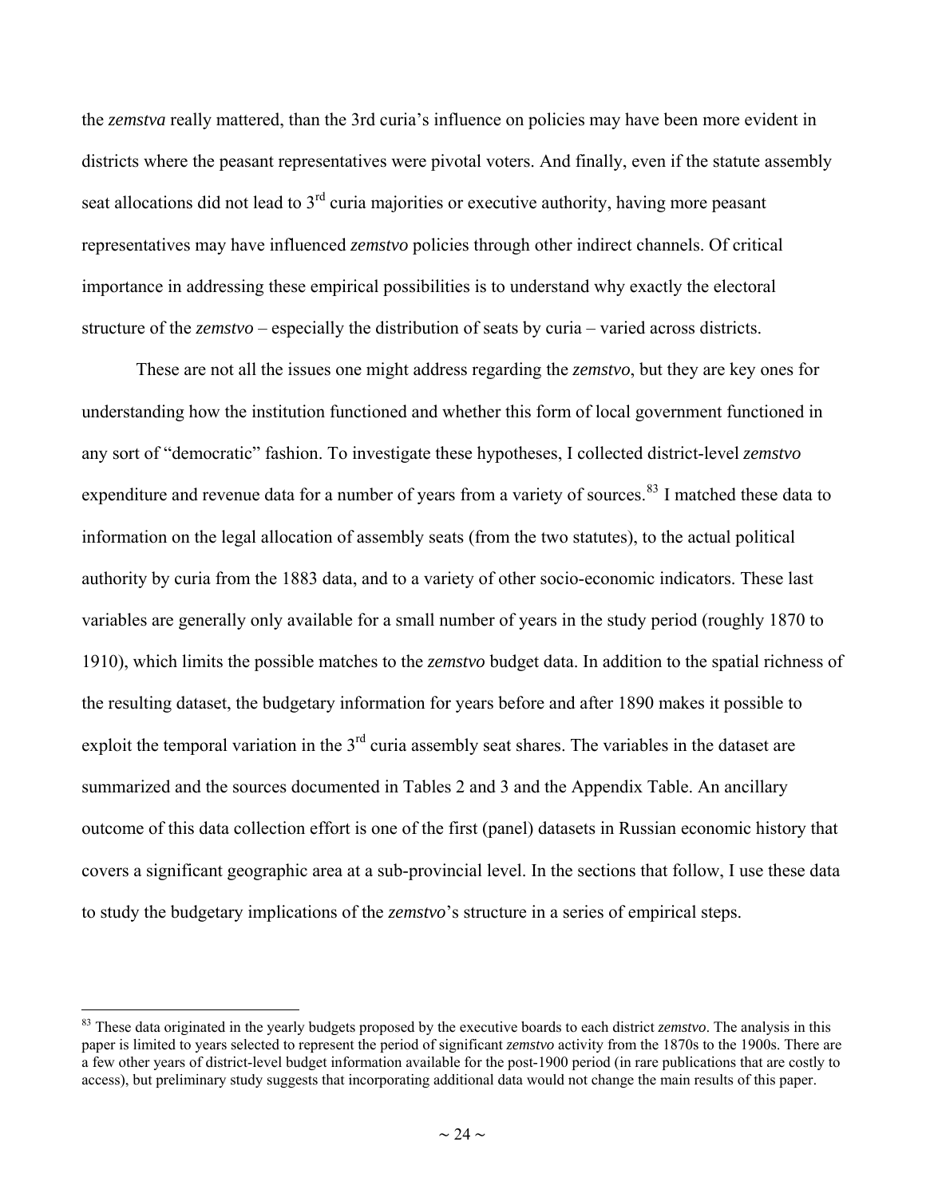the *zemstva* really mattered, than the 3rd curia's influence on policies may have been more evident in districts where the peasant representatives were pivotal voters. And finally, even if the statute assembly seat allocations did not lead to 3rd curia majorities or executive authority, having more peasant representatives may have influenced *zemstvo* policies through other indirect channels. Of critical importance in addressing these empirical possibilities is to understand why exactly the electoral structure of the *zemstvo* – especially the distribution of seats by curia – varied across districts.

These are not all the issues one might address regarding the *zemstvo*, but they are key ones for understanding how the institution functioned and whether this form of local government functioned in any sort of "democratic" fashion. To investigate these hypotheses, I collected district-level *zemstvo* expenditure and revenue data for a number of years from a variety of sources.[83] I matched these data to information on the legal allocation of assembly seats (from the two statutes), to the actual political authority by curia from the 1883 data, and to a variety of other socio-economic indicators. These last variables are generally only available for a small number of years in the study period (roughly 1870 to 1910), which limits the possible matches to the *zemstvo* budget data. In addition to the spatial richness of the resulting dataset, the budgetary information for years before and after 1890 makes it possible to exploit the temporal variation in the 3rd curia assembly seat shares. The variables in the dataset are summarized and the sources documented in Tables 2 and 3 and the Appendix Table. An ancillary outcome of this data collection effort is one of the first (panel) datasets in Russian economic history that covers a significant geographic area at a sub-provincial level. In the sections that follow, I use these data to study the budgetary implications of the *zemstvo*'s structure in a series of empirical steps.

[83] These data originated in the yearly budgets proposed by the executive boards to each district *zemstvo*. The analysis in this paper is limited to years selected to represent the period of significant *zemstvo* activity from the 1870s to the 1900s. There are a few other years of district-level budget information available for the post-1900 period (in rare publications that are costly to access), but preliminary study suggests that incorporating additional data would not change the main results of this paper.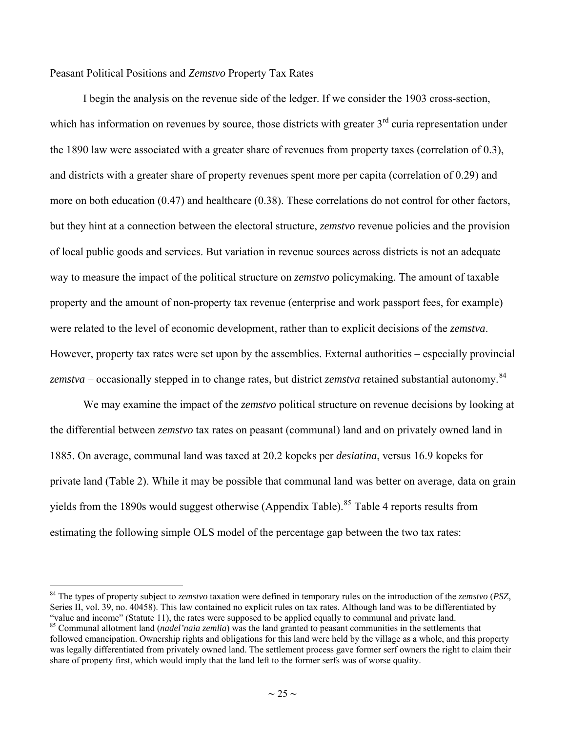Peasant Political Positions and *Zemstvo* Property Tax Rates

I begin the analysis on the revenue side of the ledger. If we consider the 1903 cross-section, which has information on revenues by source, those districts with greater 3rd curia representation under the 1890 law were associated with a greater share of revenues from property taxes (correlation of 0.3), and districts with a greater share of property revenues spent more per capita (correlation of 0.29) and more on both education (0.47) and healthcare (0.38). These correlations do not control for other factors, but they hint at a connection between the electoral structure, *zemstvo* revenue policies and the provision of local public goods and services. But variation in revenue sources across districts is not an adequate way to measure the impact of the political structure on *zemstvo* policymaking. The amount of taxable property and the amount of non-property tax revenue (enterprise and work passport fees, for example) were related to the level of economic development, rather than to explicit decisions of the *zemstva*. However, property tax rates were set upon by the assemblies. External authorities – especially provincial *zemstva* – occasionally stepped in to change rates, but district *zemstva* retained substantial autonomy.[84]

We may examine the impact of the *zemstvo* political structure on revenue decisions by looking at the differential between *zemstvo* tax rates on peasant (communal) land and on privately owned land in 1885. On average, communal land was taxed at 20.2 kopeks per *desiatina*, versus 16.9 kopeks for private land (Table 2). While it may be possible that communal land was better on average, data on grain yields from the 1890s would suggest otherwise (Appendix Table).[85] Table 4 reports results from estimating the following simple OLS model of the percentage gap between the two tax rates:

---

[84] The types of property subject to *zemstvo* taxation were defined in temporary rules on the introduction of the *zemstvo* (*PSZ*, Series II, vol. 39, no. 40458). This law contained no explicit rules on tax rates. Although land was to be differentiated by "value and income" (Statute 11), the rates were supposed to be applied equally to communal and private land.

[85] Communal allotment land (*nadel'naia zemlia*) was the land granted to peasant communities in the settlements that followed emancipation. Ownership rights and obligations for this land were held by the village as a whole, and this property was legally differentiated from privately owned land. The settlement process gave former serf owners the right to claim their share of property first, which would imply that the land left to the former serfs was of worse quality.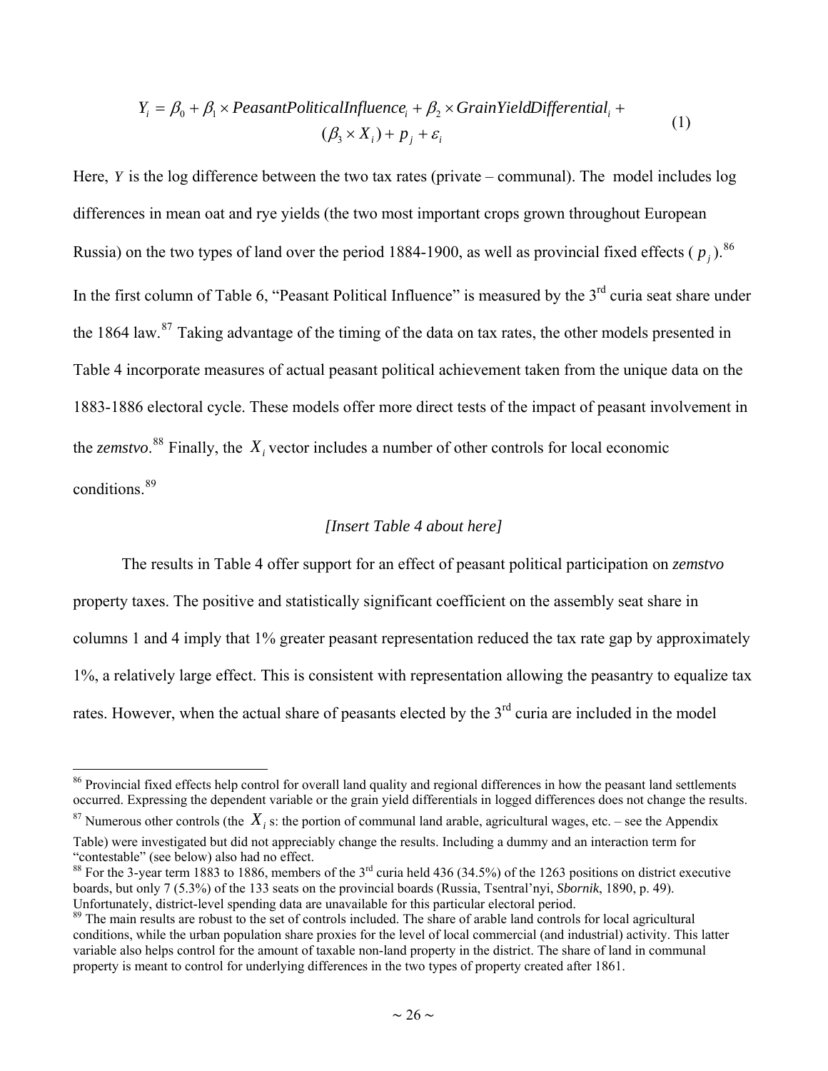$$Y_i = \beta_0 + \beta_1 \times PeasantPoliticalInfluence_i + \beta_2 \times GrainYieldDifferential_i + (\beta_3 \times X_i) + p_j + \varepsilon_i \quad (1)$$

Here, $Y$ is the log difference between the two tax rates (private – communal). The model includes log differences in mean oat and rye yields (the two most important crops grown throughout European Russia) on the two types of land over the period 1884-1900, as well as provincial fixed effects ( $p_j$ ).[86] In the first column of Table 6, "Peasant Political Influence" is measured by the 3rd curia seat share under the 1864 law.[87] Taking advantage of the timing of the data on tax rates, the other models presented in Table 4 incorporate measures of actual peasant political achievement taken from the unique data on the 1883-1886 electoral cycle. These models offer more direct tests of the impact of peasant involvement in the *zemstvo*.[88] Finally, the $X_i$ vector includes a number of other controls for local economic conditions.[89]

*[Insert Table 4 about here]*

The results in Table 4 offer support for an effect of peasant political participation on *zemstvo* property taxes. The positive and statistically significant coefficient on the assembly seat share in columns 1 and 4 imply that 1% greater peasant representation reduced the tax rate gap by approximately 1%, a relatively large effect. This is consistent with representation allowing the peasantry to equalize tax rates. However, when the actual share of peasants elected by the 3rd curia are included in the model

---

[86] Provincial fixed effects help control for overall land quality and regional differences in how the peasant land settlements occurred. Expressing the dependent variable or the grain yield differentials in logged differences does not change the results.

[87] Numerous other controls (the $X_i$ s: the portion of communal land arable, agricultural wages, etc. – see the Appendix Table) were investigated but did not appreciably change the results. Including a dummy and an interaction term for "contestable" (see below) also had no effect.

[88] For the 3-year term 1883 to 1886, members of the 3rd curia held 436 (34.5%) of the 1263 positions on district executive boards, but only 7 (5.3%) of the 133 seats on the provincial boards (Russia, Tsentral'nyi, *Sbornik*, 1890, p. 49). Unfortunately, district-level spending data are unavailable for this particular electoral period.

[89] The main results are robust to the set of controls included. The share of arable land controls for local agricultural conditions, while the urban population share proxies for the level of local commercial (and industrial) activity. This latter variable also helps control for the amount of taxable non-land property in the district. The share of land in communal property is meant to control for underlying differences in the two types of property created after 1861.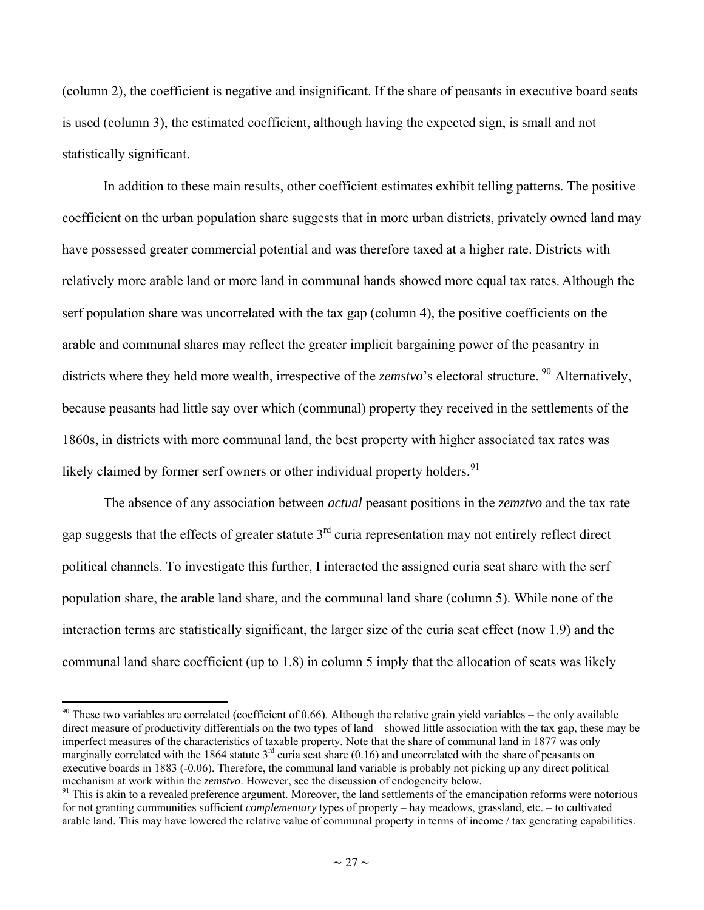(column 2), the coefficient is negative and insignificant. If the share of peasants in executive board seats is used (column 3), the estimated coefficient, although having the expected sign, is small and not statistically significant.

In addition to these main results, other coefficient estimates exhibit telling patterns. The positive coefficient on the urban population share suggests that in more urban districts, privately owned land may have possessed greater commercial potential and was therefore taxed at a higher rate. Districts with relatively more arable land or more land in communal hands showed more equal tax rates. Although the serf population share was uncorrelated with the tax gap (column 4), the positive coefficients on the arable and communal shares may reflect the greater implicit bargaining power of the peasantry in districts where they held more wealth, irrespective of the *zemstvo*'s electoral structure.[90] Alternatively, because peasants had little say over which (communal) property they received in the settlements of the 1860s, in districts with more communal land, the best property with higher associated tax rates was likely claimed by former serf owners or other individual property holders.[91]

The absence of any association between *actual* peasant positions in the *zemztvo* and the tax rate gap suggests that the effects of greater statute 3rd curia representation may not entirely reflect direct political channels. To investigate this further, I interacted the assigned curia seat share with the serf population share, the arable land share, and the communal land share (column 5). While none of the interaction terms are statistically significant, the larger size of the curia seat effect (now 1.9) and the communal land share coefficient (up to 1.8) in column 5 imply that the allocation of seats was likely

---

[90] These two variables are correlated (coefficient of 0.66). Although the relative grain yield variables – the only available direct measure of productivity differentials on the two types of land – showed little association with the tax gap, these may be imperfect measures of the characteristics of taxable property. Note that the share of communal land in 1877 was only marginally correlated with the 1864 statute 3rd curia seat share (0.16) and uncorrelated with the share of peasants on executive boards in 1883 (-0.06). Therefore, the communal land variable is probably not picking up any direct political mechanism at work within the *zemstvo*. However, see the discussion of endogeneity below.

[91] This is akin to a revealed preference argument. Moreover, the land settlements of the emancipation reforms were notorious for not granting communities sufficient *complementary* types of property – hay meadows, grassland, etc. – to cultivated arable land. This may have lowered the relative value of communal property in terms of income / tax generating capabilities.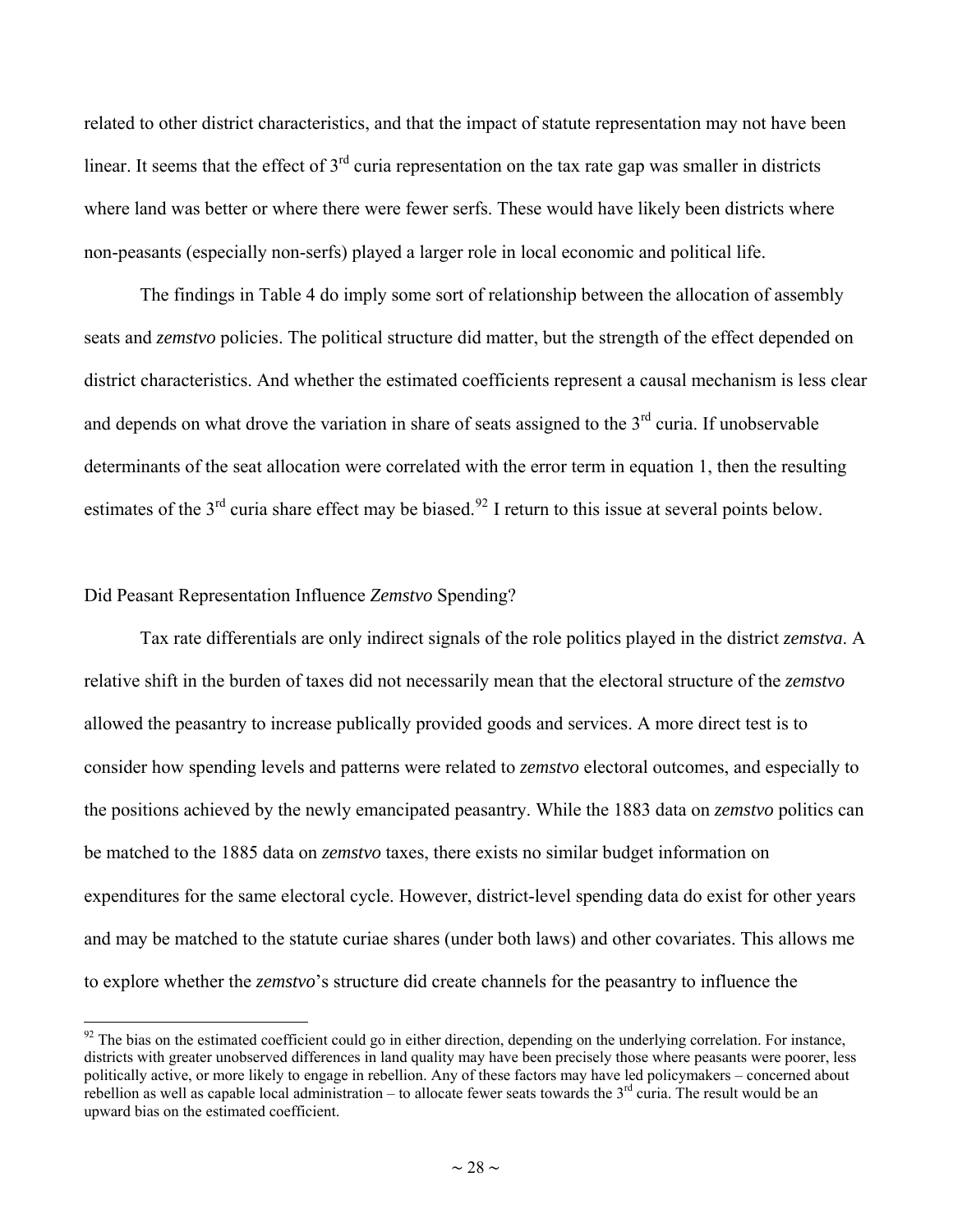related to other district characteristics, and that the impact of statute representation may not have been linear. It seems that the effect of 3rd curia representation on the tax rate gap was smaller in districts where land was better or where there were fewer serfs. These would have likely been districts where non-peasants (especially non-serfs) played a larger role in local economic and political life.

The findings in Table 4 do imply some sort of relationship between the allocation of assembly seats and *zemstvo* policies. The political structure did matter, but the strength of the effect depended on district characteristics. And whether the estimated coefficients represent a causal mechanism is less clear and depends on what drove the variation in share of seats assigned to the 3rd curia. If unobservable determinants of the seat allocation were correlated with the error term in equation 1, then the resulting estimates of the 3rd curia share effect may be biased.[92] I return to this issue at several points below.

## Did Peasant Representation Influence *Zemstvo* Spending?

Tax rate differentials are only indirect signals of the role politics played in the district *zemstva*. A relative shift in the burden of taxes did not necessarily mean that the electoral structure of the *zemstvo* allowed the peasantry to increase publically provided goods and services. A more direct test is to consider how spending levels and patterns were related to *zemstvo* electoral outcomes, and especially to the positions achieved by the newly emancipated peasantry. While the 1883 data on *zemstvo* politics can be matched to the 1885 data on *zemstvo* taxes, there exists no similar budget information on expenditures for the same electoral cycle. However, district-level spending data do exist for other years and may be matched to the statute curiae shares (under both laws) and other covariates. This allows me to explore whether the *zemstvo*'s structure did create channels for the peasantry to influence the

[92] The bias on the estimated coefficient could go in either direction, depending on the underlying correlation. For instance, districts with greater unobserved differences in land quality may have been precisely those where peasants were poorer, less politically active, or more likely to engage in rebellion. Any of these factors may have led policymakers – concerned about rebellion as well as capable local administration – to allocate fewer seats towards the 3rd curia. The result would be an upward bias on the estimated coefficient.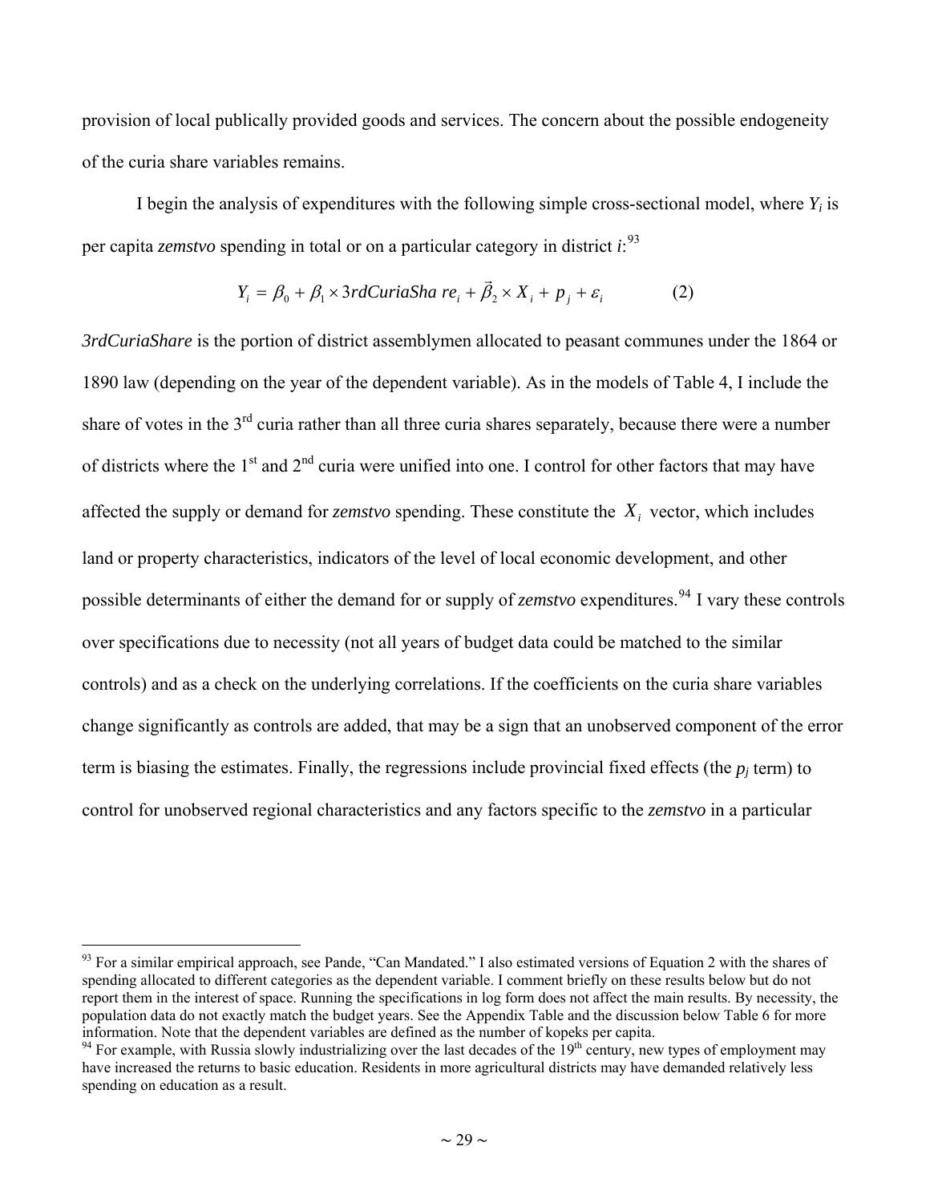provision of local publically provided goods and services. The concern about the possible endogeneity of the curia share variables remains.

I begin the analysis of expenditures with the following simple cross-sectional model, where $Y_i$ is per capita *zemstvo* spending in total or on a particular category in district *i*:[93]

$$Y_i = \beta_0 + \beta_1 \times 3rdCuriaShare_i + \vec{\beta}_2 \times X_i + p_j + \varepsilon_i \qquad (2)$$

*3rdCuriaShare* is the portion of district assemblymen allocated to peasant communes under the 1864 or 1890 law (depending on the year of the dependent variable). As in the models of Table 4, I include the share of votes in the 3rd curia rather than all three curia shares separately, because there were a number of districts where the 1st and 2nd curia were unified into one. I control for other factors that may have affected the supply or demand for *zemstvo* spending. These constitute the $X_i$ vector, which includes land or property characteristics, indicators of the level of local economic development, and other possible determinants of either the demand for or supply of *zemstvo* expenditures.[94] I vary these controls over specifications due to necessity (not all years of budget data could be matched to the similar controls) and as a check on the underlying correlations. If the coefficients on the curia share variables change significantly as controls are added, that may be a sign that an unobserved component of the error term is biasing the estimates. Finally, the regressions include provincial fixed effects (the $p_j$ term) to control for unobserved regional characteristics and any factors specific to the *zemstvo* in a particular

---

[93] For a similar empirical approach, see Pande, "Can Mandated." I also estimated versions of Equation 2 with the shares of spending allocated to different categories as the dependent variable. I comment briefly on these results below but do not report them in the interest of space. Running the specifications in log form does not affect the main results. By necessity, the population data do not exactly match the budget years. See the Appendix Table and the discussion below Table 6 for more information. Note that the dependent variables are defined as the number of kopeks per capita.

[94] For example, with Russia slowly industrializing over the last decades of the 19th century, new types of employment may have increased the returns to basic education. Residents in more agricultural districts may have demanded relatively less spending on education as a result.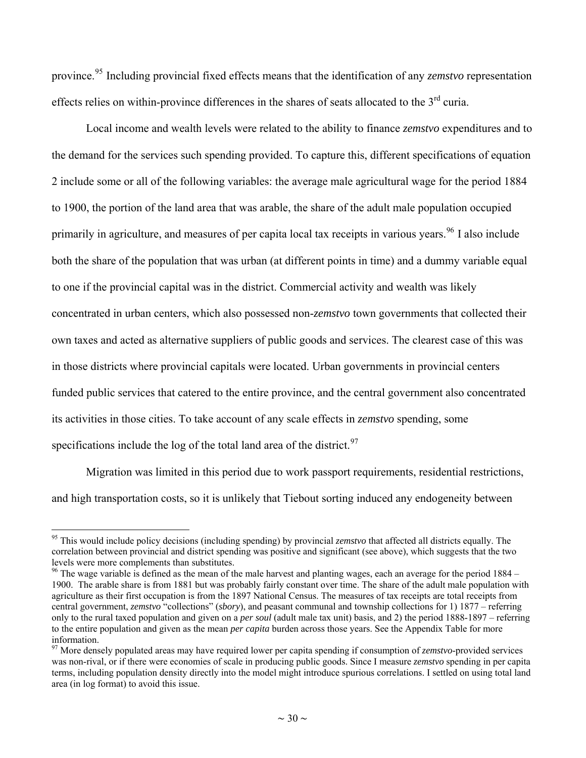province.[95] Including provincial fixed effects means that the identification of any *zemstvo* representation effects relies on within-province differences in the shares of seats allocated to the 3rd curia.

Local income and wealth levels were related to the ability to finance *zemstvo* expenditures and to the demand for the services such spending provided. To capture this, different specifications of equation 2 include some or all of the following variables: the average male agricultural wage for the period 1884 to 1900, the portion of the land area that was arable, the share of the adult male population occupied primarily in agriculture, and measures of per capita local tax receipts in various years.[96] I also include both the share of the population that was urban (at different points in time) and a dummy variable equal to one if the provincial capital was in the district. Commercial activity and wealth was likely concentrated in urban centers, which also possessed non-*zemstvo* town governments that collected their own taxes and acted as alternative suppliers of public goods and services. The clearest case of this was in those districts where provincial capitals were located. Urban governments in provincial centers funded public services that catered to the entire province, and the central government also concentrated its activities in those cities. To take account of any scale effects in *zemstvo* spending, some specifications include the log of the total land area of the district.[97]

Migration was limited in this period due to work passport requirements, residential restrictions, and high transportation costs, so it is unlikely that Tiebout sorting induced any endogeneity between

---

[95] This would include policy decisions (including spending) by provincial *zemstvo* that affected all districts equally. The correlation between provincial and district spending was positive and significant (see above), which suggests that the two levels were more complements than substitutes.

[96] The wage variable is defined as the mean of the male harvest and planting wages, each an average for the period 1884 – 1900. The arable share is from 1881 but was probably fairly constant over time. The share of the adult male population with agriculture as their first occupation is from the 1897 National Census. The measures of tax receipts are total receipts from central government, *zemstvo* "collections" (*sbory*), and peasant communal and township collections for 1) 1877 – referring only to the rural taxed population and given on a *per soul* (adult male tax unit) basis, and 2) the period 1888-1897 – referring to the entire population and given as the mean *per capita* burden across those years. See the Appendix Table for more information.

[97] More densely populated areas may have required lower per capita spending if consumption of *zemstvo*-provided services was non-rival, or if there were economies of scale in producing public goods. Since I measure *zemstvo* spending in per capita terms, including population density directly into the model might introduce spurious correlations. I settled on using total land area (in log format) to avoid this issue.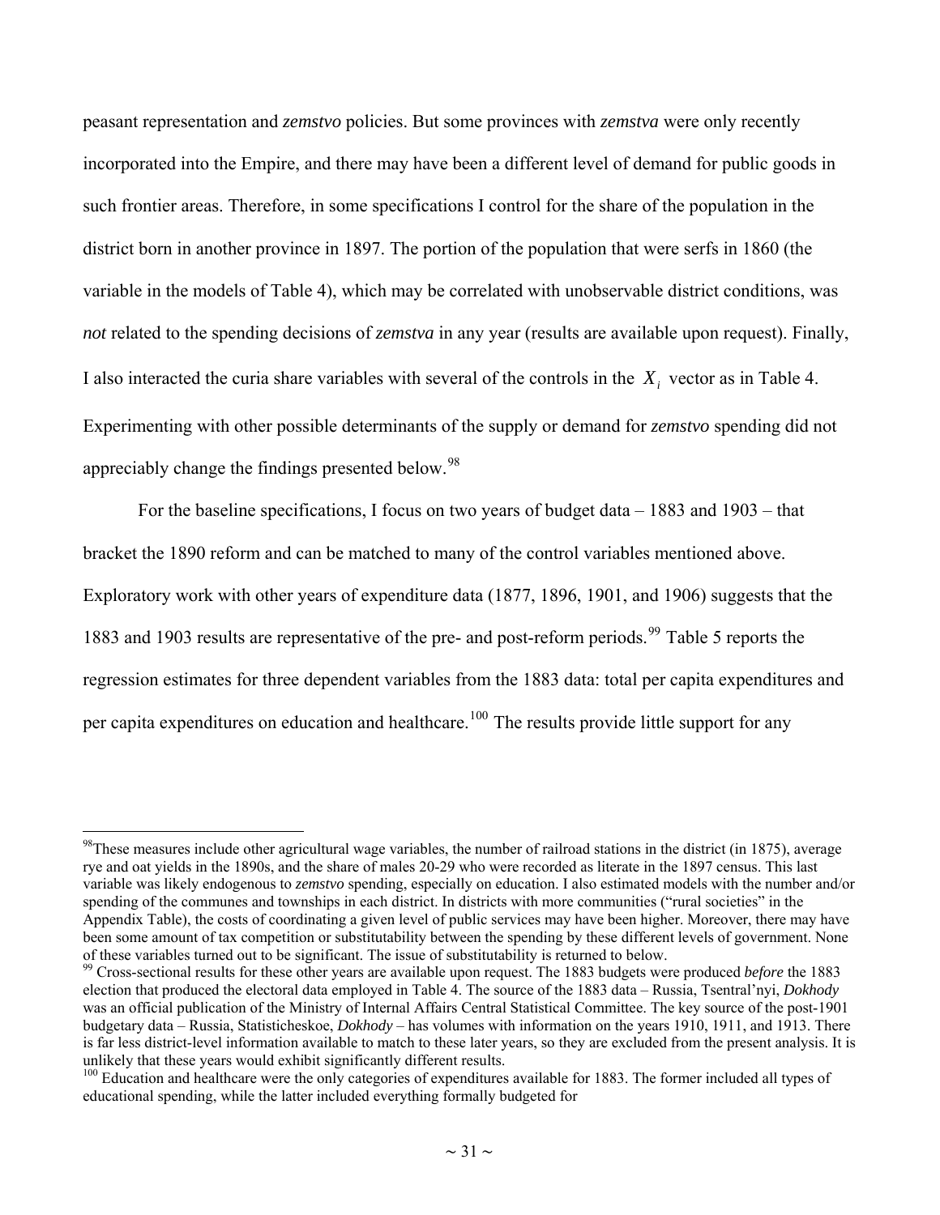peasant representation and *zemstvo* policies. But some provinces with *zemstva* were only recently incorporated into the Empire, and there may have been a different level of demand for public goods in such frontier areas. Therefore, in some specifications I control for the share of the population in the district born in another province in 1897. The portion of the population that were serfs in 1860 (the variable in the models of Table 4), which may be correlated with unobservable district conditions, was *not* related to the spending decisions of *zemstva* in any year (results are available upon request). Finally, I also interacted the curia share variables with several of the controls in the $X_i$ vector as in Table 4. Experimenting with other possible determinants of the supply or demand for *zemstvo* spending did not appreciably change the findings presented below.[98]

For the baseline specifications, I focus on two years of budget data – 1883 and 1903 – that bracket the 1890 reform and can be matched to many of the control variables mentioned above. Exploratory work with other years of expenditure data (1877, 1896, 1901, and 1906) suggests that the 1883 and 1903 results are representative of the pre- and post-reform periods.[99] Table 5 reports the regression estimates for three dependent variables from the 1883 data: total per capita expenditures and per capita expenditures on education and healthcare.[100] The results provide little support for any

---

[98] These measures include other agricultural wage variables, the number of railroad stations in the district (in 1875), average rye and oat yields in the 1890s, and the share of males 20-29 who were recorded as literate in the 1897 census. This last variable was likely endogenous to *zemstvo* spending, especially on education. I also estimated models with the number and/or spending of the communes and townships in each district. In districts with more communities ("rural societies" in the Appendix Table), the costs of coordinating a given level of public services may have been higher. Moreover, there may have been some amount of tax competition or substitutability between the spending by these different levels of government. None of these variables turned out to be significant. The issue of substitutability is returned to below.

[99] Cross-sectional results for these other years are available upon request. The 1883 budgets were produced *before* the 1883 election that produced the electoral data employed in Table 4. The source of the 1883 data – Russia, Tsentral'nyi, *Dokhody* was an official publication of the Ministry of Internal Affairs Central Statistical Committee. The key source of the post-1901 budgetary data – Russia, Statisticheskoe, *Dokhody* – has volumes with information on the years 1910, 1911, and 1913. There is far less district-level information available to match to these later years, so they are excluded from the present analysis. It is unlikely that these years would exhibit significantly different results.

[100] Education and healthcare were the only categories of expenditures available for 1883. The former included all types of educational spending, while the latter included everything formally budgeted for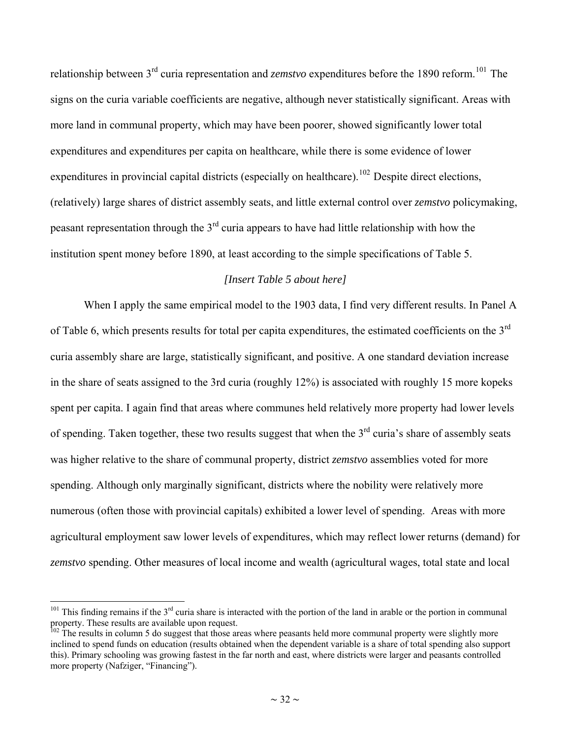relationship between 3rd curia representation and *zemstvo* expenditures before the 1890 reform.[101] The signs on the curia variable coefficients are negative, although never statistically significant. Areas with more land in communal property, which may have been poorer, showed significantly lower total expenditures and expenditures per capita on healthcare, while there is some evidence of lower expenditures in provincial capital districts (especially on healthcare).[102] Despite direct elections, (relatively) large shares of district assembly seats, and little external control over *zemstvo* policymaking, peasant representation through the 3rd curia appears to have had little relationship with how the institution spent money before 1890, at least according to the simple specifications of Table 5.

*[Insert Table 5 about here]*

When I apply the same empirical model to the 1903 data, I find very different results. In Panel A of Table 6, which presents results for total per capita expenditures, the estimated coefficients on the 3rd curia assembly share are large, statistically significant, and positive. A one standard deviation increase in the share of seats assigned to the 3rd curia (roughly 12%) is associated with roughly 15 more kopeks spent per capita. I again find that areas where communes held relatively more property had lower levels of spending. Taken together, these two results suggest that when the 3rd curia's share of assembly seats was higher relative to the share of communal property, district *zemstvo* assemblies voted for more spending. Although only marginally significant, districts where the nobility were relatively more numerous (often those with provincial capitals) exhibited a lower level of spending. Areas with more agricultural employment saw lower levels of expenditures, which may reflect lower returns (demand) for *zemstvo* spending. Other measures of local income and wealth (agricultural wages, total state and local

---

[101] This finding remains if the 3rd curia share is interacted with the portion of the land in arable or the portion in communal property. These results are available upon request.

[102] The results in column 5 do suggest that those areas where peasants held more communal property were slightly more inclined to spend funds on education (results obtained when the dependent variable is a share of total spending also support this). Primary schooling was growing fastest in the far north and east, where districts were larger and peasants controlled more property (Nafziger, "Financing").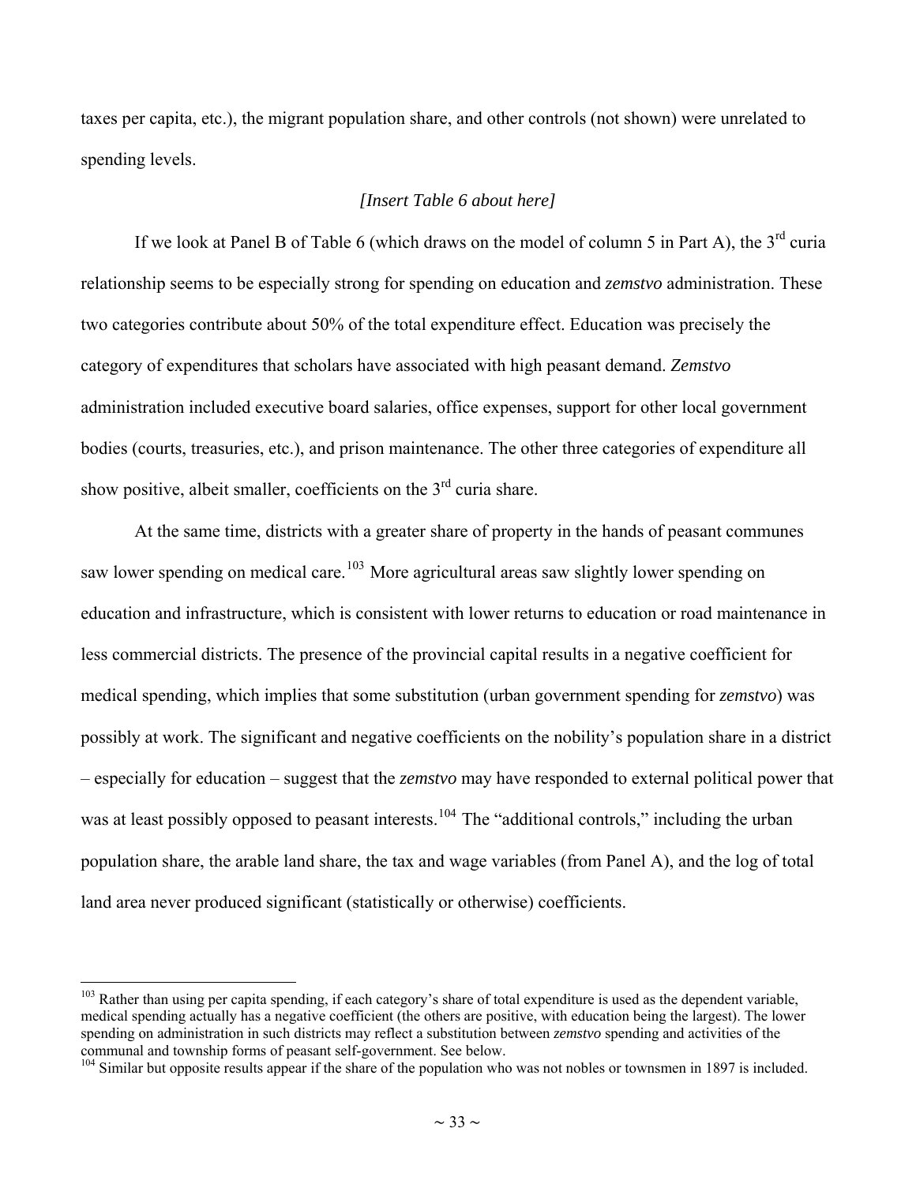taxes per capita, etc.), the migrant population share, and other controls (not shown) were unrelated to spending levels.

*[Insert Table 6 about here]*

If we look at Panel B of Table 6 (which draws on the model of column 5 in Part A), the 3rd curia relationship seems to be especially strong for spending on education and *zemstvo* administration. These two categories contribute about 50% of the total expenditure effect. Education was precisely the category of expenditures that scholars have associated with high peasant demand. *Zemstvo* administration included executive board salaries, office expenses, support for other local government bodies (courts, treasuries, etc.), and prison maintenance. The other three categories of expenditure all show positive, albeit smaller, coefficients on the 3rd curia share.

At the same time, districts with a greater share of property in the hands of peasant communes saw lower spending on medical care.[103] More agricultural areas saw slightly lower spending on education and infrastructure, which is consistent with lower returns to education or road maintenance in less commercial districts. The presence of the provincial capital results in a negative coefficient for medical spending, which implies that some substitution (urban government spending for *zemstvo*) was possibly at work. The significant and negative coefficients on the nobility's population share in a district – especially for education – suggest that the *zemstvo* may have responded to external political power that was at least possibly opposed to peasant interests.[104] The "additional controls," including the urban population share, the arable land share, the tax and wage variables (from Panel A), and the log of total land area never produced significant (statistically or otherwise) coefficients.

---

[103] Rather than using per capita spending, if each category's share of total expenditure is used as the dependent variable, medical spending actually has a negative coefficient (the others are positive, with education being the largest). The lower spending on administration in such districts may reflect a substitution between *zemstvo* spending and activities of the communal and township forms of peasant self-government. See below.

[104] Similar but opposite results appear if the share of the population who was not nobles or townsmen in 1897 is included.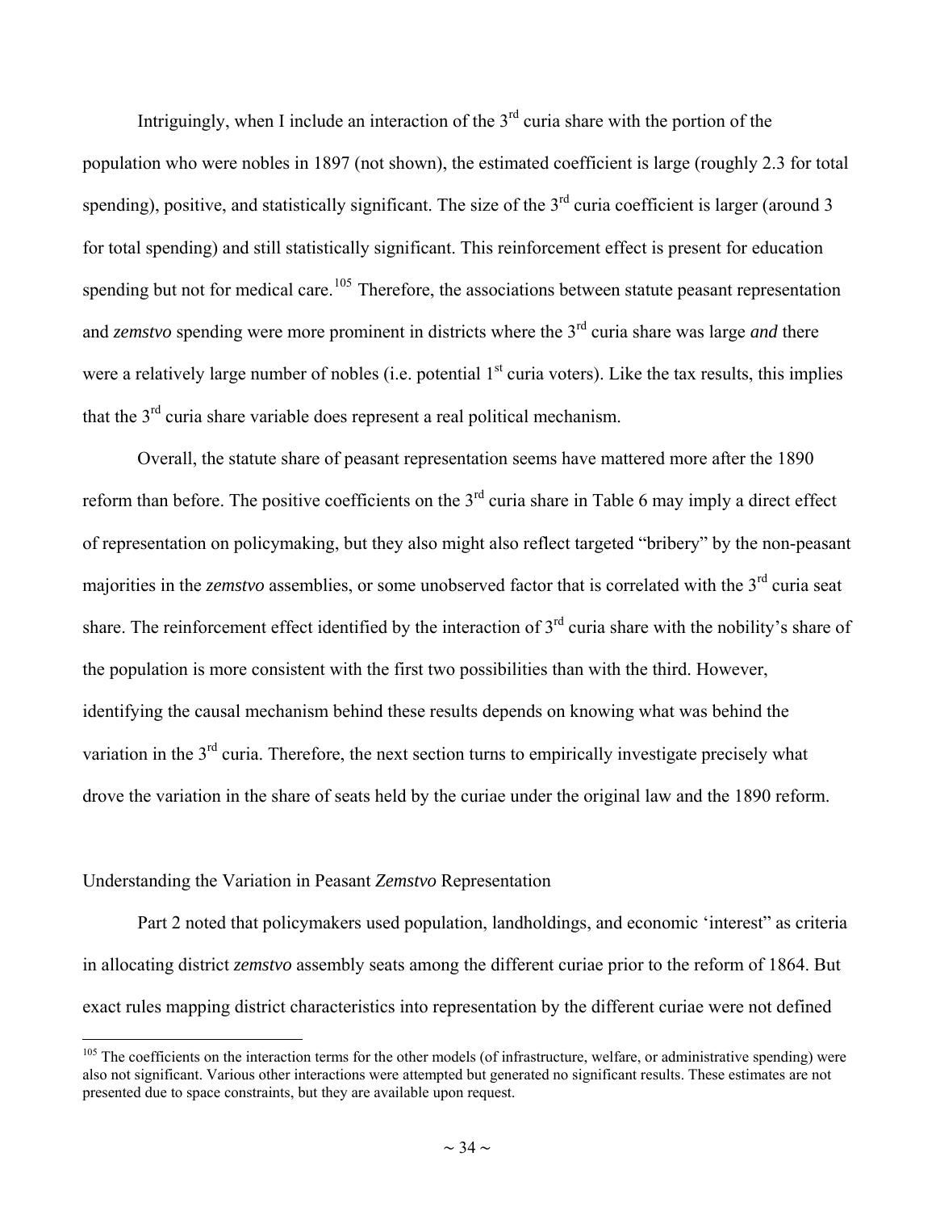Intriguingly, when I include an interaction of the 3rd curia share with the portion of the population who were nobles in 1897 (not shown), the estimated coefficient is large (roughly 2.3 for total spending), positive, and statistically significant. The size of the 3rd curia coefficient is larger (around 3 for total spending) and still statistically significant. This reinforcement effect is present for education spending but not for medical care.[105] Therefore, the associations between statute peasant representation and *zemstvo* spending were more prominent in districts where the 3rd curia share was large *and* there were a relatively large number of nobles (i.e. potential 1st curia voters). Like the tax results, this implies that the 3rd curia share variable does represent a real political mechanism.

Overall, the statute share of peasant representation seems have mattered more after the 1890 reform than before. The positive coefficients on the 3rd curia share in Table 6 may imply a direct effect of representation on policymaking, but they also might also reflect targeted "bribery" by the non-peasant majorities in the *zemstvo* assemblies, or some unobserved factor that is correlated with the 3rd curia seat share. The reinforcement effect identified by the interaction of 3rd curia share with the nobility's share of the population is more consistent with the first two possibilities than with the third. However, identifying the causal mechanism behind these results depends on knowing what was behind the variation in the 3rd curia. Therefore, the next section turns to empirically investigate precisely what drove the variation in the share of seats held by the curiae under the original law and the 1890 reform.

## Understanding the Variation in Peasant *Zemstvo* Representation

Part 2 noted that policymakers used population, landholdings, and economic 'interest" as criteria in allocating district *zemstvo* assembly seats among the different curiae prior to the reform of 1864. But exact rules mapping district characteristics into representation by the different curiae were not defined

---

[105] The coefficients on the interaction terms for the other models (of infrastructure, welfare, or administrative spending) were also not significant. Various other interactions were attempted but generated no significant results. These estimates are not presented due to space constraints, but they are available upon request.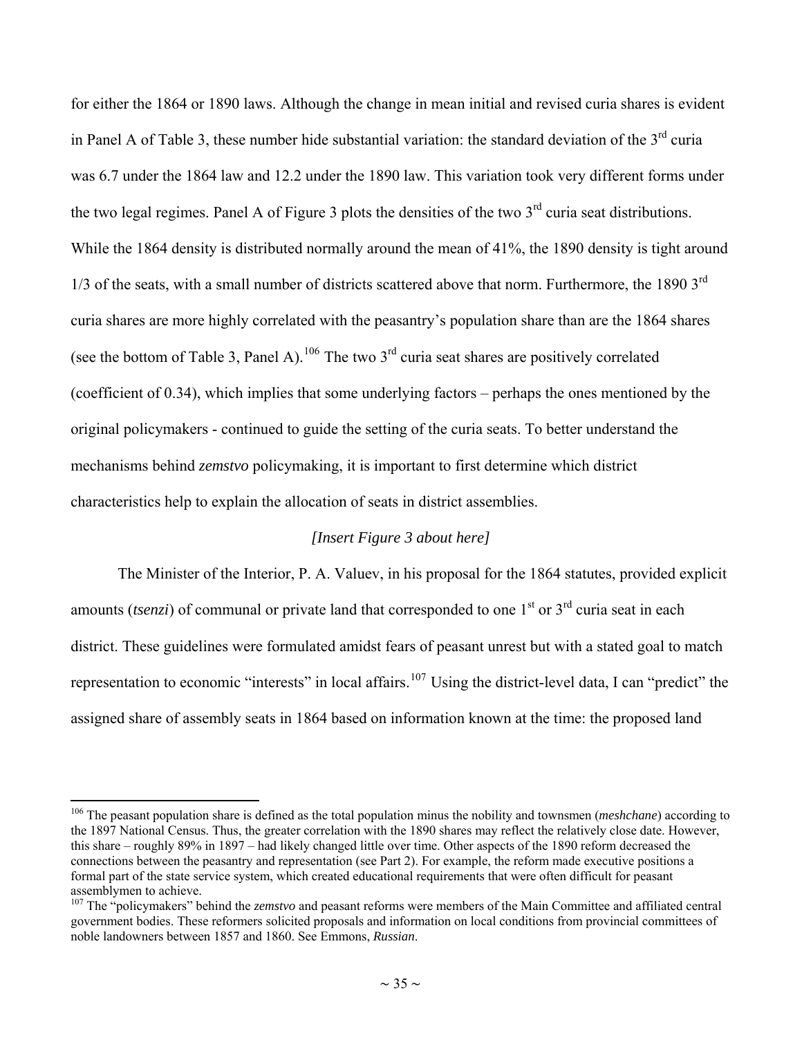for either the 1864 or 1890 laws. Although the change in mean initial and revised curia shares is evident in Panel A of Table 3, these number hide substantial variation: the standard deviation of the 3rd curia was 6.7 under the 1864 law and 12.2 under the 1890 law. This variation took very different forms under the two legal regimes. Panel A of Figure 3 plots the densities of the two 3rd curia seat distributions. While the 1864 density is distributed normally around the mean of 41%, the 1890 density is tight around 1/3 of the seats, with a small number of districts scattered above that norm. Furthermore, the 1890 3rd curia shares are more highly correlated with the peasantry's population share than are the 1864 shares (see the bottom of Table 3, Panel A).[106] The two 3rd curia seat shares are positively correlated (coefficient of 0.34), which implies that some underlying factors – perhaps the ones mentioned by the original policymakers - continued to guide the setting of the curia seats. To better understand the mechanisms behind *zemstvo* policymaking, it is important to first determine which district characteristics help to explain the allocation of seats in district assemblies.

*[Insert Figure 3 about here]*

The Minister of the Interior, P. A. Valuev, in his proposal for the 1864 statutes, provided explicit amounts (*tsenzi*) of communal or private land that corresponded to one 1st or 3rd curia seat in each district. These guidelines were formulated amidst fears of peasant unrest but with a stated goal to match representation to economic "interests" in local affairs.[107] Using the district-level data, I can "predict" the assigned share of assembly seats in 1864 based on information known at the time: the proposed land

---

[106] The peasant population share is defined as the total population minus the nobility and townsmen (*meshchane*) according to the 1897 National Census. Thus, the greater correlation with the 1890 shares may reflect the relatively close date. However, this share – roughly 89% in 1897 – had likely changed little over time. Other aspects of the 1890 reform decreased the connections between the peasantry and representation (see Part 2). For example, the reform made executive positions a formal part of the state service system, which created educational requirements that were often difficult for peasant assemblymen to achieve.

[107] The "policymakers" behind the *zemstvo* and peasant reforms were members of the Main Committee and affiliated central government bodies. These reformers solicited proposals and information on local conditions from provincial committees of noble landowners between 1857 and 1860. See Emmons, *Russian*.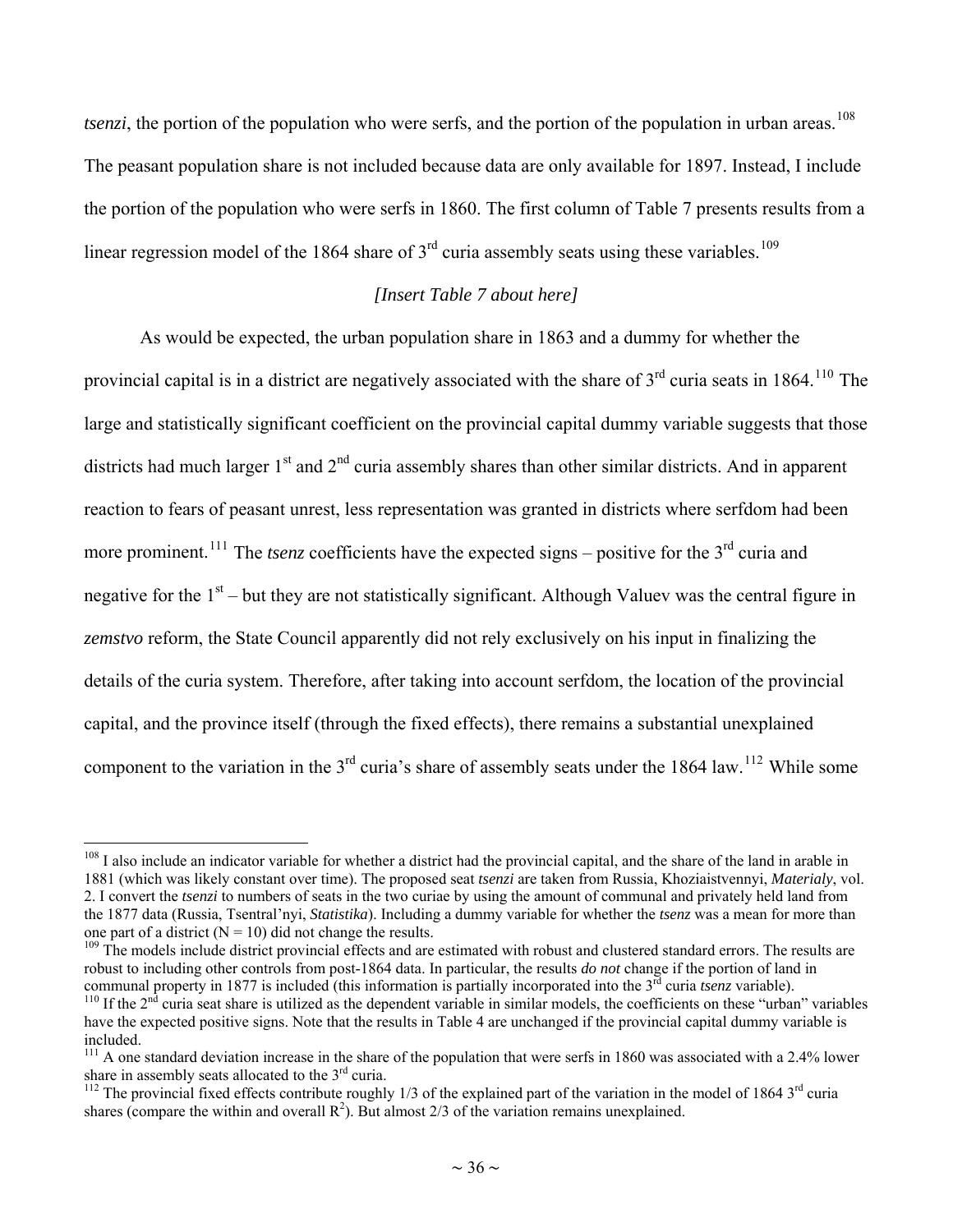*tsenzi*, the portion of the population who were serfs, and the portion of the population in urban areas.[108] The peasant population share is not included because data are only available for 1897. Instead, I include the portion of the population who were serfs in 1860. The first column of Table 7 presents results from a linear regression model of the 1864 share of 3rd curia assembly seats using these variables.[109]

*[Insert Table 7 about here]*

As would be expected, the urban population share in 1863 and a dummy for whether the provincial capital is in a district are negatively associated with the share of 3rd curia seats in 1864.[110] The large and statistically significant coefficient on the provincial capital dummy variable suggests that those districts had much larger 1st and 2nd curia assembly shares than other similar districts. And in apparent reaction to fears of peasant unrest, less representation was granted in districts where serfdom had been more prominent.[111] The *tsenz* coefficients have the expected signs – positive for the 3rd curia and negative for the 1st – but they are not statistically significant. Although Valuev was the central figure in *zemstvo* reform, the State Council apparently did not rely exclusively on his input in finalizing the details of the curia system. Therefore, after taking into account serfdom, the location of the provincial capital, and the province itself (through the fixed effects), there remains a substantial unexplained component to the variation in the 3rd curia's share of assembly seats under the 1864 law.[112] While some

---

[108] I also include an indicator variable for whether a district had the provincial capital, and the share of the land in arable in 1881 (which was likely constant over time). The proposed seat *tsenzi* are taken from Russia, Khoziaistvennyi, *Materialy*, vol. 2. I convert the *tsenzi* to numbers of seats in the two curiae by using the amount of communal and privately held land from the 1877 data (Russia, Tsentral'nyi, *Statistika*). Including a dummy variable for whether the *tsenz* was a mean for more than one part of a district (N = 10) did not change the results.

[109] The models include district provincial effects and are estimated with robust and clustered standard errors. The results are robust to including other controls from post-1864 data. In particular, the results *do not* change if the portion of land in communal property in 1877 is included (this information is partially incorporated into the 3rd curia *tsenz* variable).

[110] If the 2nd curia seat share is utilized as the dependent variable in similar models, the coefficients on these "urban" variables have the expected positive signs. Note that the results in Table 4 are unchanged if the provincial capital dummy variable is included.

[111] A one standard deviation increase in the share of the population that were serfs in 1860 was associated with a 2.4% lower share in assembly seats allocated to the 3rd curia.

[112] The provincial fixed effects contribute roughly 1/3 of the explained part of the variation in the model of 1864 3rd curia shares (compare the within and overall $R^2$). But almost 2/3 of the variation remains unexplained.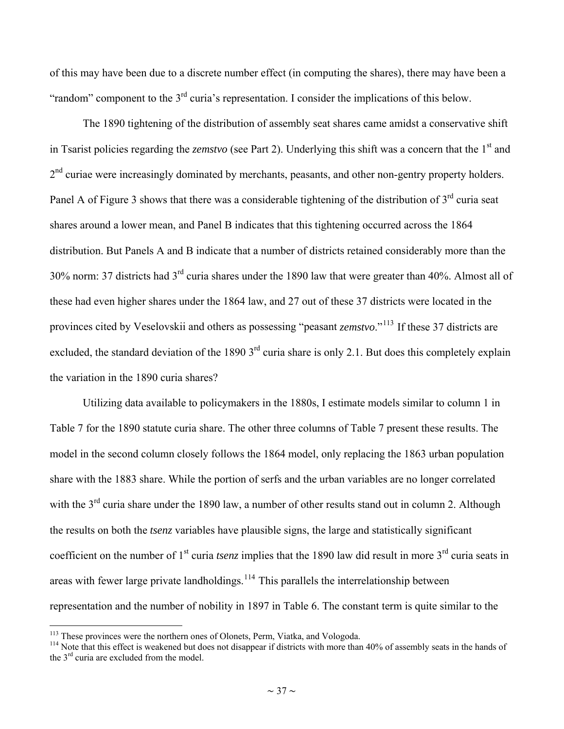of this may have been due to a discrete number effect (in computing the shares), there may have been a "random" component to the 3rd curia's representation. I consider the implications of this below.

The 1890 tightening of the distribution of assembly seat shares came amidst a conservative shift in Tsarist policies regarding the *zemstvo* (see Part 2). Underlying this shift was a concern that the 1st and 2nd curiae were increasingly dominated by merchants, peasants, and other non-gentry property holders. Panel A of Figure 3 shows that there was a considerable tightening of the distribution of 3rd curia seat shares around a lower mean, and Panel B indicates that this tightening occurred across the 1864 distribution. But Panels A and B indicate that a number of districts retained considerably more than the 30% norm: 37 districts had 3rd curia shares under the 1890 law that were greater than 40%. Almost all of these had even higher shares under the 1864 law, and 27 out of these 37 districts were located in the provinces cited by Veselovskii and others as possessing "peasant *zemstvo*."[113] If these 37 districts are excluded, the standard deviation of the 1890 3rd curia share is only 2.1. But does this completely explain the variation in the 1890 curia shares?

Utilizing data available to policymakers in the 1880s, I estimate models similar to column 1 in Table 7 for the 1890 statute curia share. The other three columns of Table 7 present these results. The model in the second column closely follows the 1864 model, only replacing the 1863 urban population share with the 1883 share. While the portion of serfs and the urban variables are no longer correlated with the 3rd curia share under the 1890 law, a number of other results stand out in column 2. Although the results on both the *tsenz* variables have plausible signs, the large and statistically significant coefficient on the number of 1st curia *tsenz* implies that the 1890 law did result in more 3rd curia seats in areas with fewer large private landholdings.[114] This parallels the interrelationship between representation and the number of nobility in 1897 in Table 6. The constant term is quite similar to the

---

[113] These provinces were the northern ones of Olonets, Perm, Viatka, and Vologoda.

[114] Note that this effect is weakened but does not disappear if districts with more than 40% of assembly seats in the hands of the 3rd curia are excluded from the model.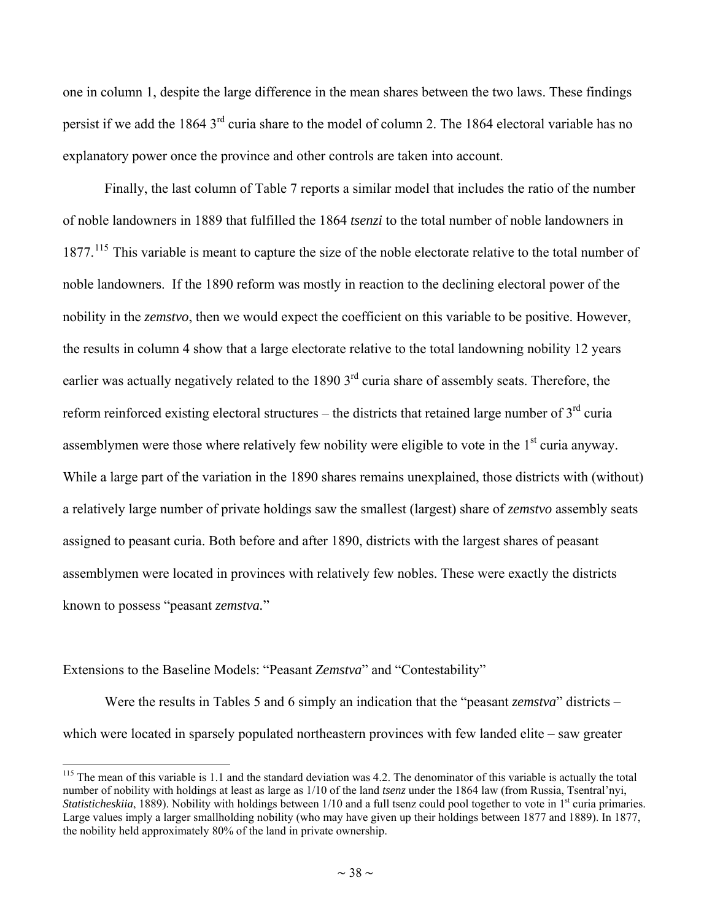one in column 1, despite the large difference in the mean shares between the two laws. These findings persist if we add the 1864 3rd curia share to the model of column 2. The 1864 electoral variable has no explanatory power once the province and other controls are taken into account.

Finally, the last column of Table 7 reports a similar model that includes the ratio of the number of noble landowners in 1889 that fulfilled the 1864 *tsenzi* to the total number of noble landowners in 1877.[115] This variable is meant to capture the size of the noble electorate relative to the total number of noble landowners. If the 1890 reform was mostly in reaction to the declining electoral power of the nobility in the *zemstvo*, then we would expect the coefficient on this variable to be positive. However, the results in column 4 show that a large electorate relative to the total landowning nobility 12 years earlier was actually negatively related to the 1890 3rd curia share of assembly seats. Therefore, the reform reinforced existing electoral structures – the districts that retained large number of 3rd curia assemblymen were those where relatively few nobility were eligible to vote in the 1st curia anyway. While a large part of the variation in the 1890 shares remains unexplained, those districts with (without) a relatively large number of private holdings saw the smallest (largest) share of *zemstvo* assembly seats assigned to peasant curia. Both before and after 1890, districts with the largest shares of peasant assemblymen were located in provinces with relatively few nobles. These were exactly the districts known to possess "peasant *zemstva.*"

## Extensions to the Baseline Models: "Peasant *Zemstva*" and "Contestability"

Were the results in Tables 5 and 6 simply an indication that the "peasant *zemstva*" districts – which were located in sparsely populated northeastern provinces with few landed elite – saw greater

[115] The mean of this variable is 1.1 and the standard deviation was 4.2. The denominator of this variable is actually the total number of nobility with holdings at least as large as 1/10 of the land *tsenz* under the 1864 law (from Russia, Tsentral'nyi, *Statisticheskiia*, 1889). Nobility with holdings between 1/10 and a full tsenz could pool together to vote in 1st curia primaries. Large values imply a larger smallholding nobility (who may have given up their holdings between 1877 and 1889). In 1877, the nobility held approximately 80% of the land in private ownership.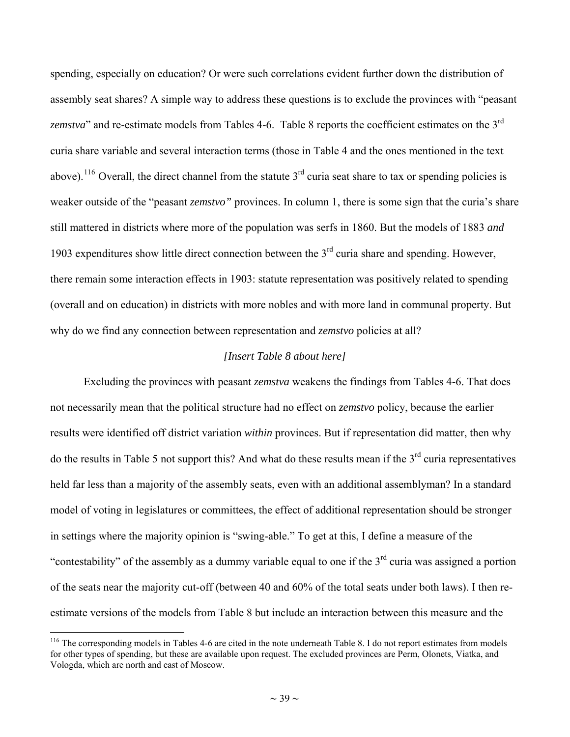spending, especially on education? Or were such correlations evident further down the distribution of assembly seat shares? A simple way to address these questions is to exclude the provinces with "peasant *zemstva*" and re-estimate models from Tables 4-6. Table 8 reports the coefficient estimates on the 3rd curia share variable and several interaction terms (those in Table 4 and the ones mentioned in the text above).[116] Overall, the direct channel from the statute 3rd curia seat share to tax or spending policies is weaker outside of the "peasant *zemstvo"* provinces. In column 1, there is some sign that the curia's share still mattered in districts where more of the population was serfs in 1860. But the models of 1883 *and* 1903 expenditures show little direct connection between the 3rd curia share and spending. However, there remain some interaction effects in 1903: statute representation was positively related to spending (overall and on education) in districts with more nobles and with more land in communal property. But why do we find any connection between representation and *zemstvo* policies at all?

*[Insert Table 8 about here]*

Excluding the provinces with peasant *zemstva* weakens the findings from Tables 4-6. That does not necessarily mean that the political structure had no effect on *zemstvo* policy, because the earlier results were identified off district variation *within* provinces. But if representation did matter, then why do the results in Table 5 not support this? And what do these results mean if the 3rd curia representatives held far less than a majority of the assembly seats, even with an additional assemblyman? In a standard model of voting in legislatures or committees, the effect of additional representation should be stronger in settings where the majority opinion is "swing-able." To get at this, I define a measure of the "contestability" of the assembly as a dummy variable equal to one if the 3rd curia was assigned a portion of the seats near the majority cut-off (between 40 and 60% of the total seats under both laws). I then re-estimate versions of the models from Table 8 but include an interaction between this measure and the

[116] The corresponding models in Tables 4-6 are cited in the note underneath Table 8. I do not report estimates from models for other types of spending, but these are available upon request. The excluded provinces are Perm, Olonets, Viatka, and Vologda, which are north and east of Moscow.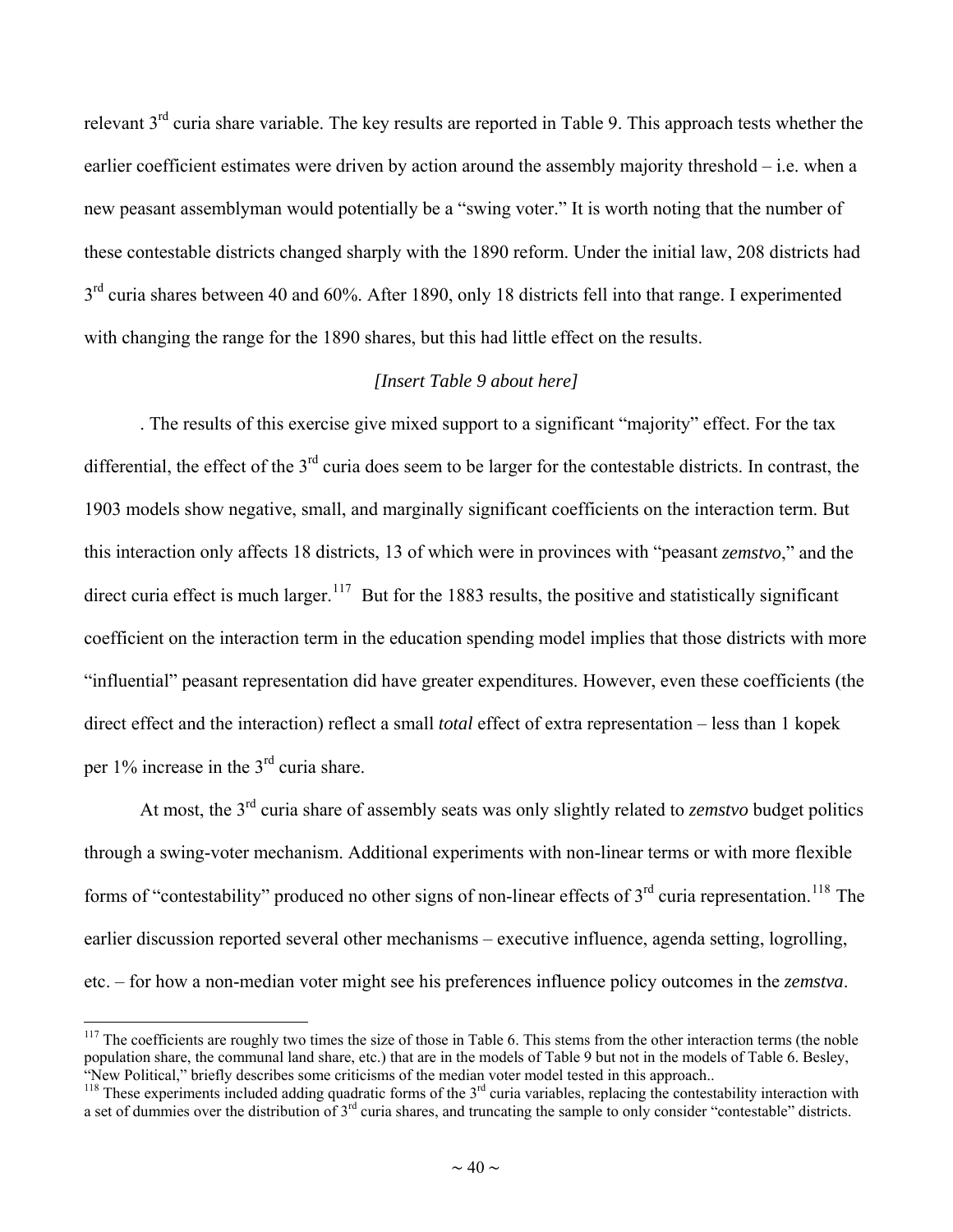relevant 3rd curia share variable. The key results are reported in Table 9. This approach tests whether the earlier coefficient estimates were driven by action around the assembly majority threshold – i.e. when a new peasant assemblyman would potentially be a "swing voter." It is worth noting that the number of these contestable districts changed sharply with the 1890 reform. Under the initial law, 208 districts had 3rd curia shares between 40 and 60%. After 1890, only 18 districts fell into that range. I experimented with changing the range for the 1890 shares, but this had little effect on the results.

*[Insert Table 9 about here]*

. The results of this exercise give mixed support to a significant "majority" effect. For the tax differential, the effect of the 3rd curia does seem to be larger for the contestable districts. In contrast, the 1903 models show negative, small, and marginally significant coefficients on the interaction term. But this interaction only affects 18 districts, 13 of which were in provinces with "peasant *zemstvo*," and the direct curia effect is much larger.[117] But for the 1883 results, the positive and statistically significant coefficient on the interaction term in the education spending model implies that those districts with more "influential" peasant representation did have greater expenditures. However, even these coefficients (the direct effect and the interaction) reflect a small *total* effect of extra representation – less than 1 kopek per 1% increase in the 3rd curia share.

At most, the 3rd curia share of assembly seats was only slightly related to *zemstvo* budget politics through a swing-voter mechanism. Additional experiments with non-linear terms or with more flexible forms of "contestability" produced no other signs of non-linear effects of 3rd curia representation.[118] The earlier discussion reported several other mechanisms – executive influence, agenda setting, logrolling, etc. – for how a non-median voter might see his preferences influence policy outcomes in the *zemstva*.

---

[117] The coefficients are roughly two times the size of those in Table 6. This stems from the other interaction terms (the noble population share, the communal land share, etc.) that are in the models of Table 9 but not in the models of Table 6. Besley, "New Political," briefly describes some criticisms of the median voter model tested in this approach..

[118] These experiments included adding quadratic forms of the 3rd curia variables, replacing the contestability interaction with a set of dummies over the distribution of 3rd curia shares, and truncating the sample to only consider "contestable" districts.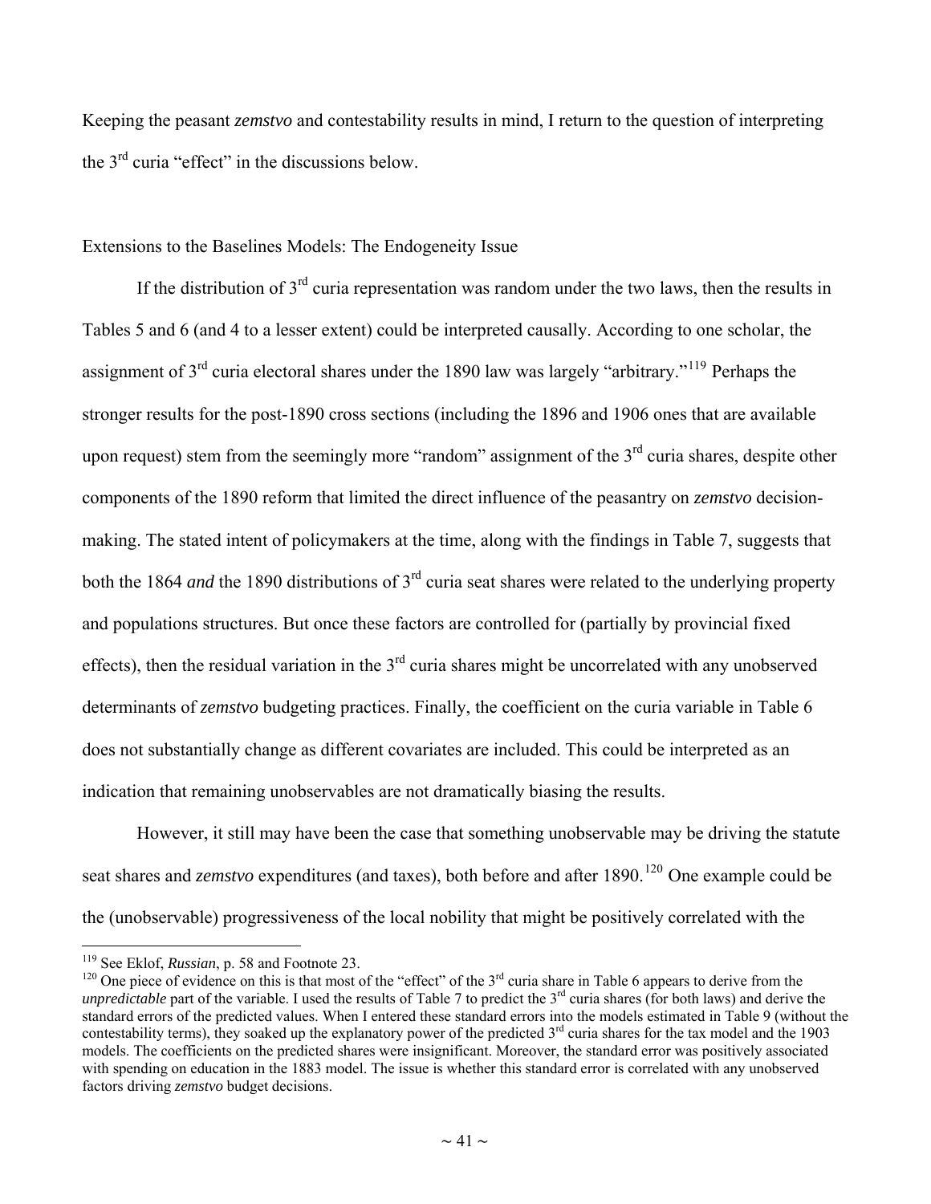Keeping the peasant *zemstvo* and contestability results in mind, I return to the question of interpreting the 3rd curia "effect" in the discussions below.

Extensions to the Baselines Models: The Endogeneity Issue

If the distribution of 3rd curia representation was random under the two laws, then the results in Tables 5 and 6 (and 4 to a lesser extent) could be interpreted causally. According to one scholar, the assignment of 3rd curia electoral shares under the 1890 law was largely "arbitrary."[119] Perhaps the stronger results for the post-1890 cross sections (including the 1896 and 1906 ones that are available upon request) stem from the seemingly more "random" assignment of the 3rd curia shares, despite other components of the 1890 reform that limited the direct influence of the peasantry on *zemstvo* decision-making. The stated intent of policymakers at the time, along with the findings in Table 7, suggests that both the 1864 *and* the 1890 distributions of 3rd curia seat shares were related to the underlying property and populations structures. But once these factors are controlled for (partially by provincial fixed effects), then the residual variation in the 3rd curia shares might be uncorrelated with any unobserved determinants of *zemstvo* budgeting practices. Finally, the coefficient on the curia variable in Table 6 does not substantially change as different covariates are included. This could be interpreted as an indication that remaining unobservables are not dramatically biasing the results.

However, it still may have been the case that something unobservable may be driving the statute seat shares and *zemstvo* expenditures (and taxes), both before and after 1890.[120] One example could be the (unobservable) progressiveness of the local nobility that might be positively correlated with the

---

[119] See Eklof, *Russian*, p. 58 and Footnote 23.

[120] One piece of evidence on this is that most of the "effect" of the 3rd curia share in Table 6 appears to derive from the *unpredictable* part of the variable. I used the results of Table 7 to predict the 3rd curia shares (for both laws) and derive the standard errors of the predicted values. When I entered these standard errors into the models estimated in Table 9 (without the contestability terms), they soaked up the explanatory power of the predicted 3rd curia shares for the tax model and the 1903 models. The coefficients on the predicted shares were insignificant. Moreover, the standard error was positively associated with spending on education in the 1883 model. The issue is whether this standard error is correlated with any unobserved factors driving *zemstvo* budget decisions.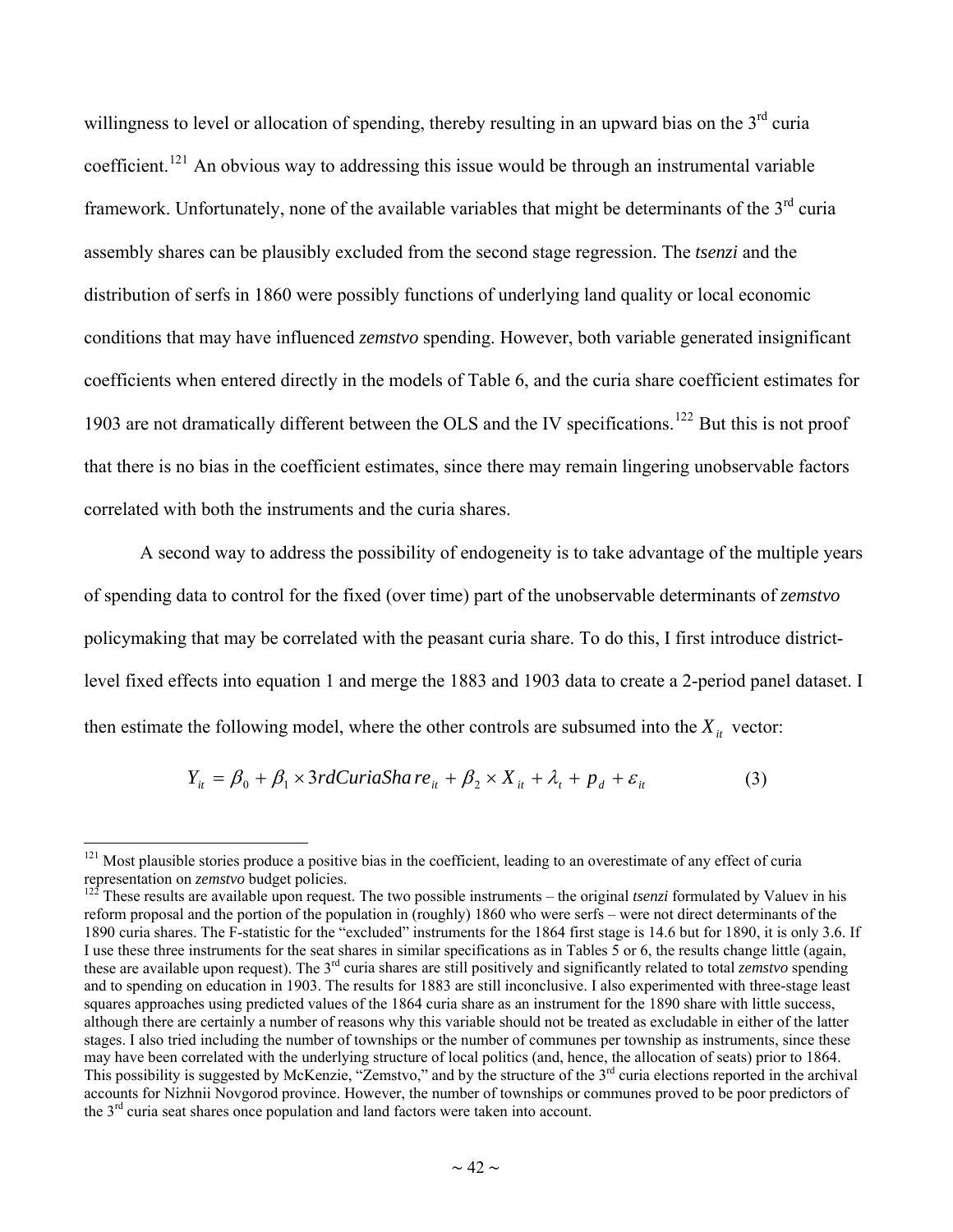willingness to level or allocation of spending, thereby resulting in an upward bias on the 3rd curia coefficient.[121] An obvious way to addressing this issue would be through an instrumental variable framework. Unfortunately, none of the available variables that might be determinants of the 3rd curia assembly shares can be plausibly excluded from the second stage regression. The *tsenzi* and the distribution of serfs in 1860 were possibly functions of underlying land quality or local economic conditions that may have influenced *zemstvo* spending. However, both variable generated insignificant coefficients when entered directly in the models of Table 6, and the curia share coefficient estimates for 1903 are not dramatically different between the OLS and the IV specifications.[122] But this is not proof that there is no bias in the coefficient estimates, since there may remain lingering unobservable factors correlated with both the instruments and the curia shares.

A second way to address the possibility of endogeneity is to take advantage of the multiple years of spending data to control for the fixed (over time) part of the unobservable determinants of *zemstvo* policymaking that may be correlated with the peasant curia share. To do this, I first introduce district-level fixed effects into equation 1 and merge the 1883 and 1903 data to create a 2-period panel dataset. I then estimate the following model, where the other controls are subsumed into the $X_{it}$ vector:

$$Y_{it} = \beta_0 + \beta_1 \times 3rdCuriaShare_{it} + \beta_2 \times X_{it} + \lambda_t + p_d + \varepsilon_{it} \qquad (3)$$

---

[121] Most plausible stories produce a positive bias in the coefficient, leading to an overestimate of any effect of curia representation on *zemstvo* budget policies.

[122] These results are available upon request. The two possible instruments – the original *tsenzi* formulated by Valuev in his reform proposal and the portion of the population in (roughly) 1860 who were serfs – were not direct determinants of the 1890 curia shares. The F-statistic for the "excluded" instruments for the 1864 first stage is 14.6 but for 1890, it is only 3.6. If I use these three instruments for the seat shares in similar specifications as in Tables 5 or 6, the results change little (again, these are available upon request). The 3rd curia shares are still positively and significantly related to total *zemstvo* spending and to spending on education in 1903. The results for 1883 are still inconclusive. I also experimented with three-stage least squares approaches using predicted values of the 1864 curia share as an instrument for the 1890 share with little success, although there are certainly a number of reasons why this variable should not be treated as excludable in either of the latter stages. I also tried including the number of townships or the number of communes per township as instruments, since these may have been correlated with the underlying structure of local politics (and, hence, the allocation of seats) prior to 1864. This possibility is suggested by McKenzie, "Zemstvo," and by the structure of the 3rd curia elections reported in the archival accounts for Nizhnii Novgorod province. However, the number of townships or communes proved to be poor predictors of the 3rd curia seat shares once population and land factors were taken into account.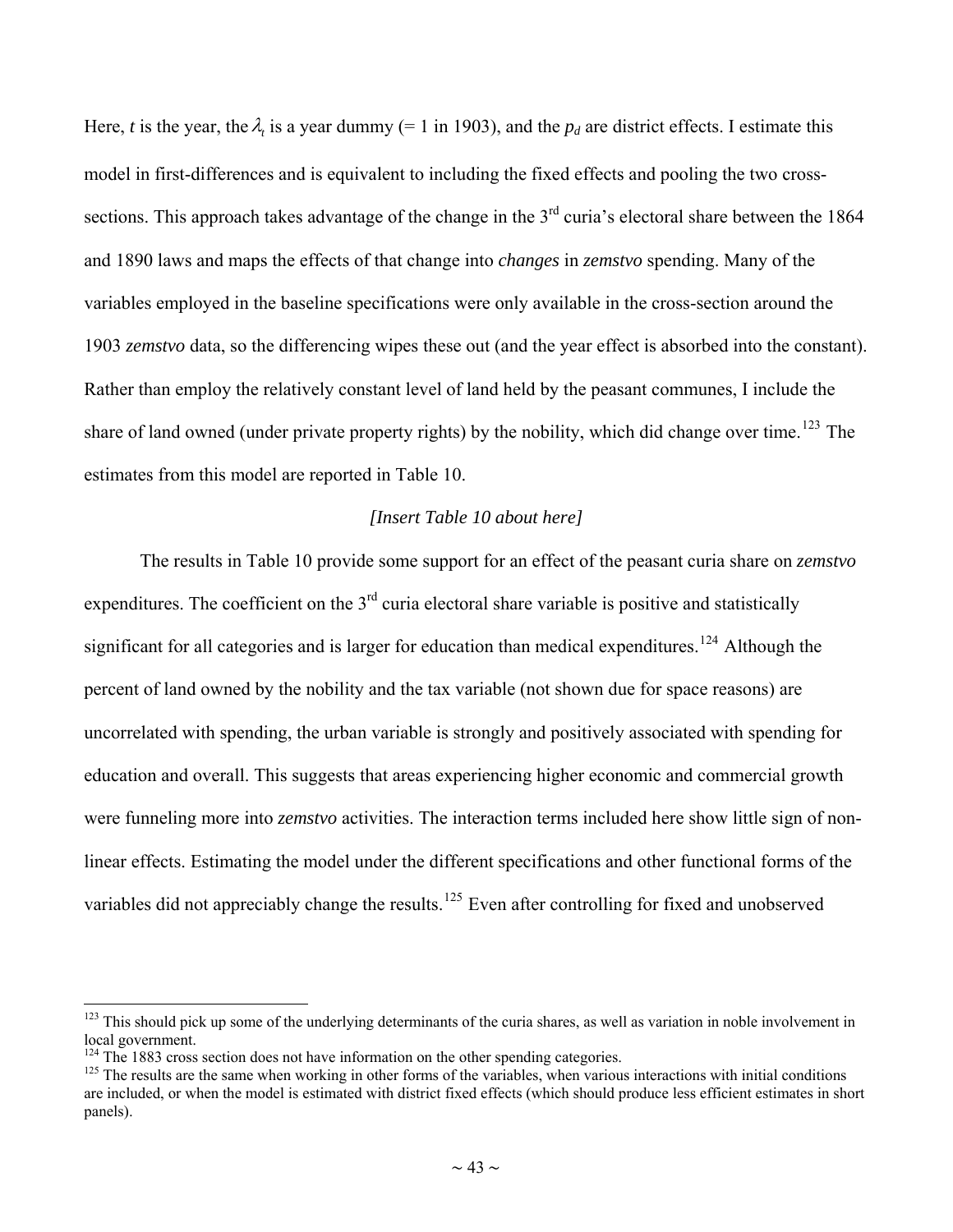Here, $t$ is the year, the $\lambda_t$ is a year dummy (= 1 in 1903), and the $p_d$ are district effects. I estimate this model in first-differences and is equivalent to including the fixed effects and pooling the two cross-sections. This approach takes advantage of the change in the 3rd curia's electoral share between the 1864 and 1890 laws and maps the effects of that change into *changes* in *zemstvo* spending. Many of the variables employed in the baseline specifications were only available in the cross-section around the 1903 *zemstvo* data, so the differencing wipes these out (and the year effect is absorbed into the constant). Rather than employ the relatively constant level of land held by the peasant communes, I include the share of land owned (under private property rights) by the nobility, which did change over time.[123] The estimates from this model are reported in Table 10.

*[Insert Table 10 about here]*

The results in Table 10 provide some support for an effect of the peasant curia share on *zemstvo* expenditures. The coefficient on the 3rd curia electoral share variable is positive and statistically significant for all categories and is larger for education than medical expenditures.[124] Although the percent of land owned by the nobility and the tax variable (not shown due for space reasons) are uncorrelated with spending, the urban variable is strongly and positively associated with spending for education and overall. This suggests that areas experiencing higher economic and commercial growth were funneling more into *zemstvo* activities. The interaction terms included here show little sign of non-linear effects. Estimating the model under the different specifications and other functional forms of the variables did not appreciably change the results.[125] Even after controlling for fixed and unobserved

---

[123] This should pick up some of the underlying determinants of the curia shares, as well as variation in noble involvement in local government.

[124] The 1883 cross section does not have information on the other spending categories.

[125] The results are the same when working in other forms of the variables, when various interactions with initial conditions are included, or when the model is estimated with district fixed effects (which should produce less efficient estimates in short panels).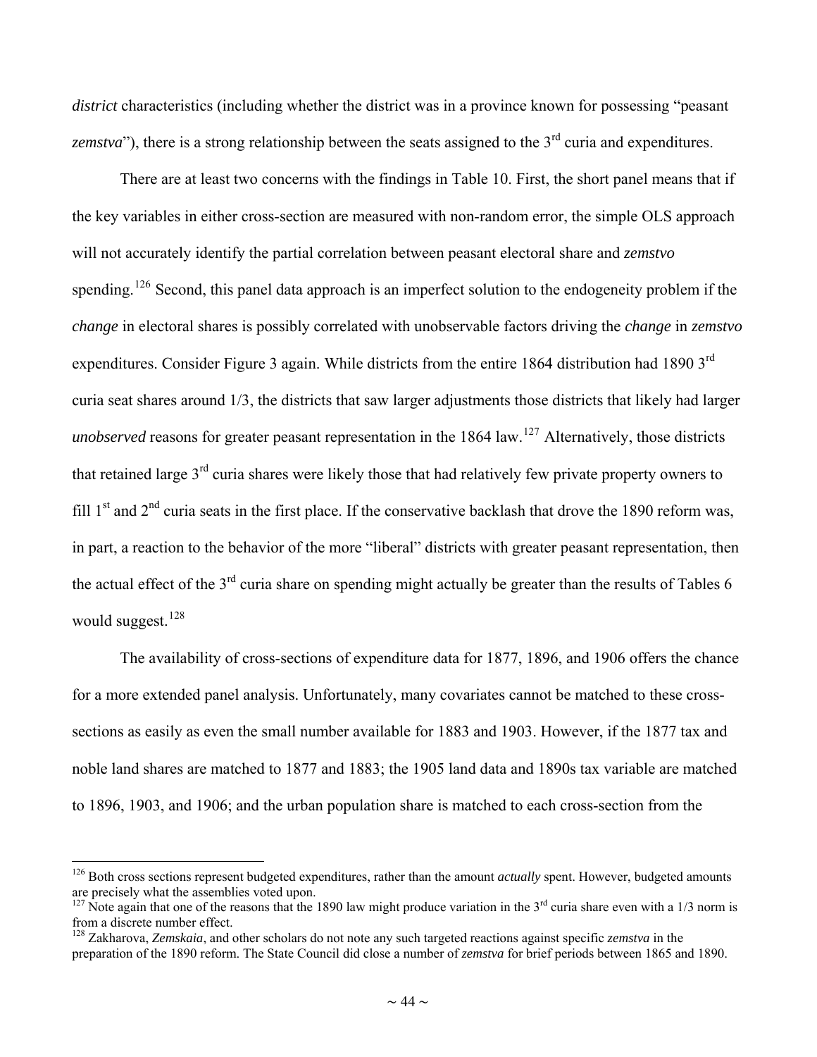*district* characteristics (including whether the district was in a province known for possessing "peasant *zemstva*"), there is a strong relationship between the seats assigned to the 3rd curia and expenditures.

There are at least two concerns with the findings in Table 10. First, the short panel means that if the key variables in either cross-section are measured with non-random error, the simple OLS approach will not accurately identify the partial correlation between peasant electoral share and *zemstvo* spending.[126] Second, this panel data approach is an imperfect solution to the endogeneity problem if the *change* in electoral shares is possibly correlated with unobservable factors driving the *change* in *zemstvo* expenditures. Consider Figure 3 again. While districts from the entire 1864 distribution had 1890 3rd curia seat shares around 1/3, the districts that saw larger adjustments those districts that likely had larger *unobserved* reasons for greater peasant representation in the 1864 law.[127] Alternatively, those districts that retained large 3rd curia shares were likely those that had relatively few private property owners to fill 1st and 2nd curia seats in the first place. If the conservative backlash that drove the 1890 reform was, in part, a reaction to the behavior of the more "liberal" districts with greater peasant representation, then the actual effect of the 3rd curia share on spending might actually be greater than the results of Tables 6 would suggest.[128]

The availability of cross-sections of expenditure data for 1877, 1896, and 1906 offers the chance for a more extended panel analysis. Unfortunately, many covariates cannot be matched to these cross-sections as easily as even the small number available for 1883 and 1903. However, if the 1877 tax and noble land shares are matched to 1877 and 1883; the 1905 land data and 1890s tax variable are matched to 1896, 1903, and 1906; and the urban population share is matched to each cross-section from the

---

[126] Both cross sections represent budgeted expenditures, rather than the amount *actually* spent. However, budgeted amounts are precisely what the assemblies voted upon.

[127] Note again that one of the reasons that the 1890 law might produce variation in the 3rd curia share even with a 1/3 norm is from a discrete number effect.

[128] Zakharova, *Zemskaia*, and other scholars do not note any such targeted reactions against specific *zemstva* in the preparation of the 1890 reform. The State Council did close a number of *zemstva* for brief periods between 1865 and 1890.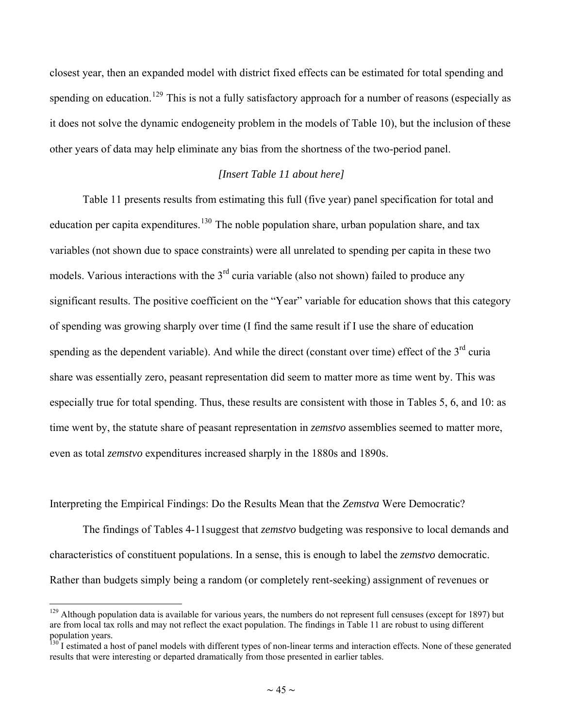closest year, then an expanded model with district fixed effects can be estimated for total spending and spending on education.[129] This is not a fully satisfactory approach for a number of reasons (especially as it does not solve the dynamic endogeneity problem in the models of Table 10), but the inclusion of these other years of data may help eliminate any bias from the shortness of the two-period panel.

*[Insert Table 11 about here]*

Table 11 presents results from estimating this full (five year) panel specification for total and education per capita expenditures.[130] The noble population share, urban population share, and tax variables (not shown due to space constraints) were all unrelated to spending per capita in these two models. Various interactions with the 3rd curia variable (also not shown) failed to produce any significant results. The positive coefficient on the "Year" variable for education shows that this category of spending was growing sharply over time (I find the same result if I use the share of education spending as the dependent variable). And while the direct (constant over time) effect of the 3rd curia share was essentially zero, peasant representation did seem to matter more as time went by. This was especially true for total spending. Thus, these results are consistent with those in Tables 5, 6, and 10: as time went by, the statute share of peasant representation in *zemstvo* assemblies seemed to matter more, even as total *zemstvo* expenditures increased sharply in the 1880s and 1890s.

## Interpreting the Empirical Findings: Do the Results Mean that the *Zemstva* Were Democratic?

The findings of Tables 4-11suggest that *zemstvo* budgeting was responsive to local demands and characteristics of constituent populations. In a sense, this is enough to label the *zemstvo* democratic. Rather than budgets simply being a random (or completely rent-seeking) assignment of revenues or

---

[129] Although population data is available for various years, the numbers do not represent full censuses (except for 1897) but are from local tax rolls and may not reflect the exact population. The findings in Table 11 are robust to using different population years.

[130] I estimated a host of panel models with different types of non-linear terms and interaction effects. None of these generated results that were interesting or departed dramatically from those presented in earlier tables.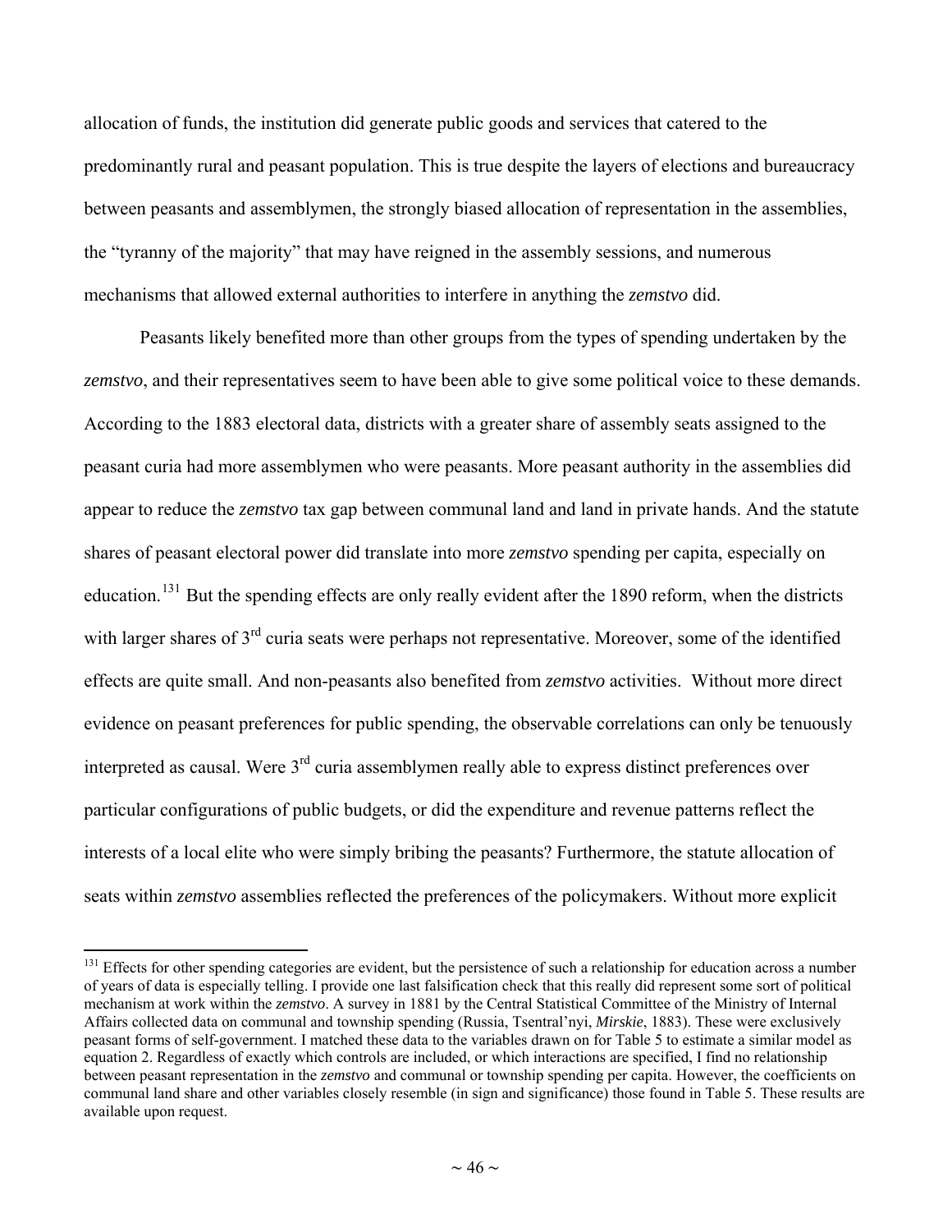allocation of funds, the institution did generate public goods and services that catered to the predominantly rural and peasant population. This is true despite the layers of elections and bureaucracy between peasants and assemblymen, the strongly biased allocation of representation in the assemblies, the "tyranny of the majority" that may have reigned in the assembly sessions, and numerous mechanisms that allowed external authorities to interfere in anything the *zemstvo* did.

Peasants likely benefited more than other groups from the types of spending undertaken by the *zemstvo*, and their representatives seem to have been able to give some political voice to these demands. According to the 1883 electoral data, districts with a greater share of assembly seats assigned to the peasant curia had more assemblymen who were peasants. More peasant authority in the assemblies did appear to reduce the *zemstvo* tax gap between communal land and land in private hands. And the statute shares of peasant electoral power did translate into more *zemstvo* spending per capita, especially on education.[131] But the spending effects are only really evident after the 1890 reform, when the districts with larger shares of 3rd curia seats were perhaps not representative. Moreover, some of the identified effects are quite small. And non-peasants also benefited from *zemstvo* activities. Without more direct evidence on peasant preferences for public spending, the observable correlations can only be tenuously interpreted as causal. Were 3rd curia assemblymen really able to express distinct preferences over particular configurations of public budgets, or did the expenditure and revenue patterns reflect the interests of a local elite who were simply bribing the peasants? Furthermore, the statute allocation of seats within *zemstvo* assemblies reflected the preferences of the policymakers. Without more explicit

---

[131] Effects for other spending categories are evident, but the persistence of such a relationship for education across a number of years of data is especially telling. I provide one last falsification check that this really did represent some sort of political mechanism at work within the *zemstvo*. A survey in 1881 by the Central Statistical Committee of the Ministry of Internal Affairs collected data on communal and township spending (Russia, Tsentral'nyi, *Mirskie*, 1883). These were exclusively peasant forms of self-government. I matched these data to the variables drawn on for Table 5 to estimate a similar model as equation 2. Regardless of exactly which controls are included, or which interactions are specified, I find no relationship between peasant representation in the *zemstvo* and communal or township spending per capita. However, the coefficients on communal land share and other variables closely resemble (in sign and significance) those found in Table 5. These results are available upon request.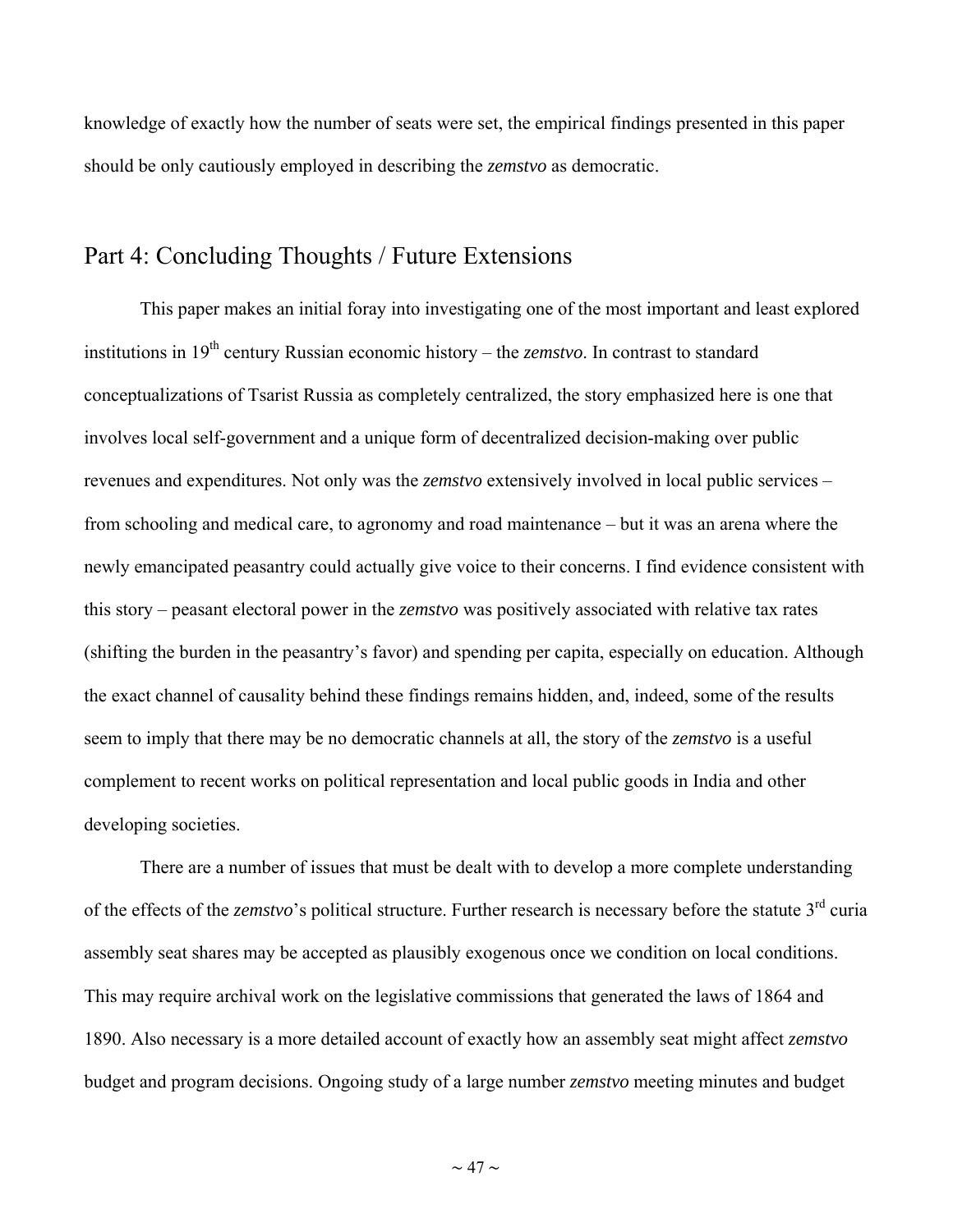knowledge of exactly how the number of seats were set, the empirical findings presented in this paper should be only cautiously employed in describing the *zemstvo* as democratic.

## Part 4: Concluding Thoughts / Future Extensions

This paper makes an initial foray into investigating one of the most important and least explored institutions in 19th century Russian economic history – the *zemstvo*. In contrast to standard conceptualizations of Tsarist Russia as completely centralized, the story emphasized here is one that involves local self-government and a unique form of decentralized decision-making over public revenues and expenditures. Not only was the *zemstvo* extensively involved in local public services – from schooling and medical care, to agronomy and road maintenance – but it was an arena where the newly emancipated peasantry could actually give voice to their concerns. I find evidence consistent with this story – peasant electoral power in the *zemstvo* was positively associated with relative tax rates (shifting the burden in the peasantry's favor) and spending per capita, especially on education. Although the exact channel of causality behind these findings remains hidden, and, indeed, some of the results seem to imply that there may be no democratic channels at all, the story of the *zemstvo* is a useful complement to recent works on political representation and local public goods in India and other developing societies.

There are a number of issues that must be dealt with to develop a more complete understanding of the effects of the *zemstvo*'s political structure. Further research is necessary before the statute 3rd curia assembly seat shares may be accepted as plausibly exogenous once we condition on local conditions. This may require archival work on the legislative commissions that generated the laws of 1864 and 1890. Also necessary is a more detailed account of exactly how an assembly seat might affect *zemstvo* budget and program decisions. Ongoing study of a large number *zemstvo* meeting minutes and budget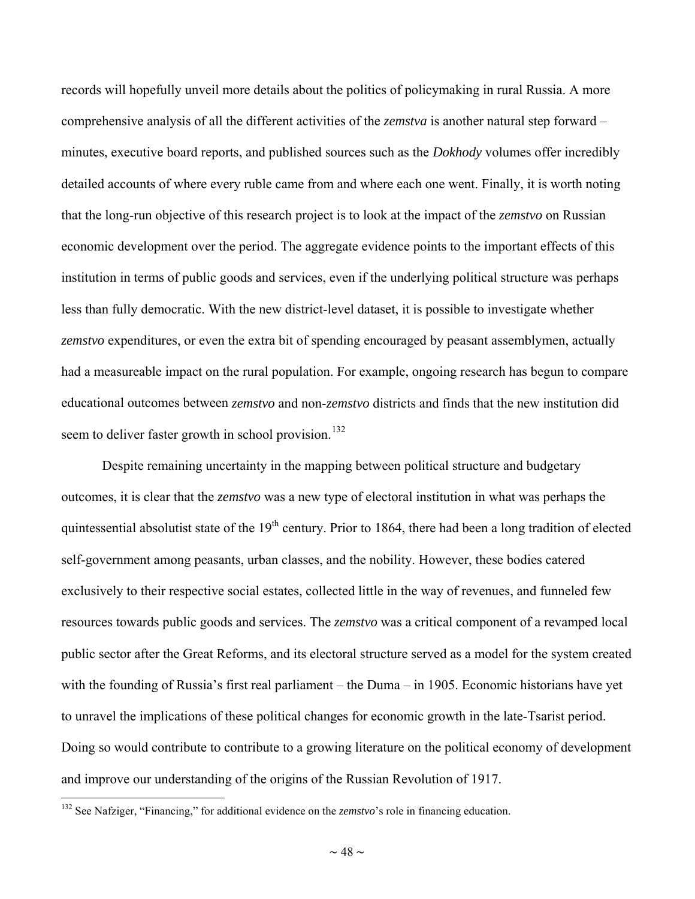records will hopefully unveil more details about the politics of policymaking in rural Russia. A more comprehensive analysis of all the different activities of the *zemstva* is another natural step forward – minutes, executive board reports, and published sources such as the *Dokhody* volumes offer incredibly detailed accounts of where every ruble came from and where each one went. Finally, it is worth noting that the long-run objective of this research project is to look at the impact of the *zemstvo* on Russian economic development over the period. The aggregate evidence points to the important effects of this institution in terms of public goods and services, even if the underlying political structure was perhaps less than fully democratic. With the new district-level dataset, it is possible to investigate whether *zemstvo* expenditures, or even the extra bit of spending encouraged by peasant assemblymen, actually had a measureable impact on the rural population. For example, ongoing research has begun to compare educational outcomes between *zemstvo* and non-*zemstvo* districts and finds that the new institution did seem to deliver faster growth in school provision.[132]

Despite remaining uncertainty in the mapping between political structure and budgetary outcomes, it is clear that the *zemstvo* was a new type of electoral institution in what was perhaps the quintessential absolutist state of the 19th century. Prior to 1864, there had been a long tradition of elected self-government among peasants, urban classes, and the nobility. However, these bodies catered exclusively to their respective social estates, collected little in the way of revenues, and funneled few resources towards public goods and services. The *zemstvo* was a critical component of a revamped local public sector after the Great Reforms, and its electoral structure served as a model for the system created with the founding of Russia's first real parliament – the Duma – in 1905. Economic historians have yet to unravel the implications of these political changes for economic growth in the late-Tsarist period. Doing so would contribute to contribute to a growing literature on the political economy of development and improve our understanding of the origins of the Russian Revolution of 1917.

[132] See Nafziger, "Financing," for additional evidence on the *zemstvo*'s role in financing education.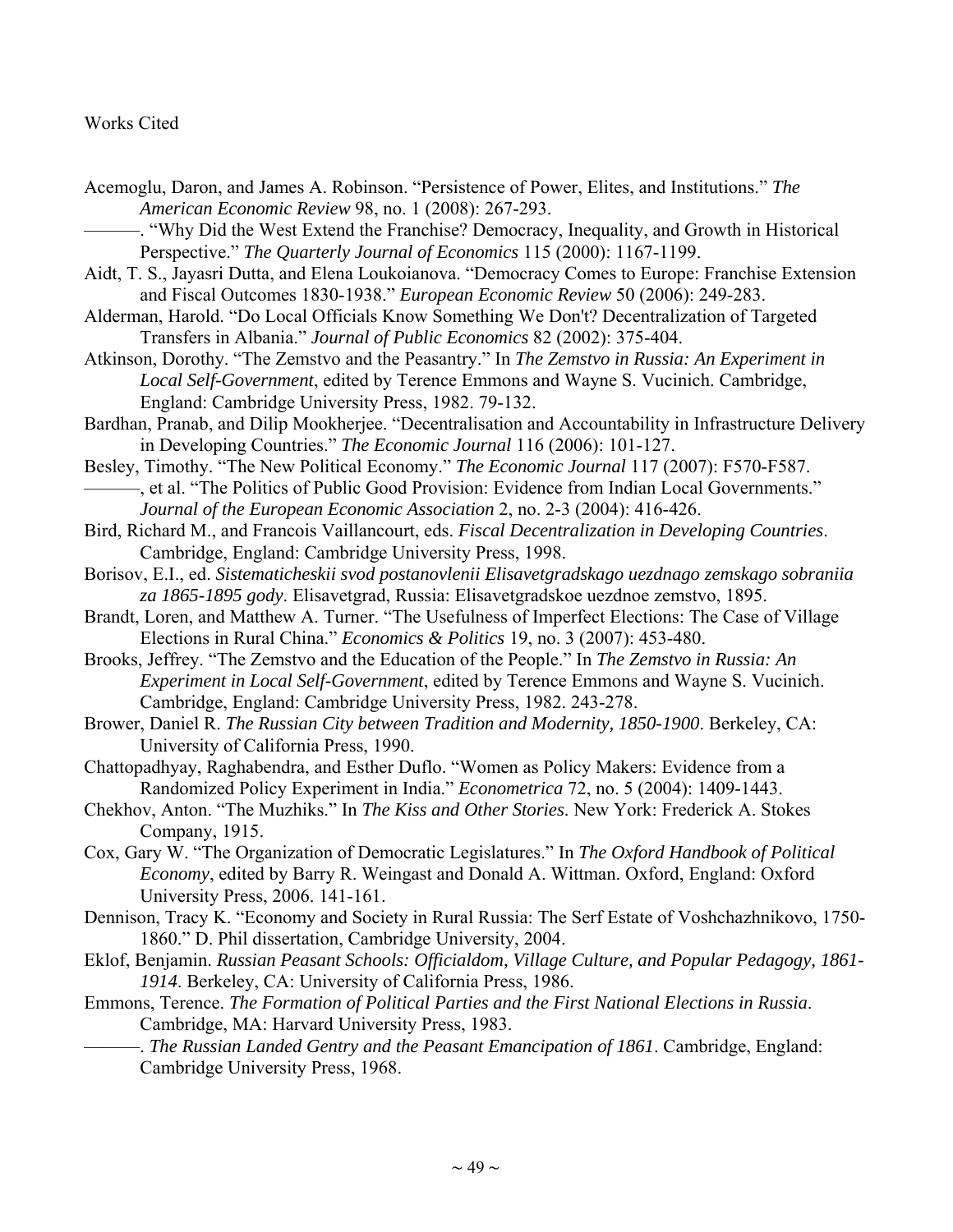Works Cited

Acemoglu, Daron, and James A. Robinson. "Persistence of Power, Elites, and Institutions." *The American Economic Review* 98, no. 1 (2008): 267-293.

———. "Why Did the West Extend the Franchise? Democracy, Inequality, and Growth in Historical Perspective." *The Quarterly Journal of Economics* 115 (2000): 1167-1199.

Aidt, T. S., Jayasri Dutta, and Elena Loukoianova. "Democracy Comes to Europe: Franchise Extension and Fiscal Outcomes 1830-1938." *European Economic Review* 50 (2006): 249-283.

Alderman, Harold. "Do Local Officials Know Something We Don't? Decentralization of Targeted Transfers in Albania." *Journal of Public Economics* 82 (2002): 375-404.

Atkinson, Dorothy. "The Zemstvo and the Peasantry." In *The Zemstvo in Russia: An Experiment in Local Self-Government*, edited by Terence Emmons and Wayne S. Vucinich. Cambridge, England: Cambridge University Press, 1982. 79-132.

Bardhan, Pranab, and Dilip Mookherjee. "Decentralisation and Accountability in Infrastructure Delivery in Developing Countries." *The Economic Journal* 116 (2006): 101-127.

Besley, Timothy. "The New Political Economy." *The Economic Journal* 117 (2007): F570-F587.

———, et al. "The Politics of Public Good Provision: Evidence from Indian Local Governments." *Journal of the European Economic Association* 2, no. 2-3 (2004): 416-426.

Bird, Richard M., and Francois Vaillancourt, eds. *Fiscal Decentralization in Developing Countries*. Cambridge, England: Cambridge University Press, 1998.

Borisov, E.I., ed. *Sistematicheskii svod postanovlenii Elisavetgradskago uezdnago zemskago sobraniia za 1865-1895 gody*. Elisavetgrad, Russia: Elisavetgradskoe uezdnoe zemstvo, 1895.

Brandt, Loren, and Matthew A. Turner. "The Usefulness of Imperfect Elections: The Case of Village Elections in Rural China." *Economics & Politics* 19, no. 3 (2007): 453-480.

Brooks, Jeffrey. "The Zemstvo and the Education of the People." In *The Zemstvo in Russia: An Experiment in Local Self-Government*, edited by Terence Emmons and Wayne S. Vucinich. Cambridge, England: Cambridge University Press, 1982. 243-278.

Brower, Daniel R. *The Russian City between Tradition and Modernity, 1850-1900*. Berkeley, CA: University of California Press, 1990.

Chattopadhyay, Raghabendra, and Esther Duflo. "Women as Policy Makers: Evidence from a Randomized Policy Experiment in India." *Econometrica* 72, no. 5 (2004): 1409-1443.

Chekhov, Anton. "The Muzhiks." In *The Kiss and Other Stories*. New York: Frederick A. Stokes Company, 1915.

Cox, Gary W. "The Organization of Democratic Legislatures." In *The Oxford Handbook of Political Economy*, edited by Barry R. Weingast and Donald A. Wittman. Oxford, England: Oxford University Press, 2006. 141-161.

Dennison, Tracy K. "Economy and Society in Rural Russia: The Serf Estate of Voshchazhnikovo, 1750-1860." D. Phil dissertation, Cambridge University, 2004.

Eklof, Benjamin. *Russian Peasant Schools: Officialdom, Village Culture, and Popular Pedagogy, 1861-1914*. Berkeley, CA: University of California Press, 1986.

Emmons, Terence. *The Formation of Political Parties and the First National Elections in Russia*. Cambridge, MA: Harvard University Press, 1983.

———. *The Russian Landed Gentry and the Peasant Emancipation of 1861*. Cambridge, England: Cambridge University Press, 1968.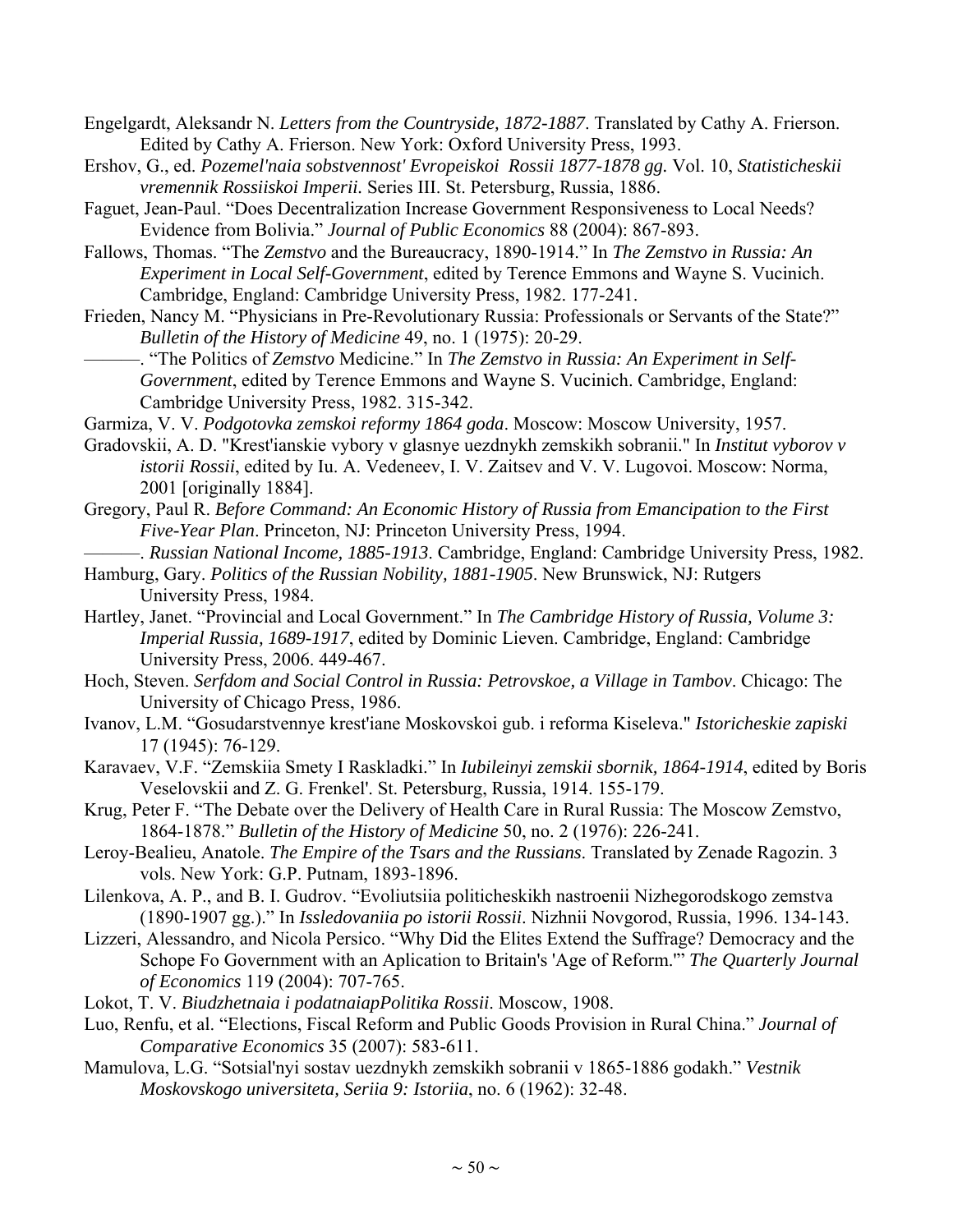Engelgardt, Aleksandr N. *Letters from the Countryside, 1872-1887*. Translated by Cathy A. Frierson. Edited by Cathy A. Frierson. New York: Oxford University Press, 1993.

Ershov, G., ed. *Pozemel'naia sobstvennost' Evropeiskoi Rossii 1877-1878 gg.* Vol. 10, *Statisticheskii vremennik Rossiiskoi Imperii.* Series III. St. Petersburg, Russia, 1886.

Faguet, Jean-Paul. "Does Decentralization Increase Government Responsiveness to Local Needs? Evidence from Bolivia." *Journal of Public Economics* 88 (2004): 867-893.

Fallows, Thomas. "The *Zemstvo* and the Bureaucracy, 1890-1914." In *The Zemstvo in Russia: An Experiment in Local Self-Government*, edited by Terence Emmons and Wayne S. Vucinich. Cambridge, England: Cambridge University Press, 1982. 177-241.

Frieden, Nancy M. "Physicians in Pre-Revolutionary Russia: Professionals or Servants of the State?" *Bulletin of the History of Medicine* 49, no. 1 (1975): 20-29.

———. "The Politics of *Zemstvo* Medicine." In *The Zemstvo in Russia: An Experiment in Self-Government*, edited by Terence Emmons and Wayne S. Vucinich. Cambridge, England: Cambridge University Press, 1982. 315-342.

Garmiza, V. V. *Podgotovka zemskoi reformy 1864 goda*. Moscow: Moscow University, 1957.

Gradovskii, A. D. "Krest'ianskie vybory v glasnye uezdnykh zemskikh sobranii." In *Institut vyborov v istorii Rossii*, edited by Iu. A. Vedeneev, I. V. Zaitsev and V. V. Lugovoi. Moscow: Norma, 2001 [originally 1884].

Gregory, Paul R. *Before Command: An Economic History of Russia from Emancipation to the First Five-Year Plan*. Princeton, NJ: Princeton University Press, 1994.

———. *Russian National Income, 1885-1913*. Cambridge, England: Cambridge University Press, 1982.

Hamburg, Gary. *Politics of the Russian Nobility, 1881-1905*. New Brunswick, NJ: Rutgers University Press, 1984.

Hartley, Janet. "Provincial and Local Government." In *The Cambridge History of Russia, Volume 3: Imperial Russia, 1689-1917*, edited by Dominic Lieven. Cambridge, England: Cambridge University Press, 2006. 449-467.

Hoch, Steven. *Serfdom and Social Control in Russia: Petrovskoe, a Village in Tambov*. Chicago: The University of Chicago Press, 1986.

Ivanov, L.M. "Gosudarstvennye krest'iane Moskovskoi gub. i reforma Kiseleva." *Istoricheskie zapiski* 17 (1945): 76-129.

Karavaev, V.F. "Zemskiia Smety I Raskladki." In *Iubileinyi zemskii sbornik, 1864-1914*, edited by Boris Veselovskii and Z. G. Frenkel'. St. Petersburg, Russia, 1914. 155-179.

Krug, Peter F. "The Debate over the Delivery of Health Care in Rural Russia: The Moscow Zemstvo, 1864-1878." *Bulletin of the History of Medicine* 50, no. 2 (1976): 226-241.

Leroy-Bealieu, Anatole. *The Empire of the Tsars and the Russians*. Translated by Zenade Ragozin. 3 vols. New York: G.P. Putnam, 1893-1896.

Lilenkova, A. P., and B. I. Gudrov. "Evoliutsiia politicheskikh nastroenii Nizhegorodskogo zemstva (1890-1907 gg.)." In *Issledovaniia po istorii Rossii*. Nizhnii Novgorod, Russia, 1996. 134-143.

Lizzeri, Alessandro, and Nicola Persico. "Why Did the Elites Extend the Suffrage? Democracy and the Schope Fo Government with an Aplication to Britain's 'Age of Reform.'" *The Quarterly Journal of Economics* 119 (2004): 707-765.

Lokot, T. V. *Biudzhetnaia i podatnaiapPolitika Rossii*. Moscow, 1908.

Luo, Renfu, et al. "Elections, Fiscal Reform and Public Goods Provision in Rural China." *Journal of Comparative Economics* 35 (2007): 583-611.

Mamulova, L.G. "Sotsial'nyi sostav uezdnykh zemskikh sobranii v 1865-1886 godakh." *Vestnik Moskovskogo universiteta, Seriia 9: Istoriia*, no. 6 (1962): 32-48.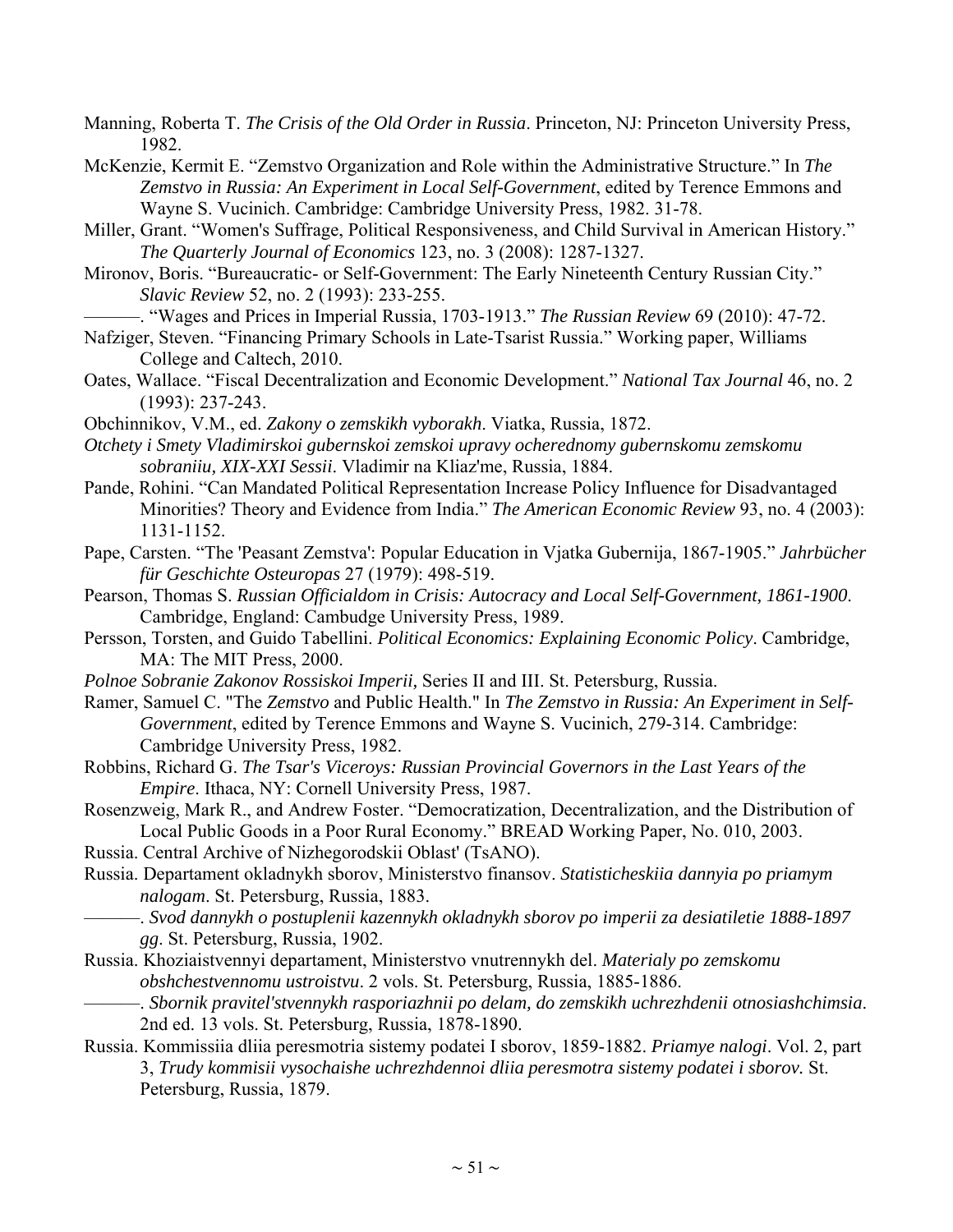Manning, Roberta T. *The Crisis of the Old Order in Russia*. Princeton, NJ: Princeton University Press, 1982.

McKenzie, Kermit E. "Zemstvo Organization and Role within the Administrative Structure." In *The Zemstvo in Russia: An Experiment in Local Self-Government*, edited by Terence Emmons and Wayne S. Vucinich. Cambridge: Cambridge University Press, 1982. 31-78.

Miller, Grant. "Women's Suffrage, Political Responsiveness, and Child Survival in American History." *The Quarterly Journal of Economics* 123, no. 3 (2008): 1287-1327.

Mironov, Boris. "Bureaucratic- or Self-Government: The Early Nineteenth Century Russian City." *Slavic Review* 52, no. 2 (1993): 233-255.

———. "Wages and Prices in Imperial Russia, 1703-1913." *The Russian Review* 69 (2010): 47-72.

Nafziger, Steven. "Financing Primary Schools in Late-Tsarist Russia." Working paper, Williams College and Caltech, 2010.

Oates, Wallace. "Fiscal Decentralization and Economic Development." *National Tax Journal* 46, no. 2 (1993): 237-243.

Obchinnikov, V.M., ed. *Zakony o zemskikh vyborakh*. Viatka, Russia, 1872.

*Otchety i Smety Vladimirskoi gubernskoi zemskoi upravy ocherednomy gubernskomu zemskomu sobraniiu, XIX-XXI Sessii*. Vladimir na Kliaz'me, Russia, 1884.

Pande, Rohini. "Can Mandated Political Representation Increase Policy Influence for Disadvantaged Minorities? Theory and Evidence from India." *The American Economic Review* 93, no. 4 (2003): 1131-1152.

Pape, Carsten. "The 'Peasant Zemstva': Popular Education in Vjatka Gubernija, 1867-1905." *Jahrbücher für Geschichte Osteuropas* 27 (1979): 498-519.

Pearson, Thomas S. *Russian Officialdom in Crisis: Autocracy and Local Self-Government, 1861-1900*. Cambridge, England: Cambudge University Press, 1989.

Persson, Torsten, and Guido Tabellini. *Political Economics: Explaining Economic Policy*. Cambridge, MA: The MIT Press, 2000.

*Polnoe Sobranie Zakonov Rossiskoi Imperii,* Series II and III. St. Petersburg, Russia.

Ramer, Samuel C. "The *Zemstvo* and Public Health." In *The Zemstvo in Russia: An Experiment in Self-Government*, edited by Terence Emmons and Wayne S. Vucinich, 279-314. Cambridge: Cambridge University Press, 1982.

Robbins, Richard G. *The Tsar's Viceroys: Russian Provincial Governors in the Last Years of the Empire*. Ithaca, NY: Cornell University Press, 1987.

Rosenzweig, Mark R., and Andrew Foster. "Democratization, Decentralization, and the Distribution of Local Public Goods in a Poor Rural Economy." BREAD Working Paper, No. 010, 2003.

Russia. Central Archive of Nizhegorodskii Oblast' (TsANO).

Russia. Departament okladnykh sborov, Ministerstvo finansov. *Statisticheskiia dannyia po priamym nalogam*. St. Petersburg, Russia, 1883.

———. *Svod dannykh o postuplenii kazennykh okladnykh sborov po imperii za desiatiletie 1888-1897 gg*. St. Petersburg, Russia, 1902.

Russia. Khoziaistvennyi departament, Ministerstvo vnutrennykh del. *Materialy po zemskomu obshchestvennomu ustroistvu*. 2 vols. St. Petersburg, Russia, 1885-1886.

———. *Sbornik pravitel'stvennykh rasporiazhnii po delam, do zemskikh uchrezhdenii otnosiashchimsia*. 2nd ed. 13 vols. St. Petersburg, Russia, 1878-1890.

Russia. Kommissiia dliia peresmotria sistemy podatei I sborov, 1859-1882. *Priamye nalogi*. Vol. 2, part 3, *Trudy kommisii vysochaishe uchrezhdennoi dliia peresmotra sistemy podatei i sborov.* St. Petersburg, Russia, 1879.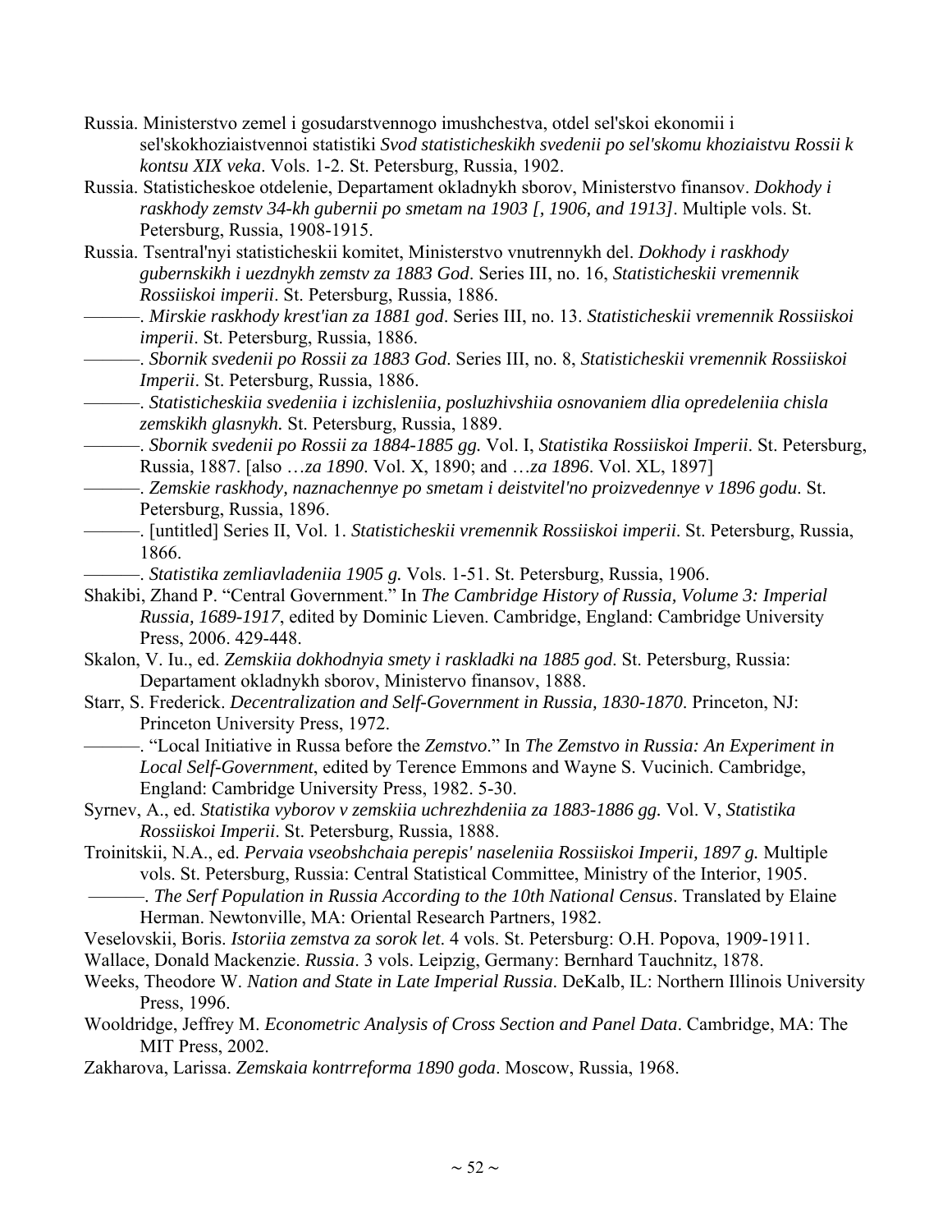Russia. Ministerstvo zemel i gosudarstvennogo imushchestva, otdel sel'skoi ekonomii i sel'skokhoziaistvennoi statistiki *Svod statisticheskikh svedenii po sel'skomu khoziaistvu Rossii k kontsu XIX veka*. Vols. 1-2. St. Petersburg, Russia, 1902.

Russia. Statisticheskoe otdelenie, Departament okladnykh sborov, Ministerstvo finansov. *Dokhody i raskhody zemstv 34-kh gubernii po smetam na 1903 [, 1906, and 1913]*. Multiple vols. St. Petersburg, Russia, 1908-1915.

Russia. Tsentral'nyi statisticheskii komitet, Ministerstvo vnutrennykh del. *Dokhody i raskhody gubernskikh i uezdnykh zemstv za 1883 God*. Series III, no. 16, *Statisticheskii vremennik Rossiiskoi imperii*. St. Petersburg, Russia, 1886.

———. *Mirskie raskhody krest'ian za 1881 god*. Series III, no. 13. *Statisticheskii vremennik Rossiiskoi imperii*. St. Petersburg, Russia, 1886.

———. *Sbornik svedenii po Rossii za 1883 God*. Series III, no. 8, *Statisticheskii vremennik Rossiiskoi Imperii*. St. Petersburg, Russia, 1886.

———. *Statisticheskiia svedeniia i izchisleniia, posluzhivshiia osnovaniem dlia opredeleniia chisla zemskikh glasnykh.* St. Petersburg, Russia, 1889.

———. *Sbornik svedenii po Rossii za 1884-1885 gg.* Vol. I, *Statistika Rossiiskoi Imperii*. St. Petersburg, Russia, 1887. [also …*za 1890*. Vol. X, 1890; and …*za 1896*. Vol. XL, 1897]

———. *Zemskie raskhody, naznachennye po smetam i deistvitel'no proizvedennye v 1896 godu*. St. Petersburg, Russia, 1896.

———. [untitled] Series II, Vol. 1. *Statisticheskii vremennik Rossiiskoi imperii*. St. Petersburg, Russia, 1866.

———. *Statistika zemliavladeniia 1905 g.* Vols. 1-51. St. Petersburg, Russia, 1906.

Shakibi, Zhand P. "Central Government." In *The Cambridge History of Russia, Volume 3: Imperial Russia, 1689-1917*, edited by Dominic Lieven. Cambridge, England: Cambridge University Press, 2006. 429-448.

Skalon, V. Iu., ed. *Zemskiia dokhodnyia smety i raskladki na 1885 god*. St. Petersburg, Russia: Departament okladnykh sborov, Ministervo finansov, 1888.

Starr, S. Frederick. *Decentralization and Self-Government in Russia, 1830-1870*. Princeton, NJ: Princeton University Press, 1972.

———. "Local Initiative in Russa before the *Zemstvo*." In *The Zemstvo in Russia: An Experiment in Local Self-Government*, edited by Terence Emmons and Wayne S. Vucinich. Cambridge, England: Cambridge University Press, 1982. 5-30.

Syrnev, A., ed. *Statistika vyborov v zemskiia uchrezhdeniia za 1883-1886 gg.* Vol. V, *Statistika Rossiiskoi Imperii*. St. Petersburg, Russia, 1888.

Troinitskii, N.A., ed. *Pervaia vseobshchaia perepis' naseleniia Rossiiskoi Imperii, 1897 g.* Multiple vols. St. Petersburg, Russia: Central Statistical Committee, Ministry of the Interior, 1905.

———. *The Serf Population in Russia According to the 10th National Census*. Translated by Elaine Herman. Newtonville, MA: Oriental Research Partners, 1982.

Veselovskii, Boris. *Istoriia zemstva za sorok let*. 4 vols. St. Petersburg: O.H. Popova, 1909-1911.

Wallace, Donald Mackenzie. *Russia*. 3 vols. Leipzig, Germany: Bernhard Tauchnitz, 1878.

Weeks, Theodore W. *Nation and State in Late Imperial Russia*. DeKalb, IL: Northern Illinois University Press, 1996.

Wooldridge, Jeffrey M. *Econometric Analysis of Cross Section and Panel Data*. Cambridge, MA: The MIT Press, 2002.

Zakharova, Larissa. *Zemskaia kontrreforma 1890 goda*. Moscow, Russia, 1968.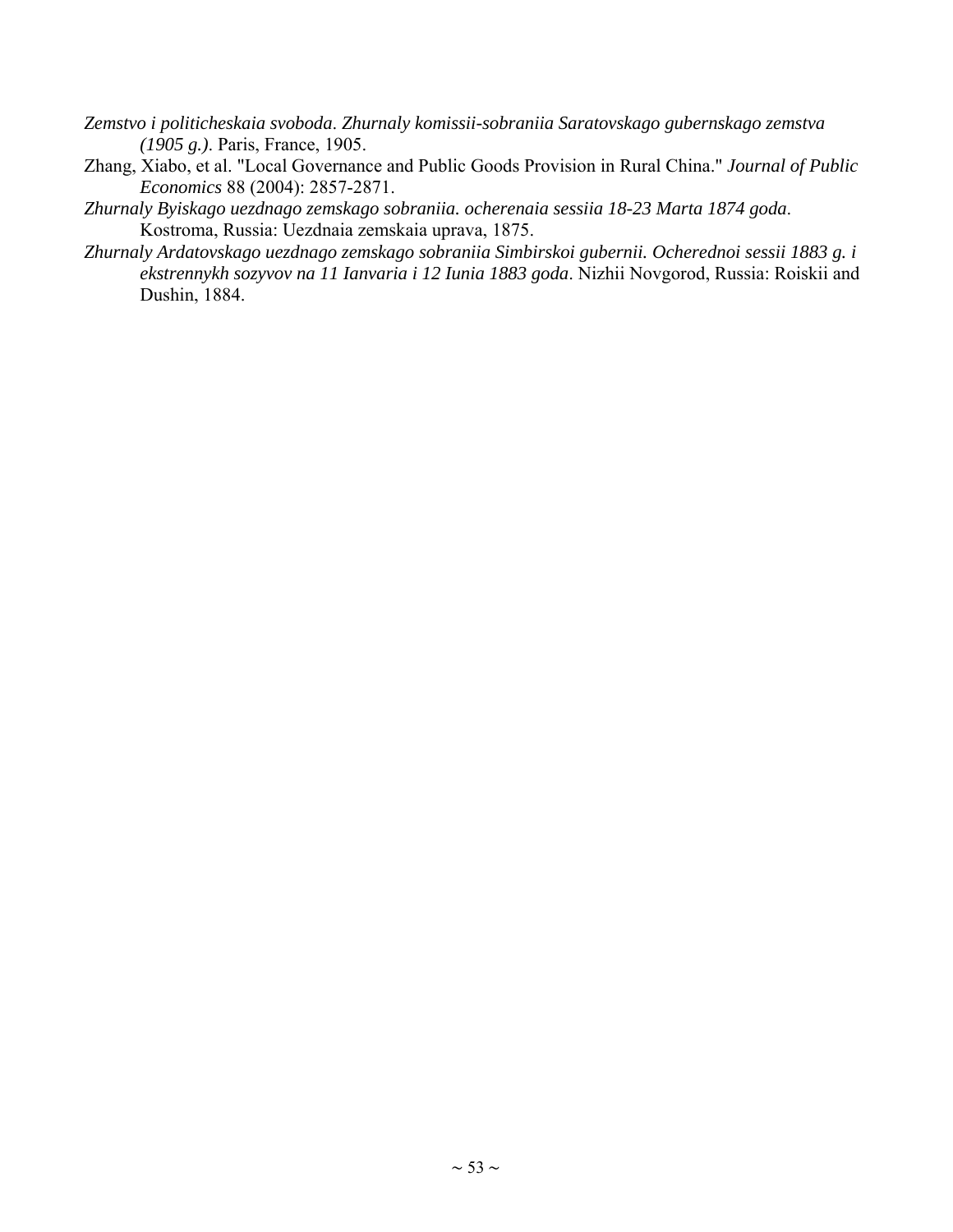*Zemstvo i politicheskaia svoboda. Zhurnaly komissii-sobraniia Saratovskago gubernskago zemstva (1905 g.)*. Paris, France, 1905.

Zhang, Xiabo, et al. "Local Governance and Public Goods Provision in Rural China." *Journal of Public Economics* 88 (2004): 2857-2871.

*Zhurnaly Byiskago uezdnago zemskago sobraniia. ocherenaia sessiia 18-23 Marta 1874 goda*. Kostroma, Russia: Uezdnaia zemskaia uprava, 1875.

*Zhurnaly Ardatovskago uezdnago zemskago sobraniia Simbirskoi gubernii. Ocherednoi sessii 1883 g. i ekstrennykh sozyvov na 11 Ianvaria i 12 Iunia 1883 goda*. Nizhii Novgorod, Russia: Roiskii and Dushin, 1884.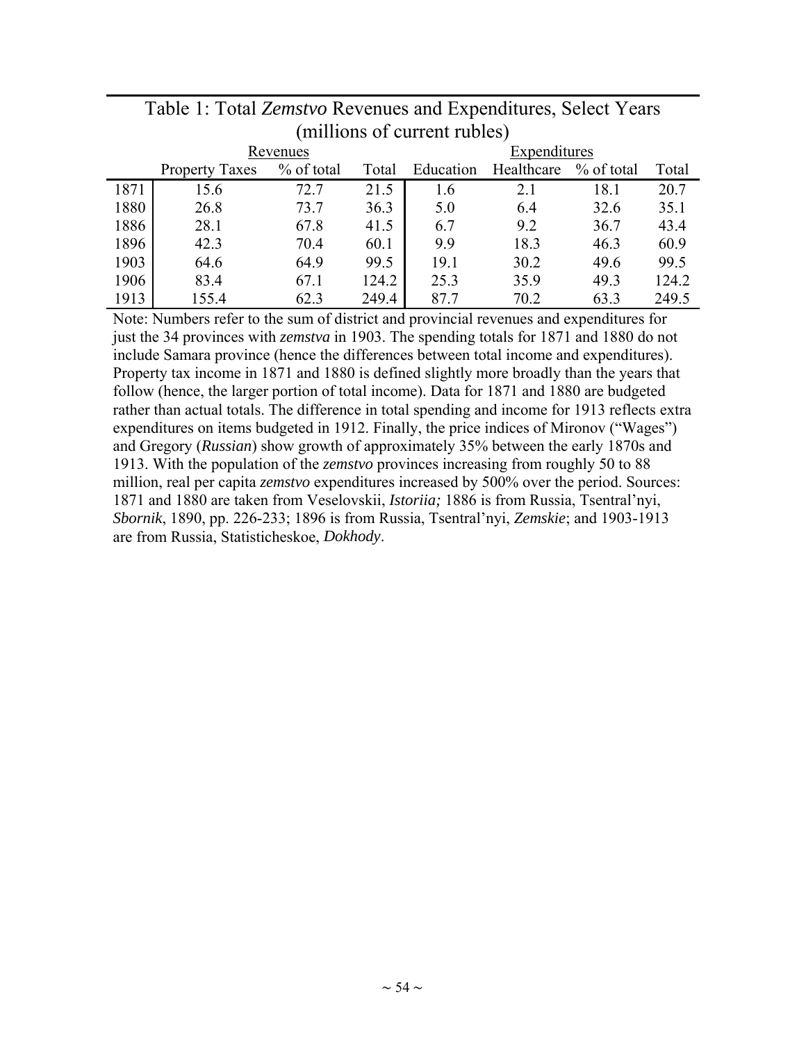Table 1: Total *Zemstvo* Revenues and Expenditures, Select Years (millions of current rubles)

| | Revenues | | | Expenditures | | | |
|---|---|---|---|---|---|---|---|
| | Property Taxes | % of total | Total | Education | Healthcare | % of total | Total |
| 1871 | 15.6 | 72.7 | 21.5 | 1.6 | 2.1 | 18.1 | 20.7 |
| 1880 | 26.8 | 73.7 | 36.3 | 5.0 | 6.4 | 32.6 | 35.1 |
| 1886 | 28.1 | 67.8 | 41.5 | 6.7 | 9.2 | 36.7 | 43.4 |
| 1896 | 42.3 | 70.4 | 60.1 | 9.9 | 18.3 | 46.3 | 60.9 |
| 1903 | 64.6 | 64.9 | 99.5 | 19.1 | 30.2 | 49.6 | 99.5 |
| 1906 | 83.4 | 67.1 | 124.2 | 25.3 | 35.9 | 49.3 | 124.2 |
| 1913 | 155.4 | 62.3 | 249.4 | 87.7 | 70.2 | 63.3 | 249.5 |

Note: Numbers refer to the sum of district and provincial revenues and expenditures for just the 34 provinces with *zemstva* in 1903. The spending totals for 1871 and 1880 do not include Samara province (hence the differences between total income and expenditures). Property tax income in 1871 and 1880 is defined slightly more broadly than the years that follow (hence, the larger portion of total income). Data for 1871 and 1880 are budgeted rather than actual totals. The difference in total spending and income for 1913 reflects extra expenditures on items budgeted in 1912. Finally, the price indices of Mironov ("Wages") and Gregory (*Russian*) show growth of approximately 35% between the early 1870s and 1913. With the population of the *zemstvo* provinces increasing from roughly 50 to 88 million, real per capita *zemstvo* expenditures increased by 500% over the period. Sources: 1871 and 1880 are taken from Veselovskii, *Istoriia;* 1886 is from Russia, Tsentral'nyi, *Sbornik*, 1890, pp. 226-233; 1896 is from Russia, Tsentral'nyi, *Zemskie*; and 1903-1913 are from Russia, Statisticheskoe, *Dokhody*.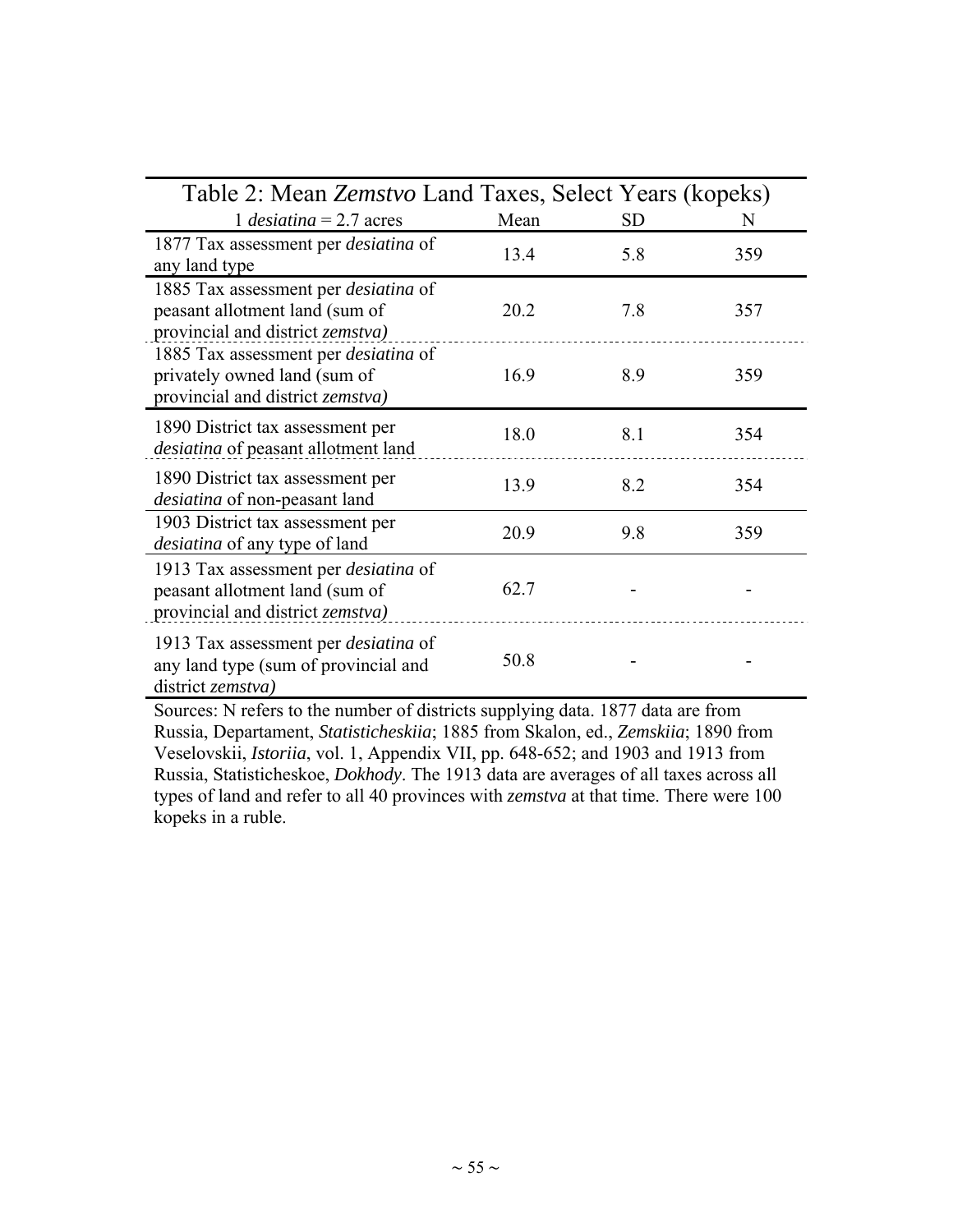Table 2: Mean *Zemstvo* Land Taxes, Select Years (kopeks)

| 1 *desiatina* = 2.7 acres | Mean | SD | N |
|---|---|---|---|
| 1877 Tax assessment per *desiatina* of any land type | 13.4 | 5.8 | 359 |
| 1885 Tax assessment per *desiatina* of peasant allotment land (sum of provincial and district *zemstva)* | 20.2 | 7.8 | 357 |
| 1885 Tax assessment per *desiatina* of privately owned land (sum of provincial and district *zemstva)* | 16.9 | 8.9 | 359 |
| 1890 District tax assessment per *desiatina* of peasant allotment land | 18.0 | 8.1 | 354 |
| 1890 District tax assessment per *desiatina* of non-peasant land | 13.9 | 8.2 | 354 |
| 1903 District tax assessment per *desiatina* of any type of land | 20.9 | 9.8 | 359 |
| 1913 Tax assessment per *desiatina* of peasant allotment land (sum of provincial and district *zemstva)* | 62.7 | - | - |
| 1913 Tax assessment per *desiatina* of any land type (sum of provincial and district *zemstva)* | 50.8 | - | - |

Sources: N refers to the number of districts supplying data. 1877 data are from Russia, Departament, *Statisticheskiia*; 1885 from Skalon, ed., *Zemskiia*; 1890 from Veselovskii, *Istoriia*, vol. 1, Appendix VII, pp. 648-652; and 1903 and 1913 from Russia, Statisticheskoe, *Dokhody*. The 1913 data are averages of all taxes across all types of land and refer to all 40 provinces with *zemstva* at that time. There were 100 kopeks in a ruble.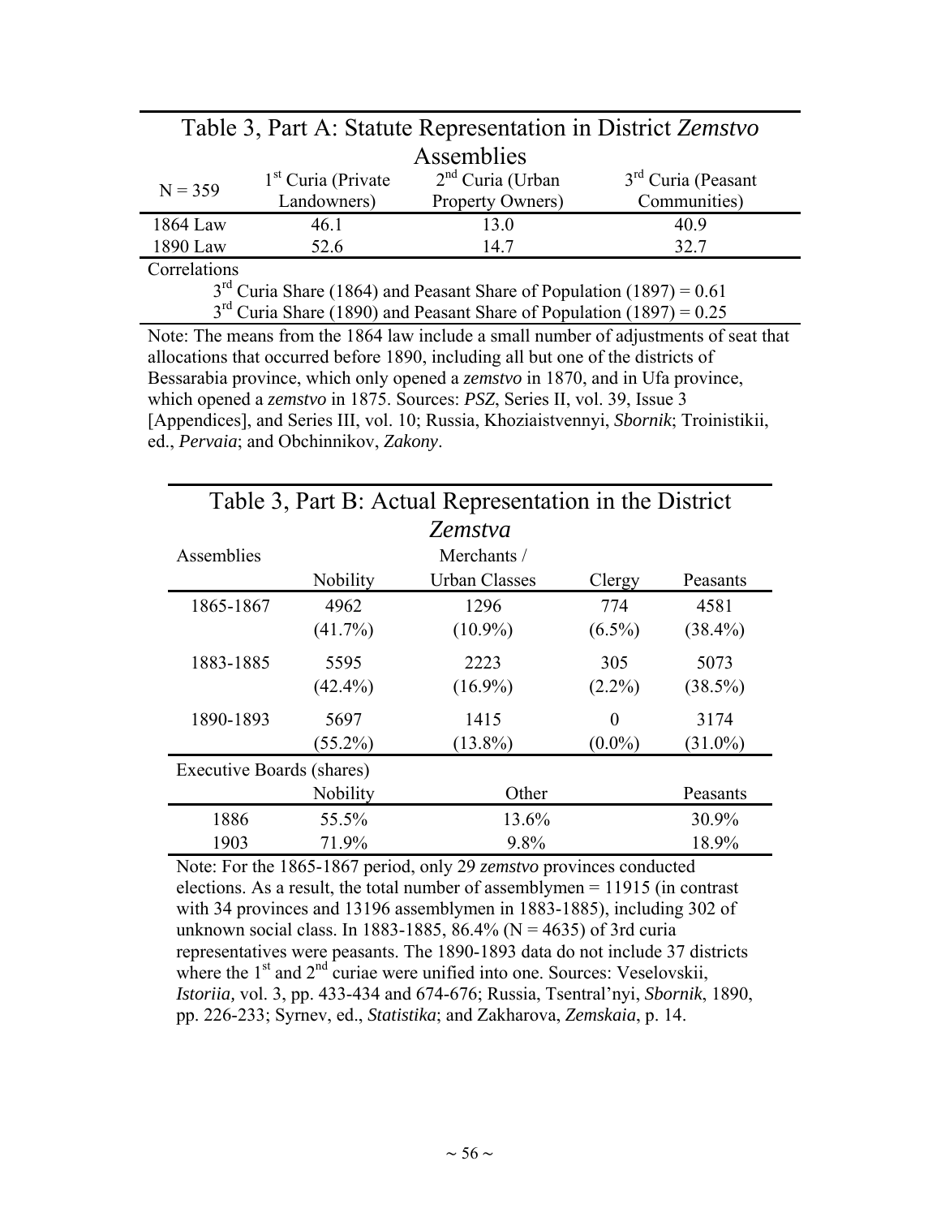## Table 3, Part A: Statute Representation in District *Zemstvo* Assemblies

| N = 359 | 1st Curia (Private Landowners) | 2nd Curia (Urban Property Owners) | 3rd Curia (Peasant Communities) |
|---|---|---|---|
| 1864 Law | 46.1 | 13.0 | 40.9 |
| 1890 Law | 52.6 | 14.7 | 32.7 |

Correlations

3rd Curia Share (1864) and Peasant Share of Population (1897) = 0.61

3rd Curia Share (1890) and Peasant Share of Population (1897) = 0.25

Note: The means from the 1864 law include a small number of adjustments of seat that allocations that occurred before 1890, including all but one of the districts of Bessarabia province, which only opened a *zemstvo* in 1870, and in Ufa province, which opened a *zemstvo* in 1875. Sources: *PSZ*, Series II, vol. 39, Issue 3 [Appendices], and Series III, vol. 10; Russia, Khoziaistvennyi, *Sbornik*; Troinistikii, ed., *Pervaia*; and Obchinnikov, *Zakony*.

## Table 3, Part B: Actual Representation in the District *Zemstva*

| Assemblies | Nobility | Merchants / Urban Classes | Clergy | Peasants |
|---|---|---|---|---|
| 1865-1867 | 4962 | 1296 | 774 | 4581 |
| | (41.7%) | (10.9%) | (6.5%) | (38.4%) |
| 1883-1885 | 5595 | 2223 | 305 | 5073 |
| | (42.4%) | (16.9%) | (2.2%) | (38.5%) |
| 1890-1893 | 5697 | 1415 | 0 | 3174 |
| | (55.2%) | (13.8%) | (0.0%) | (31.0%) |

| Executive Boards (shares) | Nobility | Other | Peasants |
|---|---|---|---|
| 1886 | 55.5% | 13.6% | 30.9% |
| 1903 | 71.9% | 9.8% | 18.9% |

Note: For the 1865-1867 period, only 29 *zemstvo* provinces conducted elections. As a result, the total number of assemblymen = 11915 (in contrast with 34 provinces and 13196 assemblymen in 1883-1885), including 302 of unknown social class. In 1883-1885, 86.4% (N = 4635) of 3rd curia representatives were peasants. The 1890-1893 data do not include 37 districts where the 1st and 2nd curiae were unified into one. Sources: Veselovskii, *Istoriia*, vol. 3, pp. 433-434 and 674-676; Russia, Tsentral'nyi, *Sbornik*, 1890, pp. 226-233; Syrnev, ed., *Statistika*; and Zakharova, *Zemskaia*, p. 14.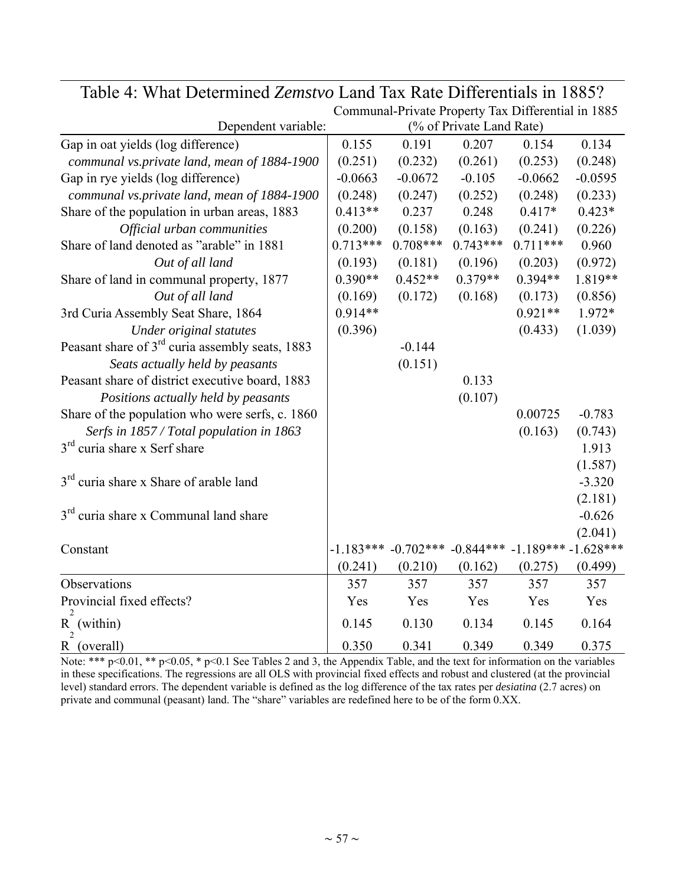# Table 4: What Determined *Zemstvo* Land Tax Rate Differentials in 1885?

| Dependent variable: | Communal-Private Property Tax Differential in 1885 (% of Private Land Rate) | | | | |
|---|---|---|---|---|---|
| Gap in oat yields (log difference) | 0.155 | 0.191 | 0.207 | 0.154 | 0.134 |
| *communal vs.private land, mean of 1884-1900* | (0.251) | (0.232) | (0.261) | (0.253) | (0.248) |
| Gap in rye yields (log difference) | -0.0663 | -0.0672 | -0.105 | -0.0662 | -0.0595 |
| *communal vs.private land, mean of 1884-1900* | (0.248) | (0.247) | (0.252) | (0.248) | (0.233) |
| Share of the population in urban areas, 1883 | 0.413** | 0.237 | 0.248 | 0.417* | 0.423* |
| *Official urban communities* | (0.200) | (0.158) | (0.163) | (0.241) | (0.226) |
| Share of land denoted as "arable" in 1881 | 0.713*** | 0.708*** | 0.743*** | 0.711*** | 0.960 |
| *Out of all land* | (0.193) | (0.181) | (0.196) | (0.203) | (0.972) |
| Share of land in communal property, 1877 | 0.390** | 0.452** | 0.379** | 0.394** | 1.819** |
| *Out of all land* | (0.169) | (0.172) | (0.168) | (0.173) | (0.856) |
| 3rd Curia Assembly Seat Share, 1864 | 0.914** | | | 0.921** | 1.972* |
| *Under original statutes* | (0.396) | | | (0.433) | (1.039) |
| Peasant share of 3rd curia assembly seats, 1883 | | -0.144 | | | |
| *Seats actually held by peasants* | | (0.151) | | | |
| Peasant share of district executive board, 1883 | | | 0.133 | | |
| *Positions actually held by peasants* | | | (0.107) | | |
| Share of the population who were serfs, c. 1860 | | | | 0.00725 | -0.783 |
| *Serfs in 1857 / Total population in 1863* | | | | (0.163) | (0.743) |
| 3rd curia share x Serf share | | | | | 1.913 |
| | | | | | (1.587) |
| 3rd curia share x Share of arable land | | | | | -3.320 |
| | | | | | (2.181) |
| 3rd curia share x Communal land share | | | | | -0.626 |
| | | | | | (2.041) |
| Constant | -1.183*** | -0.702*** | -0.844*** | -1.189*** | -1.628*** |
| | (0.241) | (0.210) | (0.162) | (0.275) | (0.499) |
| Observations | 357 | 357 | 357 | 357 | 357 |
| Provincial fixed effects? | Yes | Yes | Yes | Yes | Yes |
| $R^2$ (within) | 0.145 | 0.130 | 0.134 | 0.145 | 0.164 |
| $R^2$ (overall) | 0.350 | 0.341 | 0.349 | 0.349 | 0.375 |

Note: *** p<0.01, ** p<0.05, * p<0.1 See Tables 2 and 3, the Appendix Table, and the text for information on the variables in these specifications. The regressions are all OLS with provincial fixed effects and robust and clustered (at the provincial level) standard errors. The dependent variable is defined as the log difference of the tax rates per *desiatina* (2.7 acres) on private and communal (peasant) land. The "share" variables are redefined here to be of the form 0.XX.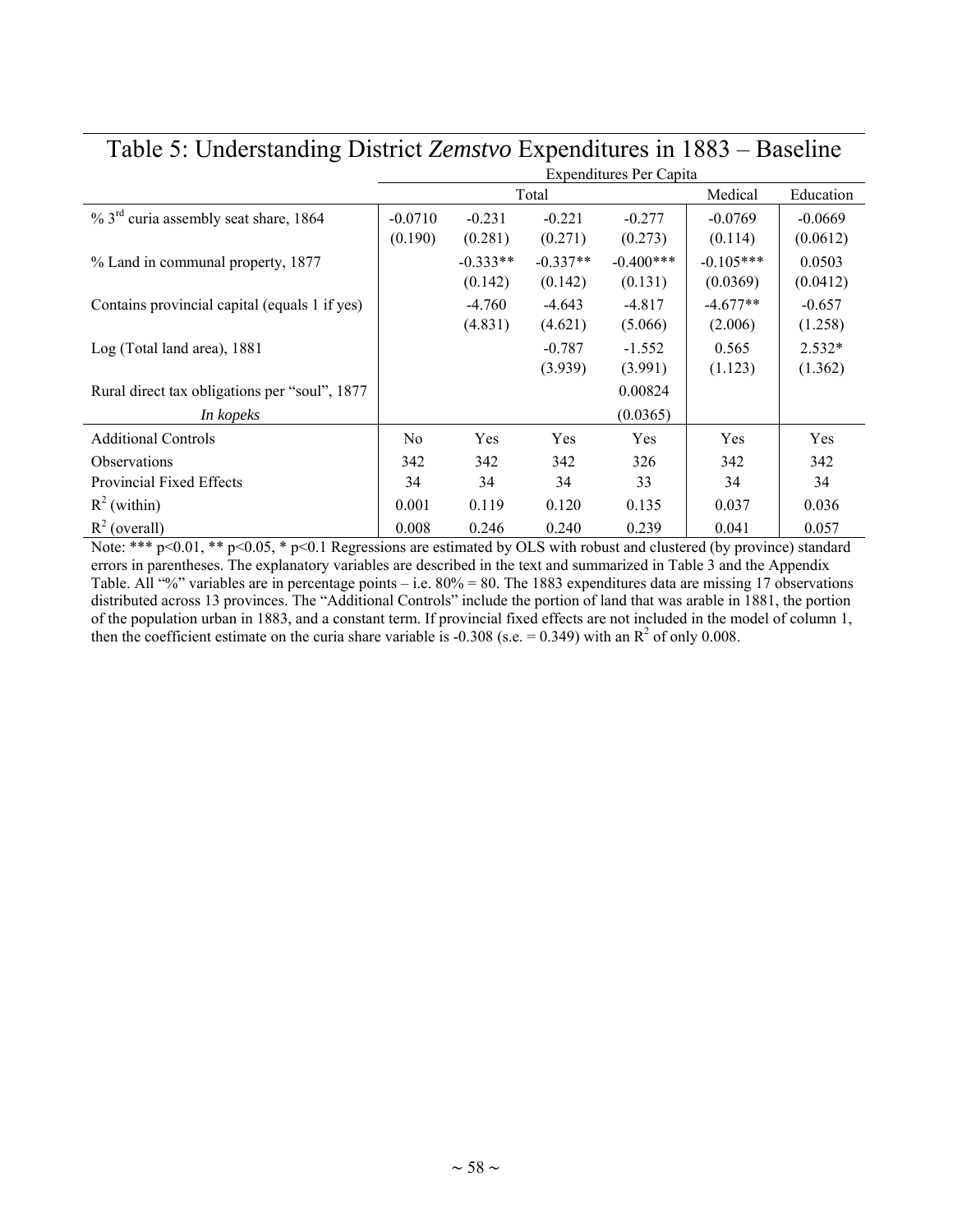# Table 5: Understanding District *Zemstvo* Expenditures in 1883 – Baseline

| | Expenditures Per Capita | | | | | |
|---|---|---|---|---|---|---|
| | Total | | | | Medical | Education |
| % 3rd curia assembly seat share, 1864 | -0.0710 | -0.231 | -0.221 | -0.277 | -0.0769 | -0.0669 |
| | (0.190) | (0.281) | (0.271) | (0.273) | (0.114) | (0.0612) |
| % Land in communal property, 1877 | | -0.333** | -0.337** | -0.400*** | -0.105*** | 0.0503 |
| | | (0.142) | (0.142) | (0.131) | (0.0369) | (0.0412) |
| Contains provincial capital (equals 1 if yes) | | -4.760 | -4.643 | -4.817 | -4.677** | -0.657 |
| | | (4.831) | (4.621) | (5.066) | (2.006) | (1.258) |
| Log (Total land area), 1881 | | | -0.787 | -1.552 | 0.565 | 2.532* |
| | | | (3.939) | (3.991) | (1.123) | (1.362) |
| Rural direct tax obligations per "soul", 1877 | | | | 0.00824 | | |
| *In kopeks* | | | | (0.0365) | | |
| Additional Controls | No | Yes | Yes | Yes | Yes | Yes |
| Observations | 342 | 342 | 342 | 326 | 342 | 342 |
| Provincial Fixed Effects | 34 | 34 | 34 | 33 | 34 | 34 |
| $R^2$ (within) | 0.001 | 0.119 | 0.120 | 0.135 | 0.037 | 0.036 |
| $R^2$ (overall) | 0.008 | 0.246 | 0.240 | 0.239 | 0.041 | 0.057 |

Note: *** p<0.01, ** p<0.05, * p<0.1 Regressions are estimated by OLS with robust and clustered (by province) standard errors in parentheses. The explanatory variables are described in the text and summarized in Table 3 and the Appendix Table. All "%" variables are in percentage points – i.e. 80% = 80. The 1883 expenditures data are missing 17 observations distributed across 13 provinces. The "Additional Controls" include the portion of land that was arable in 1881, the portion of the population urban in 1883, and a constant term. If provincial fixed effects are not included in the model of column 1, then the coefficient estimate on the curia share variable is -0.308 (s.e. = 0.349) with an $R^2$ of only 0.008.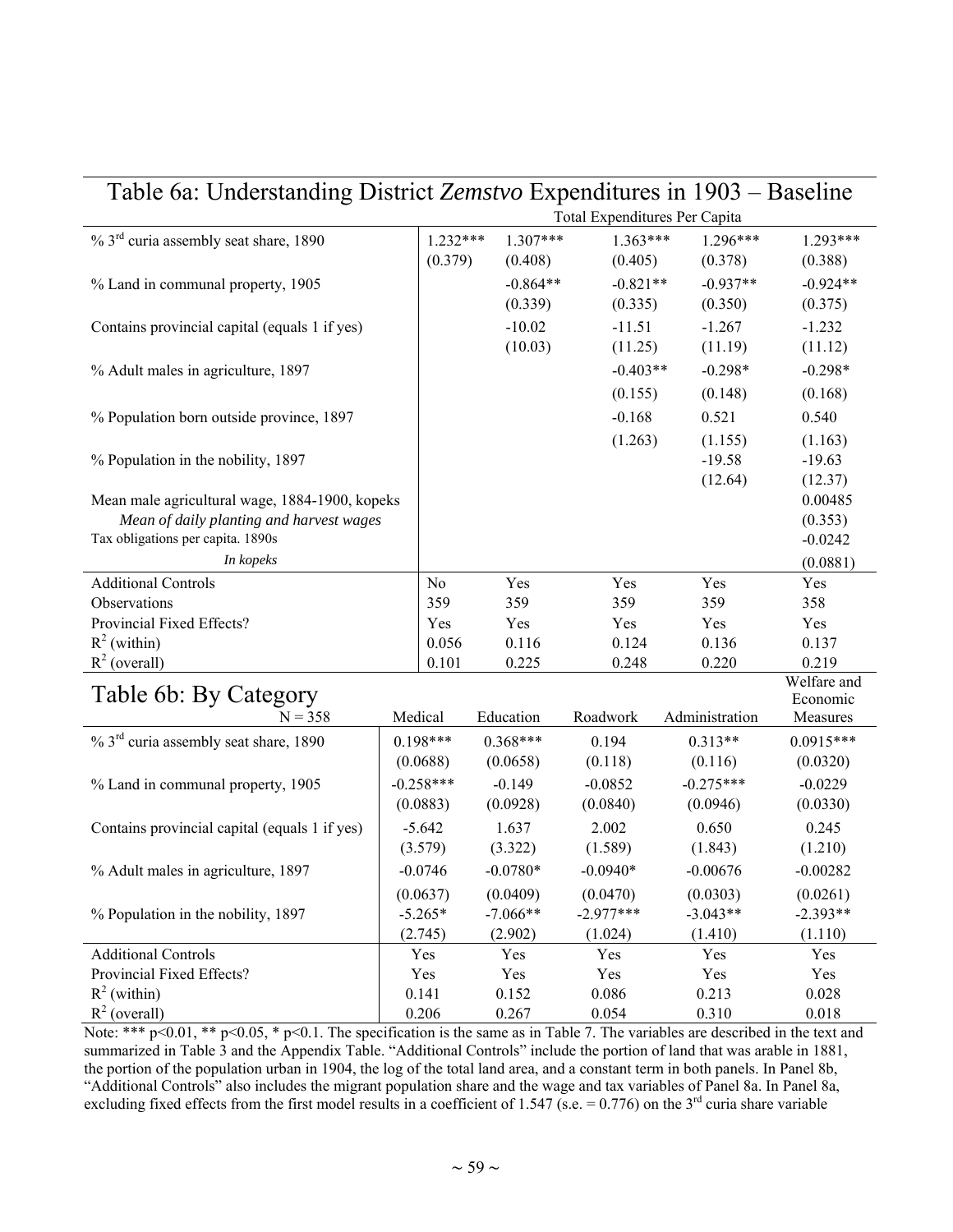# Table 6a: Understanding District *Zemstvo* Expenditures in 1903 – Baseline

| | Total Expenditures Per Capita | | | | |
|---|---|---|---|---|---|
| % 3rd curia assembly seat share, 1890 | 1.232*** | 1.307*** | 1.363*** | 1.296*** | 1.293*** |
| | (0.379) | (0.408) | (0.405) | (0.378) | (0.388) |
| % Land in communal property, 1905 | | -0.864** | -0.821** | -0.937** | -0.924** |
| | | (0.339) | (0.335) | (0.350) | (0.375) |
| Contains provincial capital (equals 1 if yes) | | -10.02 | -11.51 | -1.267 | -1.232 |
| | | (10.03) | (11.25) | (11.19) | (11.12) |
| % Adult males in agriculture, 1897 | | | -0.403** | -0.298* | -0.298* |
| | | | (0.155) | (0.148) | (0.168) |
| % Population born outside province, 1897 | | | -0.168 | 0.521 | 0.540 |
| | | | (1.263) | (1.155) | (1.163) |
| % Population in the nobility, 1897 | | | | -19.58 | -19.63 |
| | | | | (12.64) | (12.37) |
| Mean male agricultural wage, 1884-1900, kopeks | | | | | 0.00485 |
| *Mean of daily planting and harvest wages* | | | | | (0.353) |
| Tax obligations per capita. 1890s | | | | | -0.0242 |
| *In kopeks* | | | | | (0.0881) |
| Additional Controls | No | Yes | Yes | Yes | Yes |
| Observations | 359 | 359 | 359 | 359 | 358 |
| Provincial Fixed Effects? | Yes | Yes | Yes | Yes | Yes |
| $R^2$ (within) | 0.056 | 0.116 | 0.124 | 0.136 | 0.137 |
| $R^2$ (overall) | 0.101 | 0.225 | 0.248 | 0.220 | 0.219 |

# Table 6b: By Category

| N = 358 | Medical | Education | Roadwork | Administration | Welfare and Economic Measures |
|---|---|---|---|---|---|
| % 3rd curia assembly seat share, 1890 | 0.198*** | 0.368*** | 0.194 | 0.313** | 0.0915*** |
| | (0.0688) | (0.0658) | (0.118) | (0.116) | (0.0320) |
| % Land in communal property, 1905 | -0.258*** | -0.149 | -0.0852 | -0.275*** | -0.0229 |
| | (0.0883) | (0.0928) | (0.0840) | (0.0946) | (0.0330) |
| Contains provincial capital (equals 1 if yes) | -5.642 | 1.637 | 2.002 | 0.650 | 0.245 |
| | (3.579) | (3.322) | (1.589) | (1.843) | (1.210) |
| % Adult males in agriculture, 1897 | -0.0746 | -0.0780* | -0.0940* | -0.00676 | -0.00282 |
| | (0.0637) | (0.0409) | (0.0470) | (0.0303) | (0.0261) |
| % Population in the nobility, 1897 | -5.265* | -7.066** | -2.977*** | -3.043** | -2.393** |
| | (2.745) | (2.902) | (1.024) | (1.410) | (1.110) |
| Additional Controls | Yes | Yes | Yes | Yes | Yes |
| Provincial Fixed Effects? | Yes | Yes | Yes | Yes | Yes |
| $R^2$ (within) | 0.141 | 0.152 | 0.086 | 0.213 | 0.028 |
| $R^2$ (overall) | 0.206 | 0.267 | 0.054 | 0.310 | 0.018 |

Note: *** $p<0.01$, ** $p<0.05$, * $p<0.1$. The specification is the same as in Table 7. The variables are described in the text and summarized in Table 3 and the Appendix Table. "Additional Controls" include the portion of land that was arable in 1881, the portion of the population urban in 1904, the log of the total land area, and a constant term in both panels. In Panel 8b, "Additional Controls" also includes the migrant population share and the wage and tax variables of Panel 8a. In Panel 8a, excluding fixed effects from the first model results in a coefficient of 1.547 (s.e. = 0.776) on the 3rd curia share variable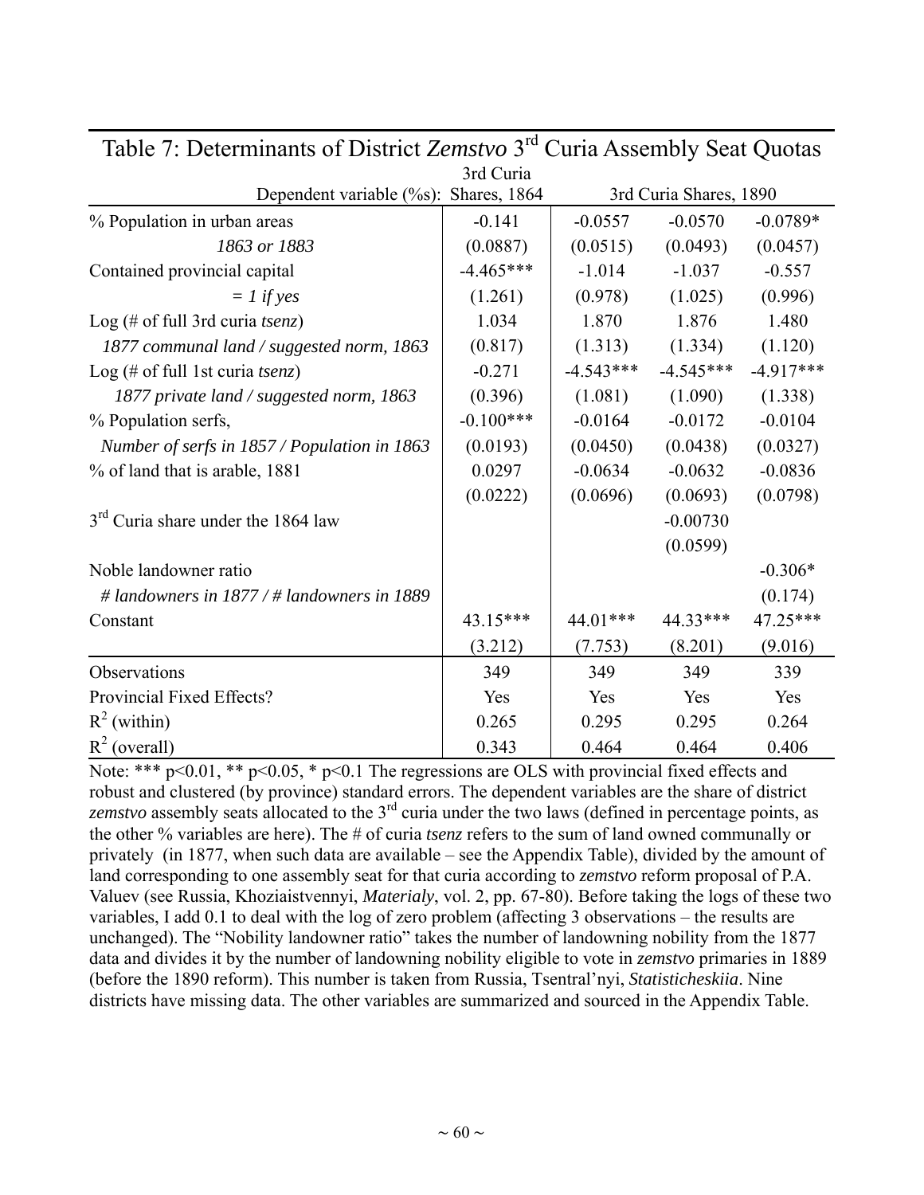# Table 7: Determinants of District *Zemstvo* 3rd Curia Assembly Seat Quotas

| Dependent variable (%s): | 3rd Curia Shares, 1864 | 3rd Curia Shares, 1890 | | |
|---|---|---|---|---|
| % Population in urban areas | -0.141 | -0.0557 | -0.0570 | -0.0789* |
| *1863 or 1883* | (0.0887) | (0.0515) | (0.0493) | (0.0457) |
| Contained provincial capital | -4.465*** | -1.014 | -1.037 | -0.557 |
| *= 1 if yes* | (1.261) | (0.978) | (1.025) | (0.996) |
| Log (# of full 3rd curia *tsenz*) | 1.034 | 1.870 | 1.876 | 1.480 |
| *1877 communal land / suggested norm, 1863* | (0.817) | (1.313) | (1.334) | (1.120) |
| Log (# of full 1st curia *tsenz*) | -0.271 | -4.543*** | -4.545*** | -4.917*** |
| *1877 private land / suggested norm, 1863* | (0.396) | (1.081) | (1.090) | (1.338) |
| % Population serfs, | -0.100*** | -0.0164 | -0.0172 | -0.0104 |
| *Number of serfs in 1857 / Population in 1863* | (0.0193) | (0.0450) | (0.0438) | (0.0327) |
| % of land that is arable, 1881 | 0.0297 | -0.0634 | -0.0632 | -0.0836 |
| | (0.0222) | (0.0696) | (0.0693) | (0.0798) |
| 3rd Curia share under the 1864 law | | | -0.00730 | |
| | | | (0.0599) | |
| Noble landowner ratio | | | | -0.306* |
| *# landowners in 1877 / # landowners in 1889* | | | | (0.174) |
| Constant | 43.15*** | 44.01*** | 44.33*** | 47.25*** |
| | (3.212) | (7.753) | (8.201) | (9.016) |
| Observations | 349 | 349 | 349 | 339 |
| Provincial Fixed Effects? | Yes | Yes | Yes | Yes |
| $R^2$ (within) | 0.265 | 0.295 | 0.295 | 0.264 |
| $R^2$ (overall) | 0.343 | 0.464 | 0.464 | 0.406 |

Note: *** p<0.01, ** p<0.05, * p<0.1 The regressions are OLS with provincial fixed effects and robust and clustered (by province) standard errors. The dependent variables are the share of district *zemstvo* assembly seats allocated to the 3rd curia under the two laws (defined in percentage points, as the other % variables are here). The # of curia *tsenz* refers to the sum of land owned communally or privately (in 1877, when such data are available – see the Appendix Table), divided by the amount of land corresponding to one assembly seat for that curia according to *zemstvo* reform proposal of P.A. Valuev (see Russia, Khoziaistvennyi, *Materialy*, vol. 2, pp. 67-80). Before taking the logs of these two variables, I add 0.1 to deal with the log of zero problem (affecting 3 observations – the results are unchanged). The "Nobility landowner ratio" takes the number of landowning nobility from the 1877 data and divides it by the number of landowning nobility eligible to vote in *zemstvo* primaries in 1889 (before the 1890 reform). This number is taken from Russia, Tsentral'nyi, *Statisticheskiia*. Nine districts have missing data. The other variables are summarized and sourced in the Appendix Table.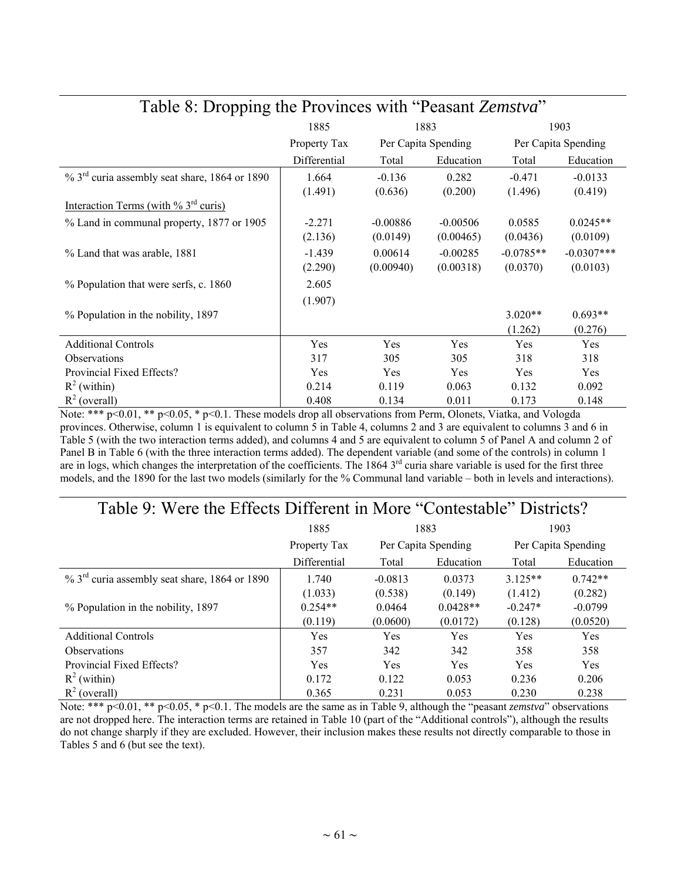## Table 8: Dropping the Provinces with "Peasant *Zemstva*"

| | 1885 | 1883 | | 1903 | |
|---|---|---|---|---|---|
| | Property Tax | Per Capita Spending | | Per Capita Spending | |
| | Differential | Total | Education | Total | Education |
| % 3rd curia assembly seat share, 1864 or 1890 | 1.664 | -0.136 | 0.282 | -0.471 | -0.0133 |
| | (1.491) | (0.636) | (0.200) | (1.496) | (0.419) |
| Interaction Terms (with % 3rd curis) | | | | | |
| % Land in communal property, 1877 or 1905 | -2.271 | -0.00886 | -0.00506 | 0.0585 | 0.0245** |
| | (2.136) | (0.0149) | (0.00465) | (0.0436) | (0.0109) |
| % Land that was arable, 1881 | -1.439 | 0.00614 | -0.00285 | -0.0785** | -0.0307*** |
| | (2.290) | (0.00940) | (0.00318) | (0.0370) | (0.0103) |
| % Population that were serfs, c. 1860 | 2.605 | | | | |
| | (1.907) | | | | |
| % Population in the nobility, 1897 | | | | 3.020** | 0.693** |
| | | | | (1.262) | (0.276) |
| Additional Controls | Yes | Yes | Yes | Yes | Yes |
| Observations | 317 | 305 | 305 | 318 | 318 |
| Provincial Fixed Effects? | Yes | Yes | Yes | Yes | Yes |
| $R^2$ (within) | 0.214 | 0.119 | 0.063 | 0.132 | 0.092 |
| $R^2$ (overall) | 0.408 | 0.134 | 0.011 | 0.173 | 0.148 |

Note: *** p<0.01, ** p<0.05, * p<0.1. These models drop all observations from Perm, Olonets, Viatka, and Vologda provinces. Otherwise, column 1 is equivalent to column 5 in Table 4, columns 2 and 3 are equivalent to columns 3 and 6 in Table 5 (with the two interaction terms added), and columns 4 and 5 are equivalent to column 5 of Panel A and column 2 of Panel B in Table 6 (with the three interaction terms added). The dependent variable (and some of the controls) in column 1 are in logs, which changes the interpretation of the coefficients. The 1864 3rd curia share variable is used for the first three models, and the 1890 for the last two models (similarly for the % Communal land variable – both in levels and interactions).

## Table 9: Were the Effects Different in More "Contestable" Districts?

| | 1885 | 1883 | | 1903 | |
|---|---|---|---|---|---|
| | Property Tax | Per Capita Spending | | Per Capita Spending | |
| | Differential | Total | Education | Total | Education |
| % 3rd curia assembly seat share, 1864 or 1890 | 1.740 | -0.0813 | 0.0373 | 3.125** | 0.742** |
| | (1.033) | (0.538) | (0.149) | (1.412) | (0.282) |
| % Population in the nobility, 1897 | 0.254** | 0.0464 | 0.0428** | -0.247* | -0.0799 |
| | (0.119) | (0.0600) | (0.0172) | (0.128) | (0.0520) |
| Additional Controls | Yes | Yes | Yes | Yes | Yes |
| Observations | 357 | 342 | 342 | 358 | 358 |
| Provincial Fixed Effects? | Yes | Yes | Yes | Yes | Yes |
| $R^2$ (within) | 0.172 | 0.122 | 0.053 | 0.236 | 0.206 |
| $R^2$ (overall) | 0.365 | 0.231 | 0.053 | 0.230 | 0.238 |

Note: *** p<0.01, ** p<0.05, * p<0.1. The models are the same as in Table 9, although the "peasant *zemstva*" observations are not dropped here. The interaction terms are retained in Table 10 (part of the "Additional controls"), although the results do not change sharply if they are excluded. However, their inclusion makes these results not directly comparable to those in Tables 5 and 6 (but see the text).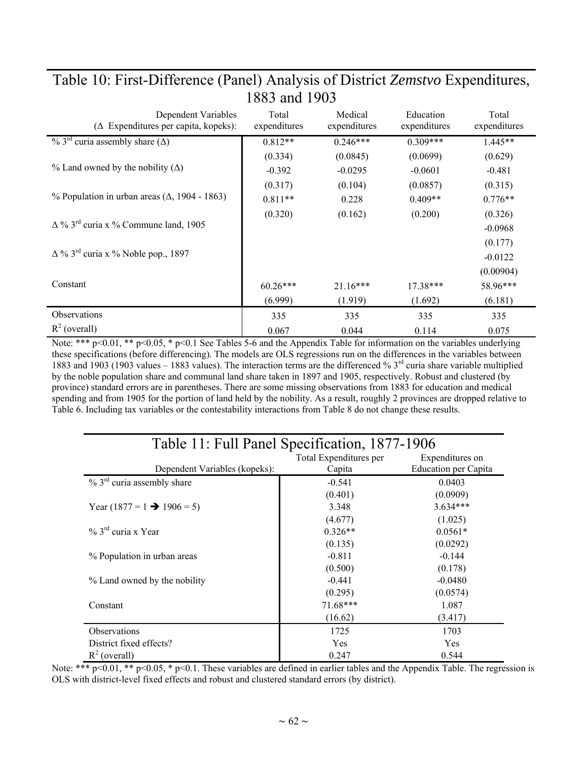# Table 10: First-Difference (Panel) Analysis of District *Zemstvo* Expenditures, 1883 and 1903

| Dependent Variables ($\Delta$ Expenditures per capita, kopeks): | Total expenditures | Medical expenditures | Education expenditures | Total expenditures |
|---|---|---|---|---|
| % 3rd curia assembly share ($\Delta$) | 0.812** | 0.246*** | 0.309*** | 1.445** |
| | (0.334) | (0.0845) | (0.0699) | (0.629) |
| % Land owned by the nobility ($\Delta$) | -0.392 | -0.0295 | -0.0601 | -0.481 |
| | (0.317) | (0.104) | (0.0857) | (0.315) |
| % Population in urban areas ($\Delta$, 1904 - 1863) | 0.811** | 0.228 | 0.409** | 0.776** |
| | (0.320) | (0.162) | (0.200) | (0.326) |
| $\Delta$ % 3rd curia x % Commune land, 1905 | | | | -0.0968 |
| | | | | (0.177) |
| $\Delta$ % 3rd curia x % Noble pop., 1897 | | | | -0.0122 |
| | | | | (0.00904) |
| Constant | 60.26*** | 21.16*** | 17.38*** | 58.96*** |
| | (6.999) | (1.919) | (1.692) | (6.181) |
| Observations | 335 | 335 | 335 | 335 |
| $R^2$ (overall) | 0.067 | 0.044 | 0.114 | 0.075 |

Note: *** p<0.01, ** p<0.05, * p<0.1 See Tables 5-6 and the Appendix Table for information on the variables underlying these specifications (before differencing). The models are OLS regressions run on the differences in the variables between 1883 and 1903 (1903 values – 1883 values). The interaction terms are the differenced % 3rd curia share variable multiplied by the noble population share and communal land share taken in 1897 and 1905, respectively. Robust and clustered (by province) standard errors are in parentheses. There are some missing observations from 1883 for education and medical spending and from 1905 for the portion of land held by the nobility. As a result, roughly 2 provinces are dropped relative to Table 6. Including tax variables or the contestability interactions from Table 8 do not change these results.

# Table 11: Full Panel Specification, 1877-1906

| Dependent Variables (kopeks): | Total Expenditures per Capita | Expenditures on Education per Capita |
|---|---|---|
| % 3rd curia assembly share | -0.541 | 0.0403 |
| | (0.401) | (0.0909) |
| Year (1877 = 1 → 1906 = 5) | 3.348 | 3.634*** |
| | (4.677) | (1.025) |
| % 3rd curia x Year | 0.326** | 0.0561* |
| | (0.135) | (0.0292) |
| % Population in urban areas | -0.811 | -0.144 |
| | (0.500) | (0.178) |
| % Land owned by the nobility | -0.441 | -0.0480 |
| | (0.295) | (0.0574) |
| Constant | 71.68*** | 1.087 |
| | (16.62) | (3.417) |
| Observations | 1725 | 1703 |
| District fixed effects? | Yes | Yes |
| $R^2$ (overall) | 0.247 | 0.544 |

Note: *** p<0.01, ** p<0.05, * p<0.1. These variables are defined in earlier tables and the Appendix Table. The regression is OLS with district-level fixed effects and robust and clustered standard errors (by district).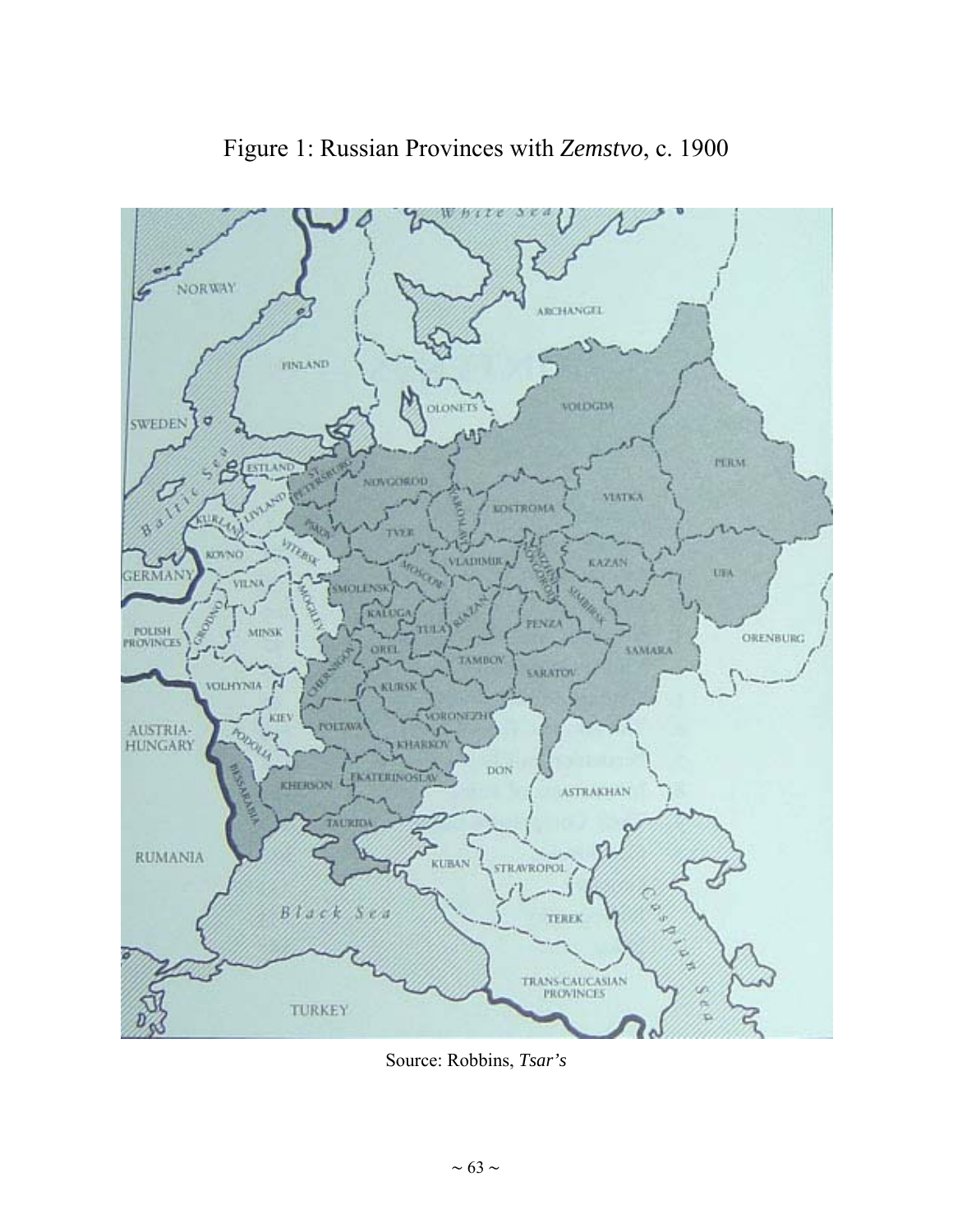Figure 1: Russian Provinces with *Zemstvo*, c. 1900

Source: Robbins, *Tsar's*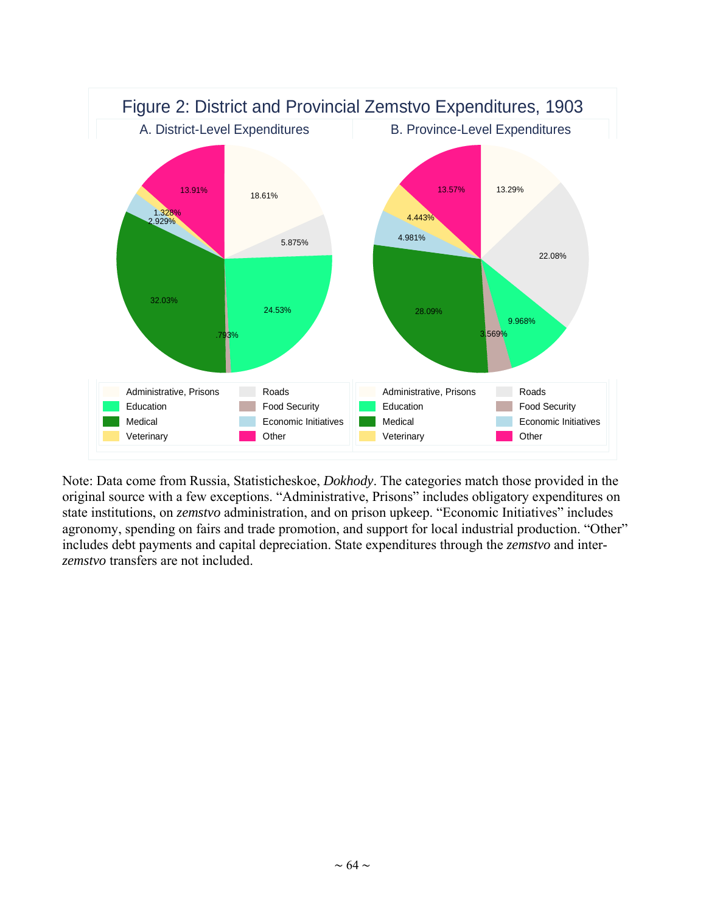Figure 2: District and Provincial Zemstvo Expenditures, 1903

A. District-Level Expenditures

B. Province-Level Expenditures

Note: Data come from Russia, Statisticheskoe, *Dokhody*. The categories match those provided in the original source with a few exceptions. "Administrative, Prisons" includes obligatory expenditures on state institutions, on *zemstvo* administration, and on prison upkeep. "Economic Initiatives" includes agronomy, spending on fairs and trade promotion, and support for local industrial production. "Other" includes debt payments and capital depreciation. State expenditures through the *zemstvo* and inter-*zemstvo* transfers are not included.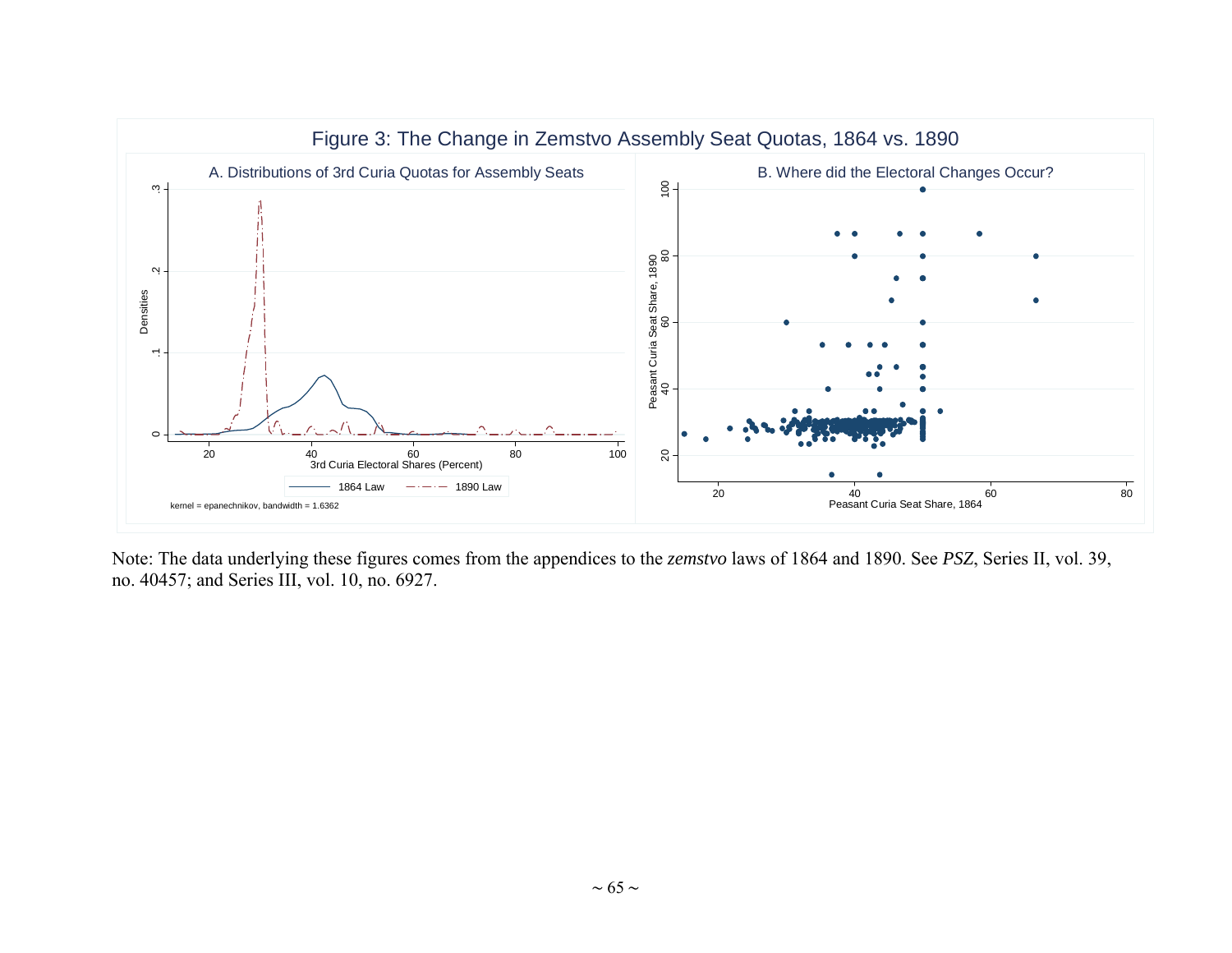Figure 3: The Change in Zemstvo Assembly Seat Quotas, 1864 vs. 1890

A. Distributions of 3rd Curia Quotas for Assembly Seats

B. Where did the Electoral Changes Occur?

Note: The data underlying these figures comes from the appendices to the *zemstvo* laws of 1864 and 1890. See *PSZ*, Series II, vol. 39, no. 40457; and Series III, vol. 10, no. 6927.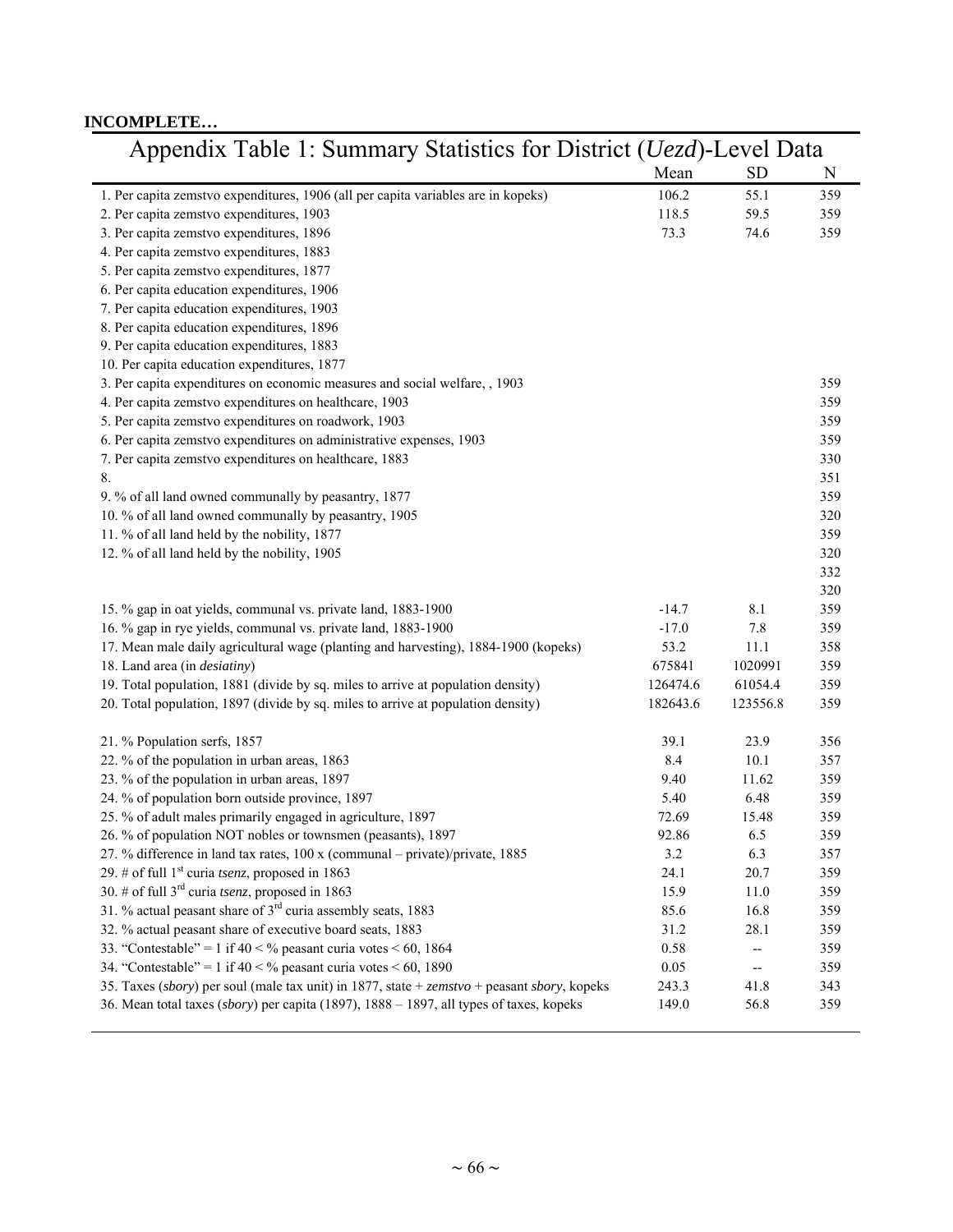**INCOMPLETE…**

# Appendix Table 1: Summary Statistics for District (*Uezd*)-Level Data

| | Mean | SD | N |
|---|---|---|---|
| 1. Per capita zemstvo expenditures, 1906 (all per capita variables are in kopeks) | 106.2 | 55.1 | 359 |
| 2. Per capita zemstvo expenditures, 1903 | 118.5 | 59.5 | 359 |
| 3. Per capita zemstvo expenditures, 1896 | 73.3 | 74.6 | 359 |
| 4. Per capita zemstvo expenditures, 1883 | | | |
| 5. Per capita zemstvo expenditures, 1877 | | | |
| 6. Per capita education expenditures, 1906 | | | |
| 7. Per capita education expenditures, 1903 | | | |
| 8. Per capita education expenditures, 1896 | | | |
| 9. Per capita education expenditures, 1883 | | | |
| 10. Per capita education expenditures, 1877 | | | |
| 3. Per capita expenditures on economic measures and social welfare, , 1903 | | | 359 |
| 4. Per capita zemstvo expenditures on healthcare, 1903 | | | 359 |
| 5. Per capita zemstvo expenditures on roadwork, 1903 | | | 359 |
| 6. Per capita zemstvo expenditures on administrative expenses, 1903 | | | 359 |
| 7. Per capita zemstvo expenditures on healthcare, 1883 | | | 330 |
| 8. | | | 351 |
| 9. % of all land owned communally by peasantry, 1877 | | | 359 |
| 10. % of all land owned communally by peasantry, 1905 | | | 320 |
| 11. % of all land held by the nobility, 1877 | | | 359 |
| 12. % of all land held by the nobility, 1905 | | | 320 |
| | | | 332 |
| | | | 320 |
| 15. % gap in oat yields, communal vs. private land, 1883-1900 | -14.7 | 8.1 | 359 |
| 16. % gap in rye yields, communal vs. private land, 1883-1900 | -17.0 | 7.8 | 359 |
| 17. Mean male daily agricultural wage (planting and harvesting), 1884-1900 (kopeks) | 53.2 | 11.1 | 358 |
| 18. Land area (in *desiatiny*) | 675841 | 1020991 | 359 |
| 19. Total population, 1881 (divide by sq. miles to arrive at population density) | 126474.6 | 61054.4 | 359 |
| 20. Total population, 1897 (divide by sq. miles to arrive at population density) | 182643.6 | 123556.8 | 359 |
| 21. % Population serfs, 1857 | 39.1 | 23.9 | 356 |
| 22. % of the population in urban areas, 1863 | 8.4 | 10.1 | 357 |
| 23. % of the population in urban areas, 1897 | 9.40 | 11.62 | 359 |
| 24. % of population born outside province, 1897 | 5.40 | 6.48 | 359 |
| 25. % of adult males primarily engaged in agriculture, 1897 | 72.69 | 15.48 | 359 |
| 26. % of population NOT nobles or townsmen (peasants), 1897 | 92.86 | 6.5 | 359 |
| 27. % difference in land tax rates, 100 x (communal – private)/private, 1885 | 3.2 | 6.3 | 357 |
| 29. # of full 1st curia *tsenz*, proposed in 1863 | 24.1 | 20.7 | 359 |
| 30. # of full 3rd curia *tsenz*, proposed in 1863 | 15.9 | 11.0 | 359 |
| 31. % actual peasant share of 3rd curia assembly seats, 1883 | 85.6 | 16.8 | 359 |
| 32. % actual peasant share of executive board seats, 1883 | 31.2 | 28.1 | 359 |
| 33. "Contestable" = 1 if 40 < % peasant curia votes < 60, 1864 | 0.58 | -- | 359 |
| 34. "Contestable" = 1 if 40 < % peasant curia votes < 60, 1890 | 0.05 | -- | 359 |
| 35. Taxes (*sbory*) per soul (male tax unit) in 1877, state + *zemstvo* + peasant *sbory*, kopeks | 243.3 | 41.8 | 343 |
| 36. Mean total taxes (*sbory*) per capita (1897), 1888 – 1897, all types of taxes, kopeks | 149.0 | 56.8 | 359 |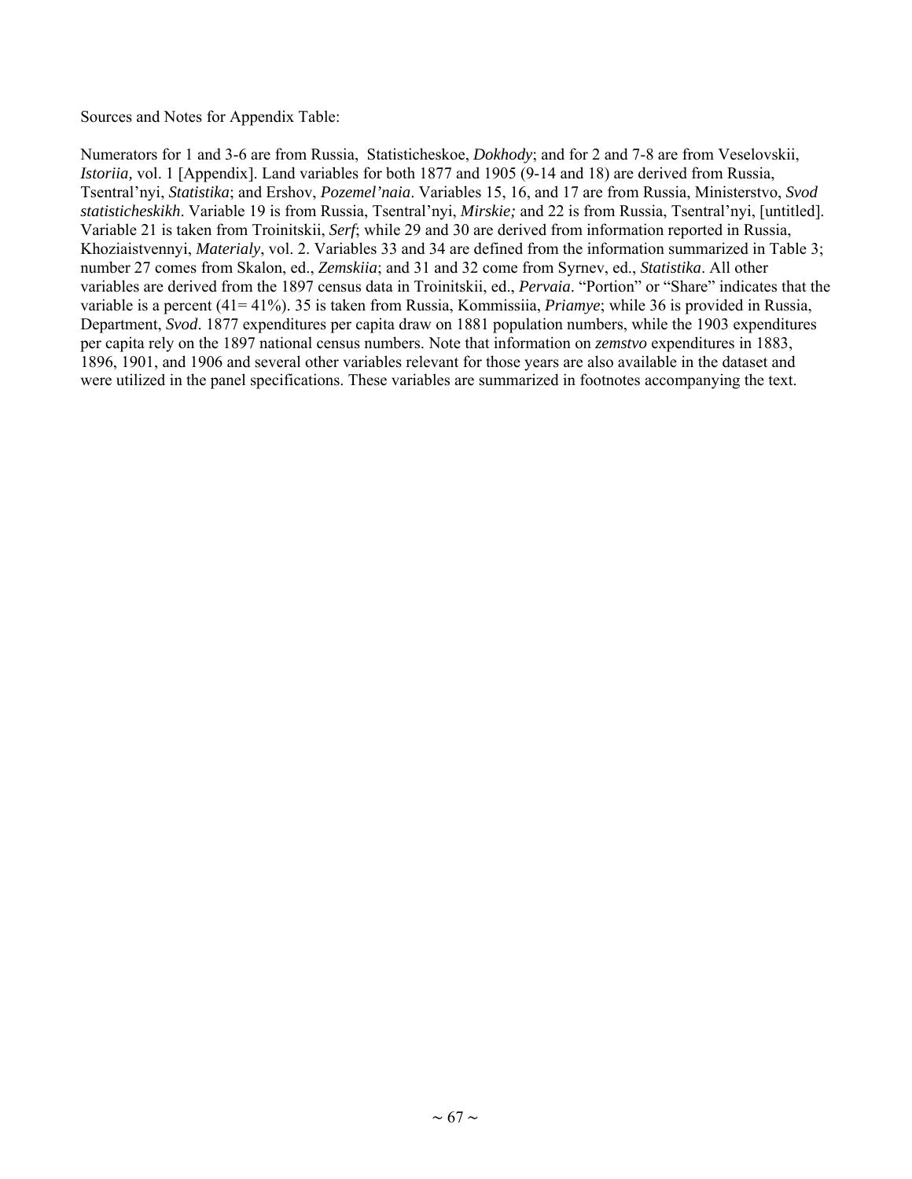Sources and Notes for Appendix Table:

Numerators for 1 and 3-6 are from Russia, Statisticheskoe, *Dokhody*; and for 2 and 7-8 are from Veselovskii, *Istoriia,* vol. 1 [Appendix]. Land variables for both 1877 and 1905 (9-14 and 18) are derived from Russia, Tsentral'nyi, *Statistika*; and Ershov, *Pozemel'naia*. Variables 15, 16, and 17 are from Russia, Ministerstvo, *Svod statisticheskikh*. Variable 19 is from Russia, Tsentral'nyi, *Mirskie;* and 22 is from Russia, Tsentral'nyi, [untitled]. Variable 21 is taken from Troinitskii, *Serf*; while 29 and 30 are derived from information reported in Russia, Khoziaistvennyi, *Materialy*, vol. 2. Variables 33 and 34 are defined from the information summarized in Table 3; number 27 comes from Skalon, ed., *Zemskiia*; and 31 and 32 come from Syrnev, ed., *Statistika*. All other variables are derived from the 1897 census data in Troinitskii, ed., *Pervaia*. "Portion" or "Share" indicates that the variable is a percent (41= 41%). 35 is taken from Russia, Kommissiia, *Priamye*; while 36 is provided in Russia, Department, *Svod*. 1877 expenditures per capita draw on 1881 population numbers, while the 1903 expenditures per capita rely on the 1897 national census numbers. Note that information on *zemstvo* expenditures in 1883, 1896, 1901, and 1906 and several other variables relevant for those years are also available in the dataset and were utilized in the panel specifications. These variables are summarized in footnotes accompanying the text.